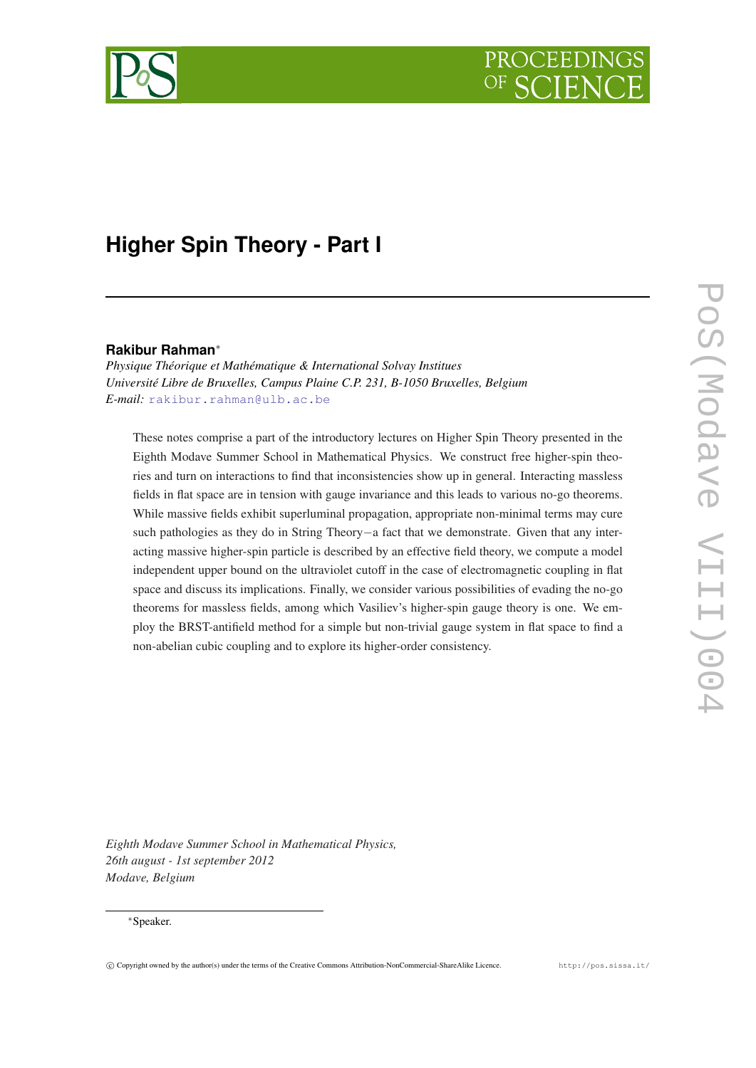# Higher Spin Theory - Part I

**Rakibur Rahman***

*Physique Théorique et Mathématique & International Solvay Institues*
*Université Libre de Bruxelles, Campus Plaine C.P. 231, B-1050 Bruxelles, Belgium*
*E-mail:* rakibur.rahman@ulb.ac.be

These notes comprise a part of the introductory lectures on Higher Spin Theory presented in the Eighth Modave Summer School in Mathematical Physics. We construct free higher-spin theories and turn on interactions to find that inconsistencies show up in general. Interacting massless fields in flat space are in tension with gauge invariance and this leads to various no-go theorems. While massive fields exhibit superluminal propagation, appropriate non-minimal terms may cure such pathologies as they do in String Theory−a fact that we demonstrate. Given that any interacting massive higher-spin particle is described by an effective field theory, we compute a model independent upper bound on the ultraviolet cutoff in the case of electromagnetic coupling in flat space and discuss its implications. Finally, we consider various possibilities of evading the no-go theorems for massless fields, among which Vasiliev's higher-spin gauge theory is one. We employ the BRST-antifield method for a simple but non-trivial gauge system in flat space to find a non-abelian cubic coupling and to explore its higher-order consistency.

*Eighth Modave Summer School in Mathematical Physics,*
*26th august - 1st september 2012*
*Modave, Belgium*

*Speaker.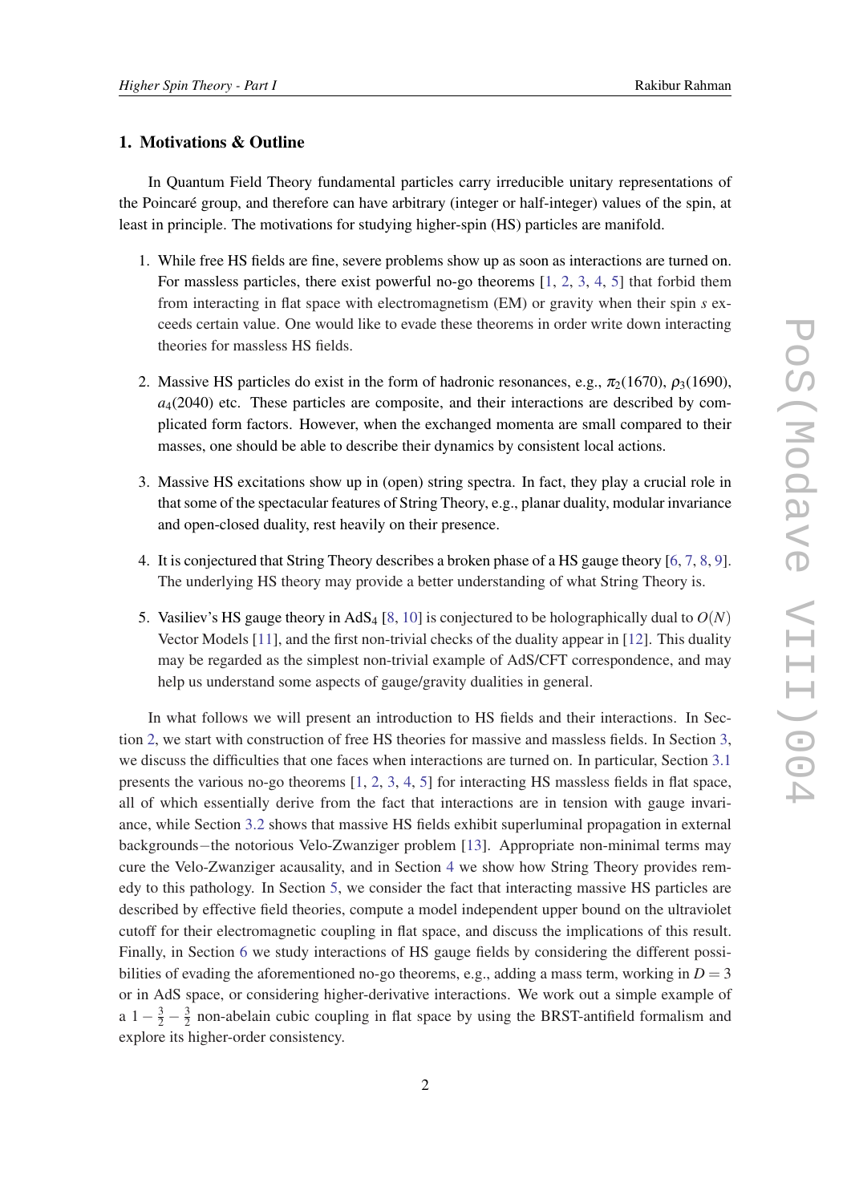## 1. Motivations & Outline

In Quantum Field Theory fundamental particles carry irreducible unitary representations of the Poincaré group, and therefore can have arbitrary (integer or half-integer) values of the spin, at least in principle. The motivations for studying higher-spin (HS) particles are manifold.

1. While free HS fields are fine, severe problems show up as soon as interactions are turned on. For massless particles, there exist powerful no-go theorems [1, 2, 3, 4, 5] that forbid them from interacting in flat space with electromagnetism (EM) or gravity when their spin $s$ exceeds certain value. One would like to evade these theorems in order write down interacting theories for massless HS fields.

2. Massive HS particles do exist in the form of hadronic resonances, e.g., $\pi_2(1670)$, $\rho_3(1690)$, $a_4(2040)$ etc. These particles are composite, and their interactions are described by complicated form factors. However, when the exchanged momenta are small compared to their masses, one should be able to describe their dynamics by consistent local actions.

3. Massive HS excitations show up in (open) string spectra. In fact, they play a crucial role in that some of the spectacular features of String Theory, e.g., planar duality, modular invariance and open-closed duality, rest heavily on their presence.

4. It is conjectured that String Theory describes a broken phase of a HS gauge theory [6, 7, 8, 9]. The underlying HS theory may provide a better understanding of what String Theory is.

5. Vasiliev's HS gauge theory in $\text{AdS}_4$ [8, 10] is conjectured to be holographically dual to $O(N)$ Vector Models [11], and the first non-trivial checks of the duality appear in [12]. This duality may be regarded as the simplest non-trivial example of AdS/CFT correspondence, and may help us understand some aspects of gauge/gravity dualities in general.

In what follows we will present an introduction to HS fields and their interactions. In Section 2, we start with construction of free HS theories for massive and massless fields. In Section 3, we discuss the difficulties that one faces when interactions are turned on. In particular, Section 3.1 presents the various no-go theorems [1, 2, 3, 4, 5] for interacting HS massless fields in flat space, all of which essentially derive from the fact that interactions are in tension with gauge invariance, while Section 3.2 shows that massive HS fields exhibit superluminal propagation in external backgrounds−the notorious Velo-Zwanziger problem [13]. Appropriate non-minimal terms may cure the Velo-Zwanziger acausality, and in Section 4 we show how String Theory provides remedy to this pathology. In Section 5, we consider the fact that interacting massive HS particles are described by effective field theories, compute a model independent upper bound on the ultraviolet cutoff for their electromagnetic coupling in flat space, and discuss the implications of this result. Finally, in Section 6 we study interactions of HS gauge fields by considering the different possibilities of evading the aforementioned no-go theorems, e.g., adding a mass term, working in $D = 3$ or in AdS space, or considering higher-derivative interactions. We work out a simple example of a $1-\frac{3}{2}-\frac{3}{2}$ non-abelain cubic coupling in flat space by using the BRST-antifield formalism and explore its higher-order consistency.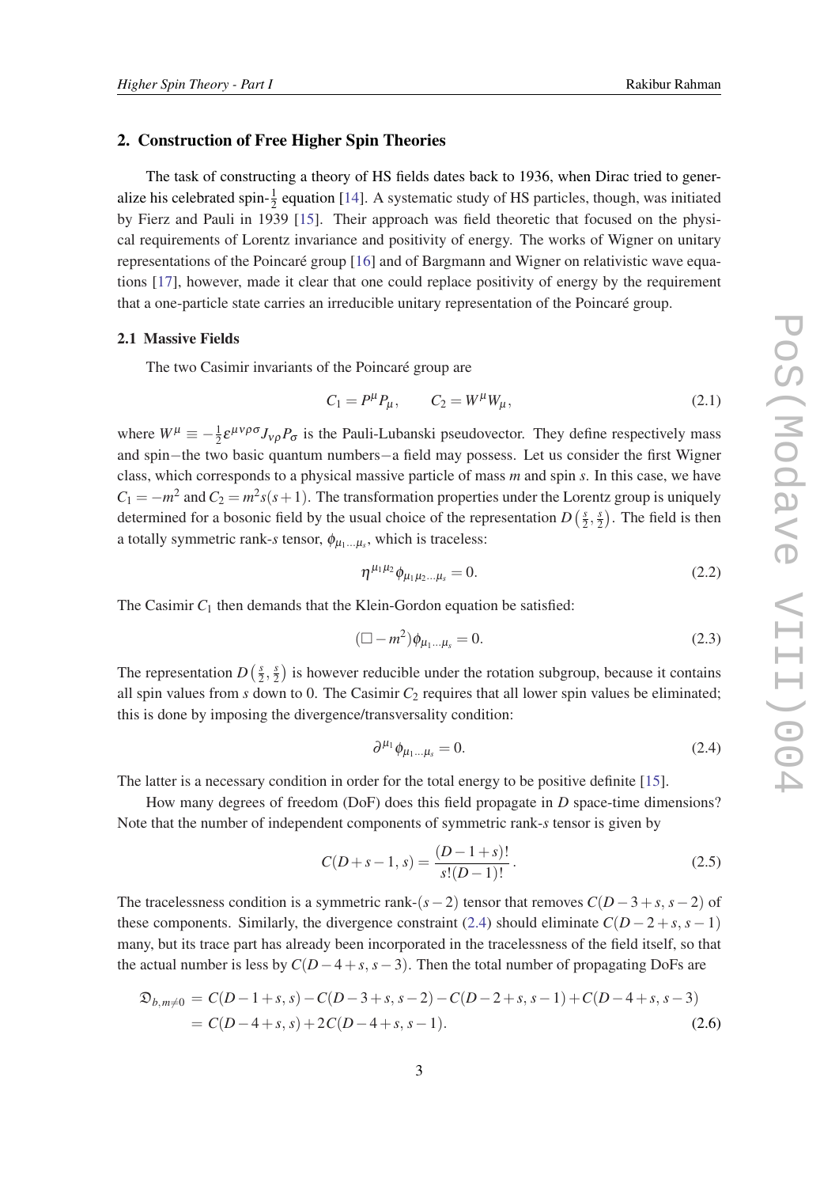## 2. Construction of Free Higher Spin Theories

The task of constructing a theory of HS fields dates back to 1936, when Dirac tried to generalize his celebrated spin-$\frac{1}{2}$ equation [14]. A systematic study of HS particles, though, was initiated by Fierz and Pauli in 1939 [15]. Their approach was field theoretic that focused on the physical requirements of Lorentz invariance and positivity of energy. The works of Wigner on unitary representations of the Poincaré group [16] and of Bargmann and Wigner on relativistic wave equations [17], however, made it clear that one could replace positivity of energy by the requirement that a one-particle state carries an irreducible unitary representation of the Poincaré group.

### 2.1 Massive Fields

The two Casimir invariants of the Poincaré group are

$$C_1 = P^\mu P_\mu, \qquad C_2 = W^\mu W_\mu, \tag{2.1}$$

where $W^\mu \equiv -\frac{1}{2}\varepsilon^{\mu\nu\rho\sigma}J_{\nu\rho}P_\sigma$ is the Pauli-Lubanski pseudovector. They define respectively mass and spin−the two basic quantum numbers−a field may possess. Let us consider the first Wigner class, which corresponds to a physical massive particle of mass $m$ and spin $s$. In this case, we have $C_1 = -m^2$ and $C_2 = m^2 s(s+1)$. The transformation properties under the Lorentz group is uniquely determined for a bosonic field by the usual choice of the representation $D\left(\frac{s}{2},\frac{s}{2}\right)$. The field is then a totally symmetric rank-$s$ tensor, $\phi_{\mu_1\ldots\mu_s}$, which is traceless:

$$\eta^{\mu_1\mu_2}\phi_{\mu_1\mu_2\ldots\mu_s} = 0. \tag{2.2}$$

The Casimir $C_1$ then demands that the Klein-Gordon equation be satisfied:

$$(\Box - m^2)\phi_{\mu_1\ldots\mu_s} = 0. \tag{2.3}$$

The representation $D\left(\frac{s}{2},\frac{s}{2}\right)$ is however reducible under the rotation subgroup, because it contains all spin values from $s$ down to 0. The Casimir $C_2$ requires that all lower spin values be eliminated; this is done by imposing the divergence/transversality condition:

$$\partial^{\mu_1}\phi_{\mu_1\ldots\mu_s} = 0. \tag{2.4}$$

The latter is a necessary condition in order for the total energy to be positive definite [15].

How many degrees of freedom (DoF) does this field propagate in $D$ space-time dimensions? Note that the number of independent components of symmetric rank-$s$ tensor is given by

$$C(D+s-1,\, s) = \frac{(D-1+s)!}{s!(D-1)!}. \tag{2.5}$$

The tracelessness condition is a symmetric rank-$(s-2)$ tensor that removes $C(D-3+s,\, s-2)$ of these components. Similarly, the divergence constraint (2.4) should eliminate $C(D-2+s,\, s-1)$ many, but its trace part has already been incorporated in the tracelessness of the field itself, so that the actual number is less by $C(D-4+s,\, s-3)$. Then the total number of propagating DoFs are

$$\begin{aligned}\mathfrak{D}_{b,m\neq 0} &= C(D-1+s,\, s) - C(D-3+s,\, s-2) - C(D-2+s,\, s-1) + C(D-4+s,\, s-3) \\ &= C(D-4+s,\, s) + 2C(D-4+s,\, s-1).\end{aligned} \tag{2.6}$$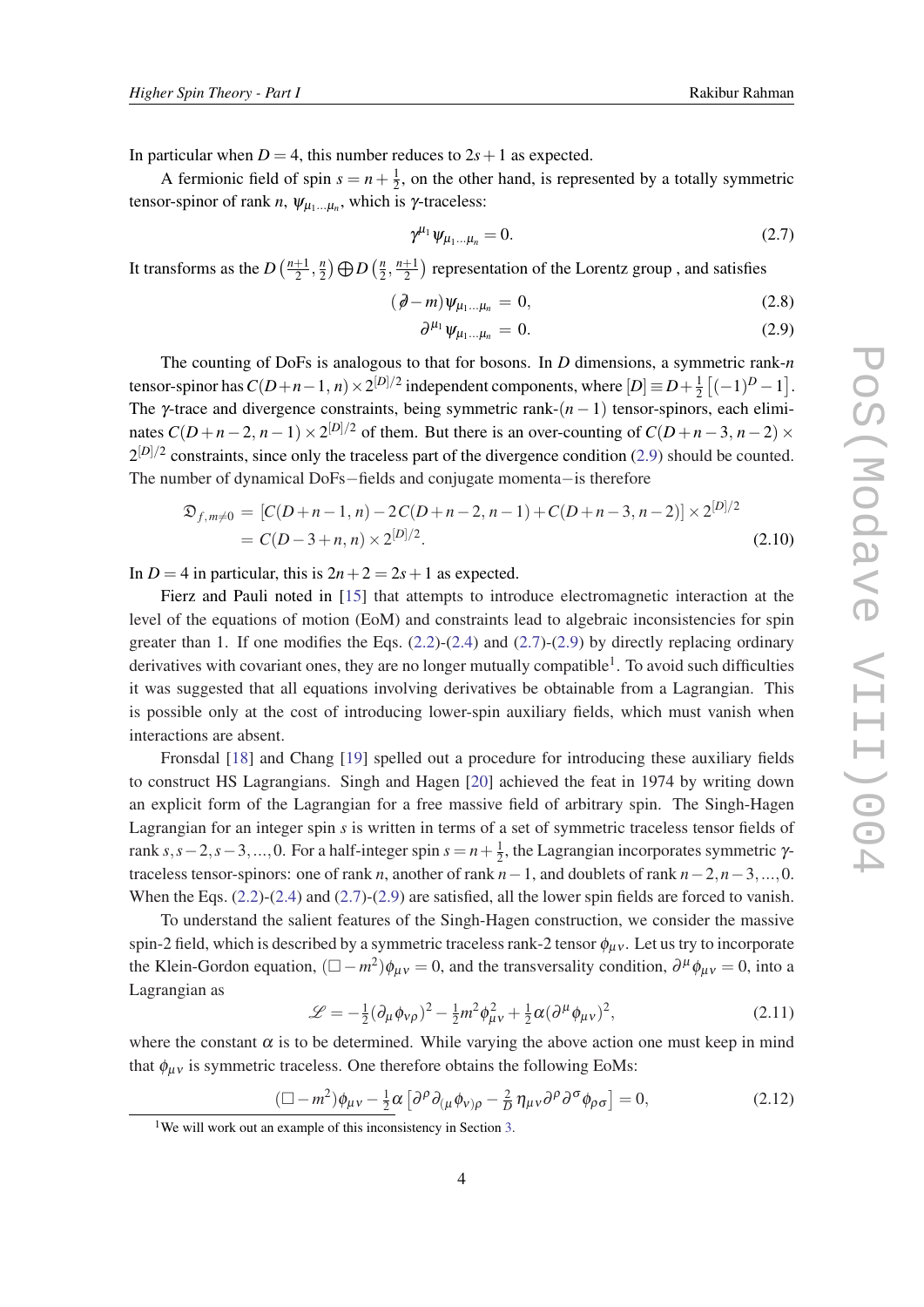In particular when $D = 4$, this number reduces to $2s+1$ as expected.

A fermionic field of spin $s = n + \frac{1}{2}$, on the other hand, is represented by a totally symmetric tensor-spinor of rank $n$, $\psi_{\mu_1 \ldots \mu_n}$, which is $\gamma$-traceless:

$$\gamma^{\mu_1} \psi_{\mu_1 \ldots \mu_n} = 0. \tag{2.7}$$

It transforms as the $D\left(\frac{n+1}{2}, \frac{n}{2}\right) \bigoplus D\left(\frac{n}{2}, \frac{n+1}{2}\right)$ representation of the Lorentz group , and satisfies

$$(\not{\partial} - m)\psi_{\mu_1 \ldots \mu_n} = 0, \tag{2.8}$$

$$\partial^{\mu_1} \psi_{\mu_1 \ldots \mu_n} = 0. \tag{2.9}$$

The counting of DoFs is analogous to that for bosons. In $D$ dimensions, a symmetric rank-$n$ tensor-spinor has $C(D+n-1, n) \times 2^{[D]/2}$ independent components, where $[D] \equiv D + \frac{1}{2}\left[(-1)^D - 1\right]$. The $\gamma$-trace and divergence constraints, being symmetric rank-$(n-1)$ tensor-spinors, each eliminates $C(D+n-2, n-1) \times 2^{[D]/2}$ of them. But there is an over-counting of $C(D+n-3, n-2) \times 2^{[D]/2}$ constraints, since only the traceless part of the divergence condition (2.9) should be counted. The number of dynamical DoFs−fields and conjugate momenta−is therefore

$$\begin{aligned} \mathfrak{D}_{f, m\neq 0} &= \left[C(D+n-1, n) - 2C(D+n-2, n-1) + C(D+n-3, n-2)\right] \times 2^{[D]/2} \\ &= C(D-3+n, n) \times 2^{[D]/2}. \end{aligned} \tag{2.10}$$

In $D = 4$ in particular, this is $2n+2 = 2s+1$ as expected.

Fierz and Pauli noted in [15] that attempts to introduce electromagnetic interaction at the level of the equations of motion (EoM) and constraints lead to algebraic inconsistencies for spin greater than 1. If one modifies the Eqs. (2.2)-(2.4) and (2.7)-(2.9) by directly replacing ordinary derivatives with covariant ones, they are no longer mutually compatible[1]. To avoid such difficulties it was suggested that all equations involving derivatives be obtainable from a Lagrangian. This is possible only at the cost of introducing lower-spin auxiliary fields, which must vanish when interactions are absent.

Fronsdal [18] and Chang [19] spelled out a procedure for introducing these auxiliary fields to construct HS Lagrangians. Singh and Hagen [20] achieved the feat in 1974 by writing down an explicit form of the Lagrangian for a free massive field of arbitrary spin. The Singh-Hagen Lagrangian for an integer spin $s$ is written in terms of a set of symmetric traceless tensor fields of rank $s, s-2, s-3, \ldots, 0$. For a half-integer spin $s = n + \frac{1}{2}$, the Lagrangian incorporates symmetric $\gamma$-traceless tensor-spinors: one of rank $n$, another of rank $n-1$, and doublets of rank $n-2, n-3, \ldots, 0$. When the Eqs. (2.2)-(2.4) and (2.7)-(2.9) are satisfied, all the lower spin fields are forced to vanish.

To understand the salient features of the Singh-Hagen construction, we consider the massive spin-2 field, which is described by a symmetric traceless rank-2 tensor $\phi_{\mu\nu}$. Let us try to incorporate the Klein-Gordon equation, $(\Box - m^2)\phi_{\mu\nu} = 0$, and the transversality condition, $\partial^\mu \phi_{\mu\nu} = 0$, into a Lagrangian as

$$\mathscr{L} = -\tfrac{1}{2}(\partial_\mu \phi_{\nu\rho})^2 - \tfrac{1}{2}m^2 \phi_{\mu\nu}^2 + \tfrac{1}{2}\alpha(\partial^\mu \phi_{\mu\nu})^2, \tag{2.11}$$

where the constant $\alpha$ is to be determined. While varying the above action one must keep in mind that $\phi_{\mu\nu}$ is symmetric traceless. One therefore obtains the following EoMs:

$$(\Box - m^2)\phi_{\mu\nu} - \tfrac{1}{2}\alpha\left[\partial^\rho \partial_{(\mu}\phi_{\nu)\rho} - \tfrac{2}{D}\eta_{\mu\nu}\partial^\rho\partial^\sigma\phi_{\rho\sigma}\right] = 0, \tag{2.12}$$

[1] We will work out an example of this inconsistency in Section 3.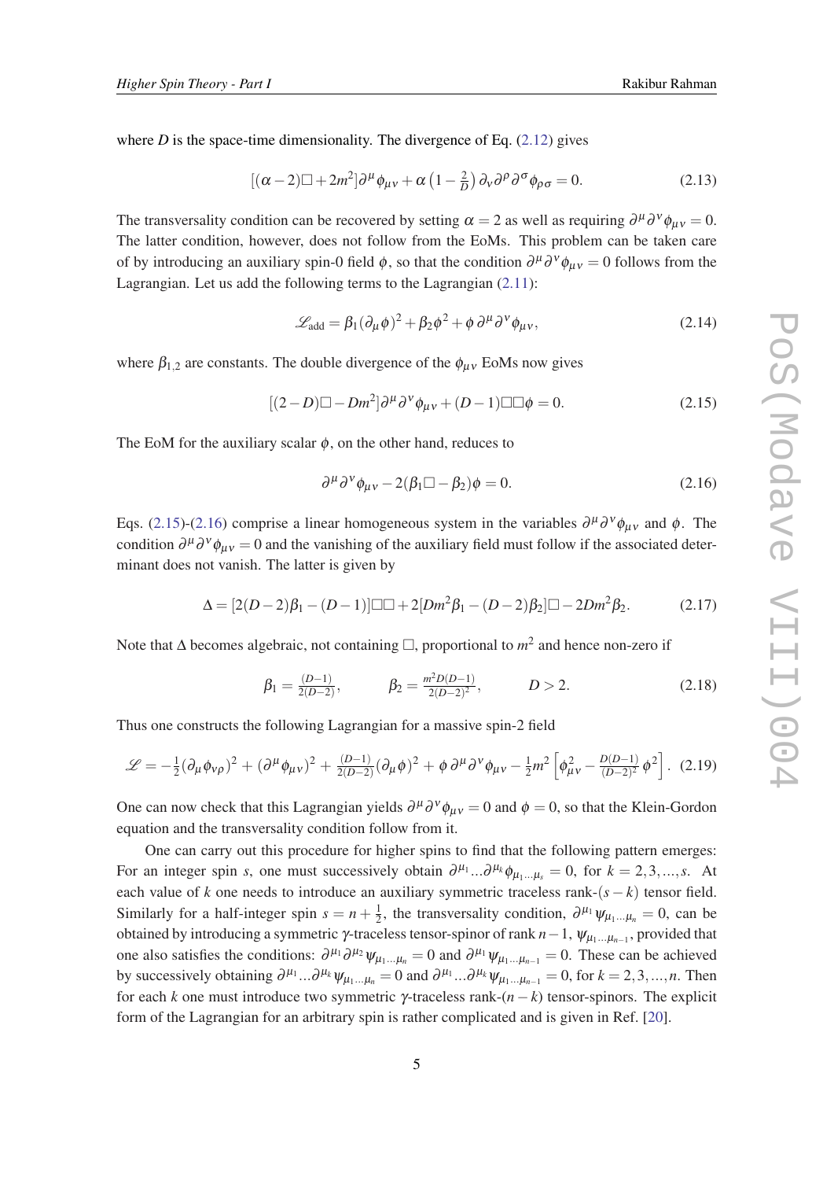where $D$ is the space-time dimensionality. The divergence of Eq. (2.12) gives

$$[(\alpha-2)\Box+2m^2]\partial^\mu\phi_{\mu\nu}+\alpha\left(1-\tfrac{2}{D}\right)\partial_\nu\partial^\rho\partial^\sigma\phi_{\rho\sigma}=0. \tag{2.13}$$

The transversality condition can be recovered by setting $\alpha=2$ as well as requiring $\partial^\mu\partial^\nu\phi_{\mu\nu}=0$. The latter condition, however, does not follow from the EoMs. This problem can be taken care of by introducing an auxiliary spin-0 field $\phi$, so that the condition $\partial^\mu\partial^\nu\phi_{\mu\nu}=0$ follows from the Lagrangian. Let us add the following terms to the Lagrangian (2.11):

$$\mathscr{L}_{\text{add}}=\beta_1(\partial_\mu\phi)^2+\beta_2\phi^2+\phi\,\partial^\mu\partial^\nu\phi_{\mu\nu}, \tag{2.14}$$

where $\beta_{1,2}$ are constants. The double divergence of the $\phi_{\mu\nu}$ EoMs now gives

$$[(2-D)\Box-Dm^2]\partial^\mu\partial^\nu\phi_{\mu\nu}+(D-1)\Box\Box\phi=0. \tag{2.15}$$

The EoM for the auxiliary scalar $\phi$, on the other hand, reduces to

$$\partial^\mu\partial^\nu\phi_{\mu\nu}-2(\beta_1\Box-\beta_2)\phi=0. \tag{2.16}$$

Eqs. (2.15)-(2.16) comprise a linear homogeneous system in the variables $\partial^\mu\partial^\nu\phi_{\mu\nu}$ and $\phi$. The condition $\partial^\mu\partial^\nu\phi_{\mu\nu}=0$ and the vanishing of the auxiliary field must follow if the associated determinant does not vanish. The latter is given by

$$\Delta=[2(D-2)\beta_1-(D-1)]\Box\Box+2[Dm^2\beta_1-(D-2)\beta_2]\Box-2Dm^2\beta_2. \tag{2.17}$$

Note that $\Delta$ becomes algebraic, not containing $\Box$, proportional to $m^2$ and hence non-zero if

$$\beta_1=\tfrac{(D-1)}{2(D-2)},\qquad \beta_2=\tfrac{m^2D(D-1)}{2(D-2)^2},\qquad D>2. \tag{2.18}$$

Thus one constructs the following Lagrangian for a massive spin-2 field

$$\mathscr{L}=-\tfrac{1}{2}(\partial_\mu\phi_{\nu\rho})^2+(\partial^\mu\phi_{\mu\nu})^2+\tfrac{(D-1)}{2(D-2)}(\partial_\mu\phi)^2+\phi\,\partial^\mu\partial^\nu\phi_{\mu\nu}-\tfrac{1}{2}m^2\left[\phi_{\mu\nu}^2-\tfrac{D(D-1)}{(D-2)^2}\phi^2\right]. \tag{2.19}$$

One can now check that this Lagrangian yields $\partial^\mu\partial^\nu\phi_{\mu\nu}=0$ and $\phi=0$, so that the Klein-Gordon equation and the transversality condition follow from it.

One can carry out this procedure for higher spins to find that the following pattern emerges: For an integer spin $s$, one must successively obtain $\partial^{\mu_1}...\partial^{\mu_k}\phi_{\mu_1...\mu_s}=0$, for $k=2,3,...,s$. At each value of $k$ one needs to introduce an auxiliary symmetric traceless rank-$(s-k)$ tensor field. Similarly for a half-integer spin $s=n+\frac{1}{2}$, the transversality condition, $\partial^{\mu_1}\psi_{\mu_1...\mu_n}=0$, can be obtained by introducing a symmetric $\gamma$-traceless tensor-spinor of rank $n-1$, $\psi_{\mu_1...\mu_{n-1}}$, provided that one also satisfies the conditions: $\partial^{\mu_1}\partial^{\mu_2}\psi_{\mu_1...\mu_n}=0$ and $\partial^{\mu_1}\psi_{\mu_1...\mu_{n-1}}=0$. These can be achieved by successively obtaining $\partial^{\mu_1}...\partial^{\mu_k}\psi_{\mu_1...\mu_n}=0$ and $\partial^{\mu_1}...\partial^{\mu_k}\psi_{\mu_1...\mu_{n-1}}=0$, for $k=2,3,...,n$. Then for each $k$ one must introduce two symmetric $\gamma$-traceless rank-$(n-k)$ tensor-spinors. The explicit form of the Lagrangian for an arbitrary spin is rather complicated and is given in Ref. [20].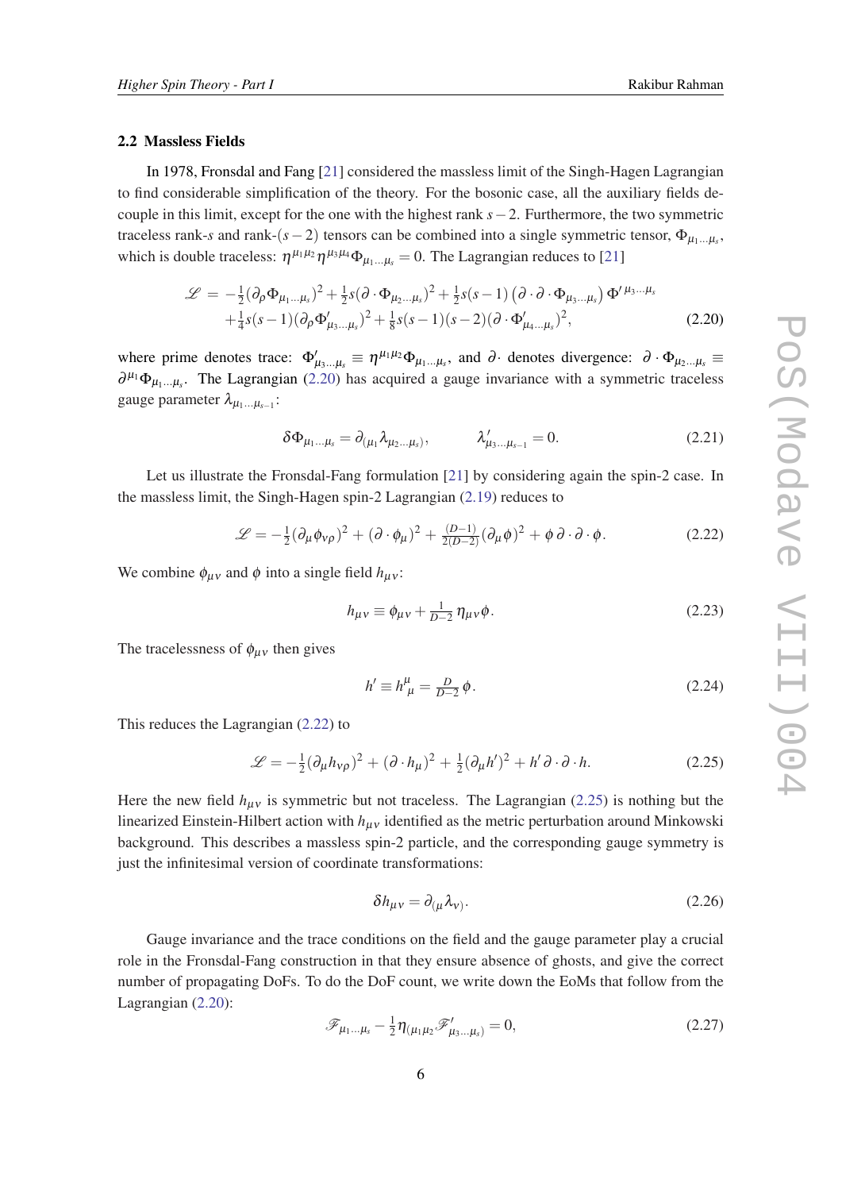### 2.2 Massless Fields

In 1978, Fronsdal and Fang [21] considered the massless limit of the Singh-Hagen Lagrangian to find considerable simplification of the theory. For the bosonic case, all the auxiliary fields decouple in this limit, except for the one with the highest rank $s-2$. Furthermore, the two symmetric traceless rank-$s$ and rank-$(s-2)$ tensors can be combined into a single symmetric tensor, $\Phi_{\mu_1\ldots\mu_s}$, which is double traceless: $\eta^{\mu_1\mu_2}\eta^{\mu_3\mu_4}\Phi_{\mu_1\ldots\mu_s}=0$. The Lagrangian reduces to [21]

$$
\begin{aligned}
\mathscr{L} = & -\tfrac{1}{2}(\partial_\rho\Phi_{\mu_1\ldots\mu_s})^2+\tfrac{1}{2}s(\partial\cdot\Phi_{\mu_2\ldots\mu_s})^2+\tfrac{1}{2}s(s-1)\left(\partial\cdot\partial\cdot\Phi_{\mu_3\ldots\mu_s}\right)\Phi'^{\,\mu_3\ldots\mu_s}\\
&+\tfrac{1}{4}s(s-1)(\partial_\rho\Phi'_{\mu_3\ldots\mu_s})^2+\tfrac{1}{8}s(s-1)(s-2)(\partial\cdot\Phi'_{\mu_4\ldots\mu_s})^2,
\end{aligned}
\tag{2.20}
$$

where prime denotes trace: $\Phi'_{\mu_3\ldots\mu_s}\equiv\eta^{\mu_1\mu_2}\Phi_{\mu_1\ldots\mu_s}$, and $\partial\cdot$ denotes divergence: $\partial\cdot\Phi_{\mu_2\ldots\mu_s}\equiv\partial^{\mu_1}\Phi_{\mu_1\ldots\mu_s}$. The Lagrangian (2.20) has acquired a gauge invariance with a symmetric traceless gauge parameter $\lambda_{\mu_1\ldots\mu_{s-1}}$:

$$
\delta\Phi_{\mu_1\ldots\mu_s}=\partial_{(\mu_1}\lambda_{\mu_2\ldots\mu_s)},\qquad \lambda'_{\mu_3\ldots\mu_{s-1}}=0. \tag{2.21}
$$

Let us illustrate the Fronsdal-Fang formulation [21] by considering again the spin-2 case. In the massless limit, the Singh-Hagen spin-2 Lagrangian (2.19) reduces to

$$
\mathscr{L}=-\tfrac{1}{2}(\partial_\mu\phi_{\nu\rho})^2+(\partial\cdot\phi_\mu)^2+\tfrac{(D-1)}{2(D-2)}(\partial_\mu\phi)^2+\phi\,\partial\cdot\partial\cdot\phi. \tag{2.22}
$$

We combine $\phi_{\mu\nu}$ and $\phi$ into a single field $h_{\mu\nu}$:

$$
h_{\mu\nu}\equiv\phi_{\mu\nu}+\tfrac{1}{D-2}\,\eta_{\mu\nu}\phi. \tag{2.23}
$$

The tracelessness of $\phi_{\mu\nu}$ then gives

$$
h'\equiv h^\mu_{\ \mu}=\tfrac{D}{D-2}\,\phi. \tag{2.24}
$$

This reduces the Lagrangian (2.22) to

$$
\mathscr{L}=-\tfrac{1}{2}(\partial_\mu h_{\nu\rho})^2+(\partial\cdot h_\mu)^2+\tfrac{1}{2}(\partial_\mu h')^2+h'\,\partial\cdot\partial\cdot h. \tag{2.25}
$$

Here the new field $h_{\mu\nu}$ is symmetric but not traceless. The Lagrangian (2.25) is nothing but the linearized Einstein-Hilbert action with $h_{\mu\nu}$ identified as the metric perturbation around Minkowski background. This describes a massless spin-2 particle, and the corresponding gauge symmetry is just the infinitesimal version of coordinate transformations:

$$
\delta h_{\mu\nu}=\partial_{(\mu}\lambda_{\nu)}. \tag{2.26}
$$

Gauge invariance and the trace conditions on the field and the gauge parameter play a crucial role in the Fronsdal-Fang construction in that they ensure absence of ghosts, and give the correct number of propagating DoFs. To do the DoF count, we write down the EoMs that follow from the Lagrangian (2.20):

$$
\mathscr{F}_{\mu_1\ldots\mu_s}-\tfrac{1}{2}\eta_{(\mu_1\mu_2}\mathscr{F}'_{\mu_3\ldots\mu_s)}=0, \tag{2.27}
$$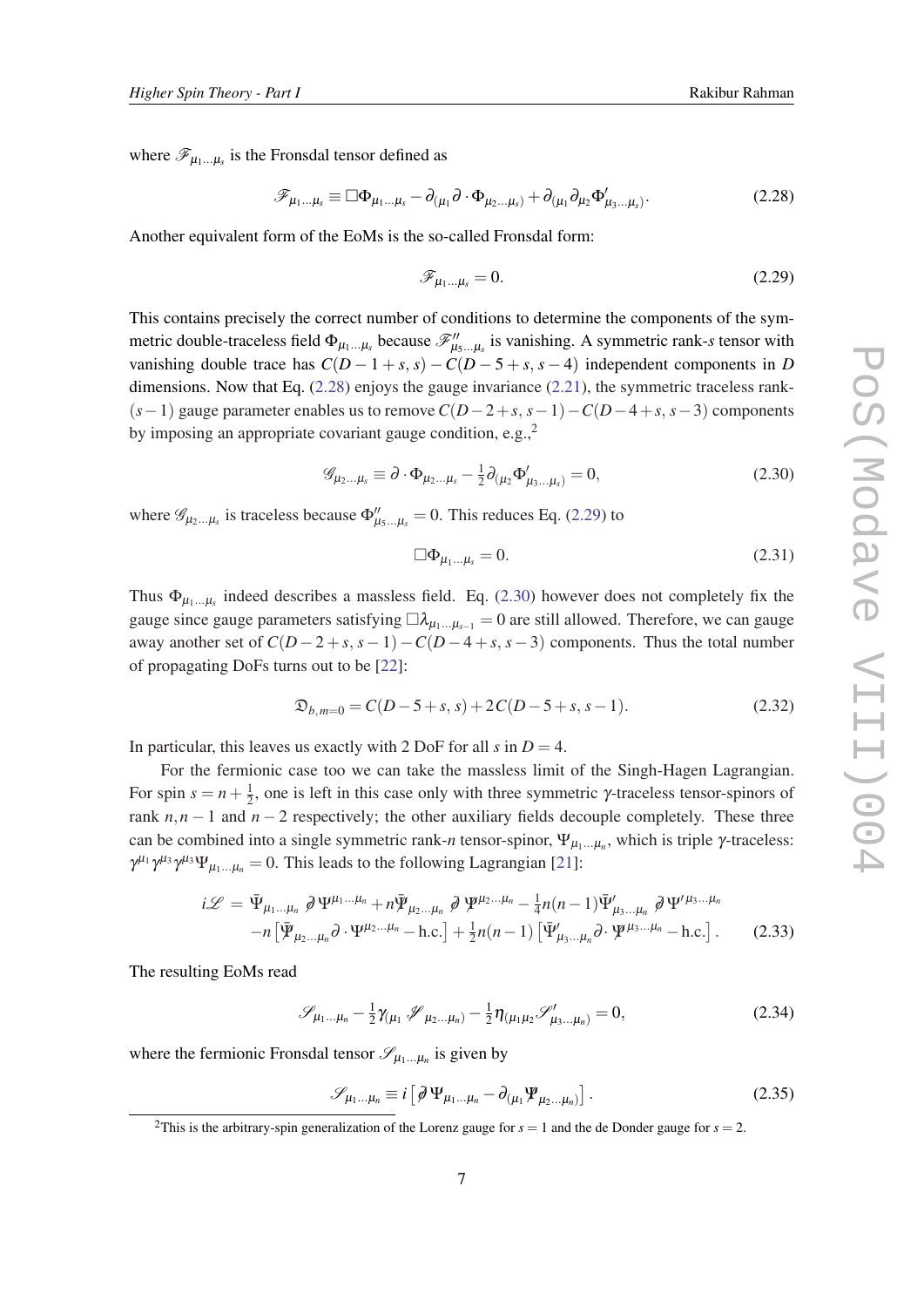where $\mathscr{F}_{\mu_1 \ldots \mu_s}$ is the Fronsdal tensor defined as

$$\mathscr{F}_{\mu_1 \ldots \mu_s} \equiv \Box \Phi_{\mu_1 \ldots \mu_s} - \partial_{(\mu_1} \partial \cdot \Phi_{\mu_2 \ldots \mu_s)} + \partial_{(\mu_1} \partial_{\mu_2} \Phi'_{\mu_3 \ldots \mu_s)}. \tag{2.28}$$

Another equivalent form of the EoMs is the so-called Fronsdal form:

$$\mathscr{F}_{\mu_1 \ldots \mu_s} = 0. \tag{2.29}$$

This contains precisely the correct number of conditions to determine the components of the symmetric double-traceless field $\Phi_{\mu_1 \ldots \mu_s}$ because $\mathscr{F}''_{\mu_5 \ldots \mu_s}$ is vanishing. A symmetric rank-$s$ tensor with vanishing double trace has $C(D-1+s, s) - C(D-5+s, s-4)$ independent components in $D$ dimensions. Now that Eq. (2.28) enjoys the gauge invariance (2.21), the symmetric traceless rank-$(s-1)$ gauge parameter enables us to remove $C(D-2+s, s-1) - C(D-4+s, s-3)$ components by imposing an appropriate covariant gauge condition, e.g.,[2]

$$\mathscr{G}_{\mu_2 \ldots \mu_s} \equiv \partial \cdot \Phi_{\mu_2 \ldots \mu_s} - \tfrac{1}{2} \partial_{(\mu_2} \Phi'_{\mu_3 \ldots \mu_s)} = 0, \tag{2.30}$$

where $\mathscr{G}_{\mu_2 \ldots \mu_s}$ is traceless because $\Phi''_{\mu_5 \ldots \mu_s} = 0$. This reduces Eq. (2.29) to

$$\Box \Phi_{\mu_1 \ldots \mu_s} = 0. \tag{2.31}$$

Thus $\Phi_{\mu_1 \ldots \mu_s}$ indeed describes a massless field. Eq. (2.30) however does not completely fix the gauge since gauge parameters satisfying $\Box \lambda_{\mu_1 \ldots \mu_{s-1}} = 0$ are still allowed. Therefore, we can gauge away another set of $C(D-2+s, s-1) - C(D-4+s, s-3)$ components. Thus the total number of propagating DoFs turns out to be [22]:

$$\mathfrak{D}_{b, m=0} = C(D-5+s, s) + 2C(D-5+s, s-1). \tag{2.32}$$

In particular, this leaves us exactly with 2 DoF for all $s$ in $D = 4$.

For the fermionic case too we can take the massless limit of the Singh-Hagen Lagrangian. For spin $s = n + \frac{1}{2}$, one is left in this case only with three symmetric $\gamma$-traceless tensor-spinors of rank $n, n-1$ and $n-2$ respectively; the other auxiliary fields decouple completely. These three can be combined into a single symmetric rank-$n$ tensor-spinor, $\Psi_{\mu_1 \ldots \mu_n}$, which is triple $\gamma$-traceless: $\gamma^{\mu_1} \gamma^{\mu_3} \gamma^{\mu_3} \Psi_{\mu_1 \ldots \mu_n} = 0$. This leads to the following Lagrangian [21]:

$$\begin{aligned} i\mathscr{L} = &\ \bar{\Psi}_{\mu_1 \ldots \mu_n} \not{\partial}\, \Psi^{\mu_1 \ldots \mu_n} + n \bar{\not{\Psi}}_{\mu_2 \ldots \mu_n} \not{\partial}\, \not{\Psi}^{\mu_2 \ldots \mu_n} - \tfrac{1}{4} n(n-1) \bar{\Psi}'_{\mu_3 \ldots \mu_n} \not{\partial}\, \Psi'^{\mu_3 \ldots \mu_n} \\ &- n \left[ \bar{\not{\Psi}}_{\mu_2 \ldots \mu_n} \partial \cdot \Psi^{\mu_2 \ldots \mu_n} - \text{h.c.} \right] + \tfrac{1}{2} n(n-1) \left[ \bar{\Psi}'_{\mu_3 \ldots \mu_n} \partial \cdot \not{\Psi}^{\mu_3 \ldots \mu_n} - \text{h.c.} \right]. \end{aligned} \tag{2.33}$$

The resulting EoMs read

$$\mathscr{S}_{\mu_1 \ldots \mu_n} - \tfrac{1}{2} \gamma_{(\mu_1} \not{\mathscr{S}}_{\mu_2 \ldots \mu_n)} - \tfrac{1}{2} \eta_{(\mu_1 \mu_2} \mathscr{S}'_{\mu_3 \ldots \mu_n)} = 0, \tag{2.34}$$

where the fermionic Fronsdal tensor $\mathscr{S}_{\mu_1 \ldots \mu_n}$ is given by

$$\mathscr{S}_{\mu_1 \ldots \mu_n} \equiv i \left[ \not{\partial}\, \Psi_{\mu_1 \ldots \mu_n} - \partial_{(\mu_1} \not{\Psi}_{\mu_2 \ldots \mu_n)} \right]. \tag{2.35}$$

[2] This is the arbitrary-spin generalization of the Lorenz gauge for $s = 1$ and the de Donder gauge for $s = 2$.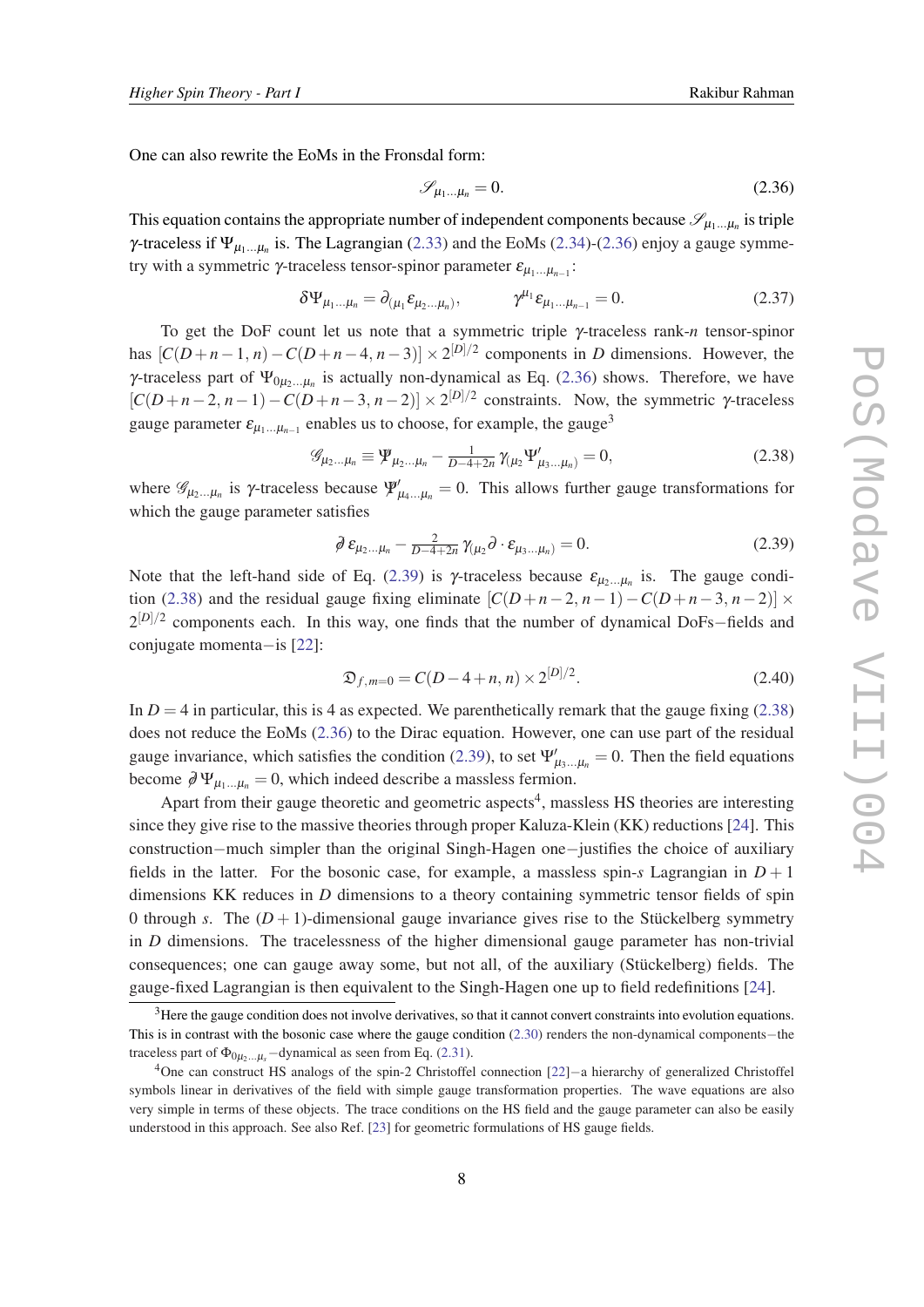One can also rewrite the EoMs in the Fronsdal form:

$$\mathscr{S}_{\mu_1\ldots\mu_n} = 0. \tag{2.36}$$

This equation contains the appropriate number of independent components because $\mathscr{S}_{\mu_1\ldots\mu_n}$ is triple $\gamma$-traceless if $\Psi_{\mu_1\ldots\mu_n}$ is. The Lagrangian (2.33) and the EoMs (2.34)-(2.36) enjoy a gauge symmetry with a symmetric $\gamma$-traceless tensor-spinor parameter $\varepsilon_{\mu_1\ldots\mu_{n-1}}$:

$$\delta\Psi_{\mu_1\ldots\mu_n} = \partial_{(\mu_1}\varepsilon_{\mu_2\ldots\mu_n)}, \qquad \gamma^{\mu_1}\varepsilon_{\mu_1\ldots\mu_{n-1}} = 0. \tag{2.37}$$

To get the DoF count let us note that a symmetric triple $\gamma$-traceless rank-$n$ tensor-spinor has $[C(D+n-1,n) - C(D+n-4,n-3)] \times 2^{[D]/2}$ components in $D$ dimensions. However, the $\gamma$-traceless part of $\Psi_{0\mu_2\ldots\mu_n}$ is actually non-dynamical as Eq. (2.36) shows. Therefore, we have $[C(D+n-2,n-1) - C(D+n-3,n-2)] \times 2^{[D]/2}$ constraints. Now, the symmetric $\gamma$-traceless gauge parameter $\varepsilon_{\mu_1\ldots\mu_{n-1}}$ enables us to choose, for example, the gauge[3]

$$\mathscr{G}_{\mu_2\ldots\mu_n} \equiv \Psi_{\mu_2\ldots\mu_n} - \tfrac{1}{D-4+2n}\,\gamma_{(\mu_2}\Psi'_{\mu_3\ldots\mu_n)} = 0, \tag{2.38}$$

where $\mathscr{G}_{\mu_2\ldots\mu_n}$ is $\gamma$-traceless because $\Psi'_{\mu_4\ldots\mu_n} = 0$. This allows further gauge transformations for which the gauge parameter satisfies

$$\not{\partial}\,\varepsilon_{\mu_2\ldots\mu_n} - \tfrac{2}{D-4+2n}\,\gamma_{(\mu_2}\partial\cdot\varepsilon_{\mu_3\ldots\mu_n)} = 0. \tag{2.39}$$

Note that the left-hand side of Eq. (2.39) is $\gamma$-traceless because $\varepsilon_{\mu_2\ldots\mu_n}$ is. The gauge condition (2.38) and the residual gauge fixing eliminate $[C(D+n-2,n-1) - C(D+n-3,n-2)] \times 2^{[D]/2}$ components each. In this way, one finds that the number of dynamical DoFs$-$fields and conjugate momenta$-$is [22]:

$$\mathfrak{D}_{f,m=0} = C(D-4+n,n) \times 2^{[D]/2}. \tag{2.40}$$

In $D=4$ in particular, this is 4 as expected. We parenthetically remark that the gauge fixing (2.38) does not reduce the EoMs (2.36) to the Dirac equation. However, one can use part of the residual gauge invariance, which satisfies the condition (2.39), to set $\Psi'_{\mu_3\ldots\mu_n} = 0$. Then the field equations become $\not{\partial}\,\Psi_{\mu_1\ldots\mu_n} = 0$, which indeed describe a massless fermion.

Apart from their gauge theoretic and geometric aspects[4], massless HS theories are interesting since they give rise to the massive theories through proper Kaluza-Klein (KK) reductions [24]. This construction$-$much simpler than the original Singh-Hagen one$-$justifies the choice of auxiliary fields in the latter. For the bosonic case, for example, a massless spin-$s$ Lagrangian in $D+1$ dimensions KK reduces in $D$ dimensions to a theory containing symmetric tensor fields of spin 0 through $s$. The $(D+1)$-dimensional gauge invariance gives rise to the Stückelberg symmetry in $D$ dimensions. The tracelessness of the higher dimensional gauge parameter has non-trivial consequences; one can gauge away some, but not all, of the auxiliary (Stückelberg) fields. The gauge-fixed Lagrangian is then equivalent to the Singh-Hagen one up to field redefinitions [24].

---

[3] Here the gauge condition does not involve derivatives, so that it cannot convert constraints into evolution equations. This is in contrast with the bosonic case where the gauge condition (2.30) renders the non-dynamical components$-$the traceless part of $\Phi_{0\mu_2\ldots\mu_s}$$-$dynamical as seen from Eq. (2.31).

[4] One can construct HS analogs of the spin-2 Christoffel connection [22]$-$a hierarchy of generalized Christoffel symbols linear in derivatives of the field with simple gauge transformation properties. The wave equations are also very simple in terms of these objects. The trace conditions on the HS field and the gauge parameter can also be easily understood in this approach. See also Ref. [23] for geometric formulations of HS gauge fields.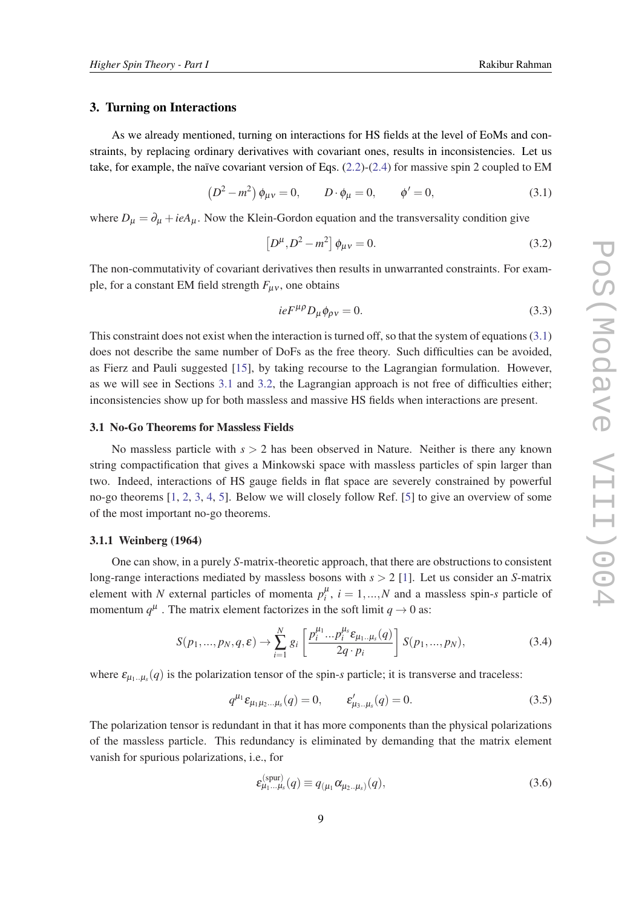## 3. Turning on Interactions

As we already mentioned, turning on interactions for HS fields at the level of EoMs and constraints, by replacing ordinary derivatives with covariant ones, results in inconsistencies. Let us take, for example, the naïve covariant version of Eqs. (2.2)-(2.4) for massive spin 2 coupled to EM

$$\left(D^2 - m^2\right)\phi_{\mu\nu} = 0, \qquad D\cdot\phi_\mu = 0, \qquad \phi' = 0, \tag{3.1}$$

where $D_\mu = \partial_\mu + ieA_\mu$. Now the Klein-Gordon equation and the transversality condition give

$$\left[D^\mu, D^2 - m^2\right]\phi_{\mu\nu} = 0. \tag{3.2}$$

The non-commutativity of covariant derivatives then results in unwarranted constraints. For example, for a constant EM field strength $F_{\mu\nu}$, one obtains

$$ieF^{\mu\rho}D_\mu\phi_{\rho\nu} = 0. \tag{3.3}$$

This constraint does not exist when the interaction is turned off, so that the system of equations (3.1) does not describe the same number of DoFs as the free theory. Such difficulties can be avoided, as Fierz and Pauli suggested [15], by taking recourse to the Lagrangian formulation. However, as we will see in Sections 3.1 and 3.2, the Lagrangian approach is not free of difficulties either; inconsistencies show up for both massless and massive HS fields when interactions are present.

### 3.1 No-Go Theorems for Massless Fields

No massless particle with $s > 2$ has been observed in Nature. Neither is there any known string compactification that gives a Minkowski space with massless particles of spin larger than two. Indeed, interactions of HS gauge fields in flat space are severely constrained by powerful no-go theorems [1, 2, 3, 4, 5]. Below we will closely follow Ref. [5] to give an overview of some of the most important no-go theorems.

#### 3.1.1 Weinberg (1964)

One can show, in a purely $S$-matrix-theoretic approach, that there are obstructions to consistent long-range interactions mediated by massless bosons with $s > 2$ [1]. Let us consider an $S$-matrix element with $N$ external particles of momenta $p_i^\mu$, $i = 1, ..., N$ and a massless spin-$s$ particle of momentum $q^\mu$ . The matrix element factorizes in the soft limit $q \to 0$ as:

$$S(p_1, ..., p_N, q, \varepsilon) \to \sum_{i=1}^{N} g_i \left[\frac{p_i^{\mu_1} ... p_i^{\mu_s}\varepsilon_{\mu_1..\mu_s}(q)}{2q\cdot p_i}\right] S(p_1, ..., p_N), \tag{3.4}$$

where $\varepsilon_{\mu_1..\mu_s}(q)$ is the polarization tensor of the spin-$s$ particle; it is transverse and traceless:

$$q^{\mu_1}\varepsilon_{\mu_1\mu_2...\mu_s}(q) = 0, \qquad \varepsilon'_{\mu_3..\mu_s}(q) = 0. \tag{3.5}$$

The polarization tensor is redundant in that it has more components than the physical polarizations of the massless particle. This redundancy is eliminated by demanding that the matrix element vanish for spurious polarizations, i.e., for

$$\varepsilon^{(\text{spur})}_{\mu_1...\mu_s}(q) \equiv q_{(\mu_1}\alpha_{\mu_2..\mu_s)}(q), \tag{3.6}$$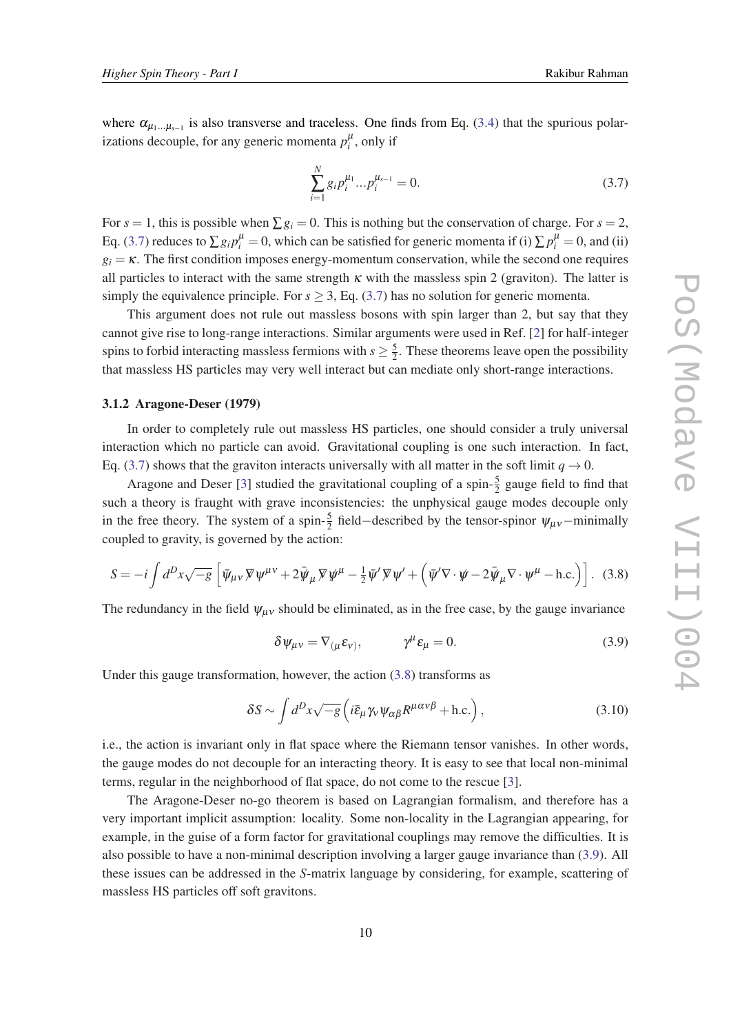where $\alpha_{\mu_1...\mu_{s-1}}$ is also transverse and traceless. One finds from Eq. (3.4) that the spurious polarizations decouple, for any generic momenta $p_i^\mu$, only if

$$\sum_{i=1}^{N} g_i p_i^{\mu_1} ... p_i^{\mu_{s-1}} = 0. \tag{3.7}$$

For $s = 1$, this is possible when $\sum g_i = 0$. This is nothing but the conservation of charge. For $s = 2$, Eq. (3.7) reduces to $\sum g_i p_i^\mu = 0$, which can be satisfied for generic momenta if (i) $\sum p_i^\mu = 0$, and (ii) $g_i = \kappa$. The first condition imposes energy-momentum conservation, while the second one requires all particles to interact with the same strength $\kappa$ with the massless spin 2 (graviton). The latter is simply the equivalence principle. For $s \geq 3$, Eq. (3.7) has no solution for generic momenta.

This argument does not rule out massless bosons with spin larger than 2, but say that they cannot give rise to long-range interactions. Similar arguments were used in Ref. [2] for half-integer spins to forbid interacting massless fermions with $s \geq \frac{5}{2}$. These theorems leave open the possibility that massless HS particles may very well interact but can mediate only short-range interactions.

### 3.1.2 Aragone-Deser (1979)

In order to completely rule out massless HS particles, one should consider a truly universal interaction which no particle can avoid. Gravitational coupling is one such interaction. In fact, Eq. (3.7) shows that the graviton interacts universally with all matter in the soft limit $q \to 0$.

Aragone and Deser [3] studied the gravitational coupling of a spin-$\frac{5}{2}$ gauge field to find that such a theory is fraught with grave inconsistencies: the unphysical gauge modes decouple only in the free theory. The system of a spin-$\frac{5}{2}$ field$-$described by the tensor-spinor $\psi_{\mu\nu}-$minimally coupled to gravity, is governed by the action:

$$S = -i \int d^D x \sqrt{-g} \left[ \bar{\psi}_{\mu\nu} \not{\nabla} \psi^{\mu\nu} + 2\bar{\not{\psi}}_\mu \not{\nabla} \not{\psi}^\mu - \tfrac{1}{2} \bar{\psi}' \not{\nabla} \psi' + \left( \bar{\psi}' \nabla \cdot \not{\psi} - 2\bar{\not{\psi}}_\mu \nabla \cdot \psi^\mu - \text{h.c.} \right) \right]. \tag{3.8}$$

The redundancy in the field $\psi_{\mu\nu}$ should be eliminated, as in the free case, by the gauge invariance

$$\delta \psi_{\mu\nu} = \nabla_{(\mu} \varepsilon_{\nu)}, \qquad \gamma^\mu \varepsilon_\mu = 0. \tag{3.9}$$

Under this gauge transformation, however, the action (3.8) transforms as

$$\delta S \sim \int d^D x \sqrt{-g} \left( i \bar{\varepsilon}_\mu \gamma_\nu \psi_{\alpha\beta} R^{\mu\alpha\nu\beta} + \text{h.c.} \right), \tag{3.10}$$

i.e., the action is invariant only in flat space where the Riemann tensor vanishes. In other words, the gauge modes do not decouple for an interacting theory. It is easy to see that local non-minimal terms, regular in the neighborhood of flat space, do not come to the rescue [3].

The Aragone-Deser no-go theorem is based on Lagrangian formalism, and therefore has a very important implicit assumption: locality. Some non-locality in the Lagrangian appearing, for example, in the guise of a form factor for gravitational couplings may remove the difficulties. It is also possible to have a non-minimal description involving a larger gauge invariance than (3.9). All these issues can be addressed in the *S*-matrix language by considering, for example, scattering of massless HS particles off soft gravitons.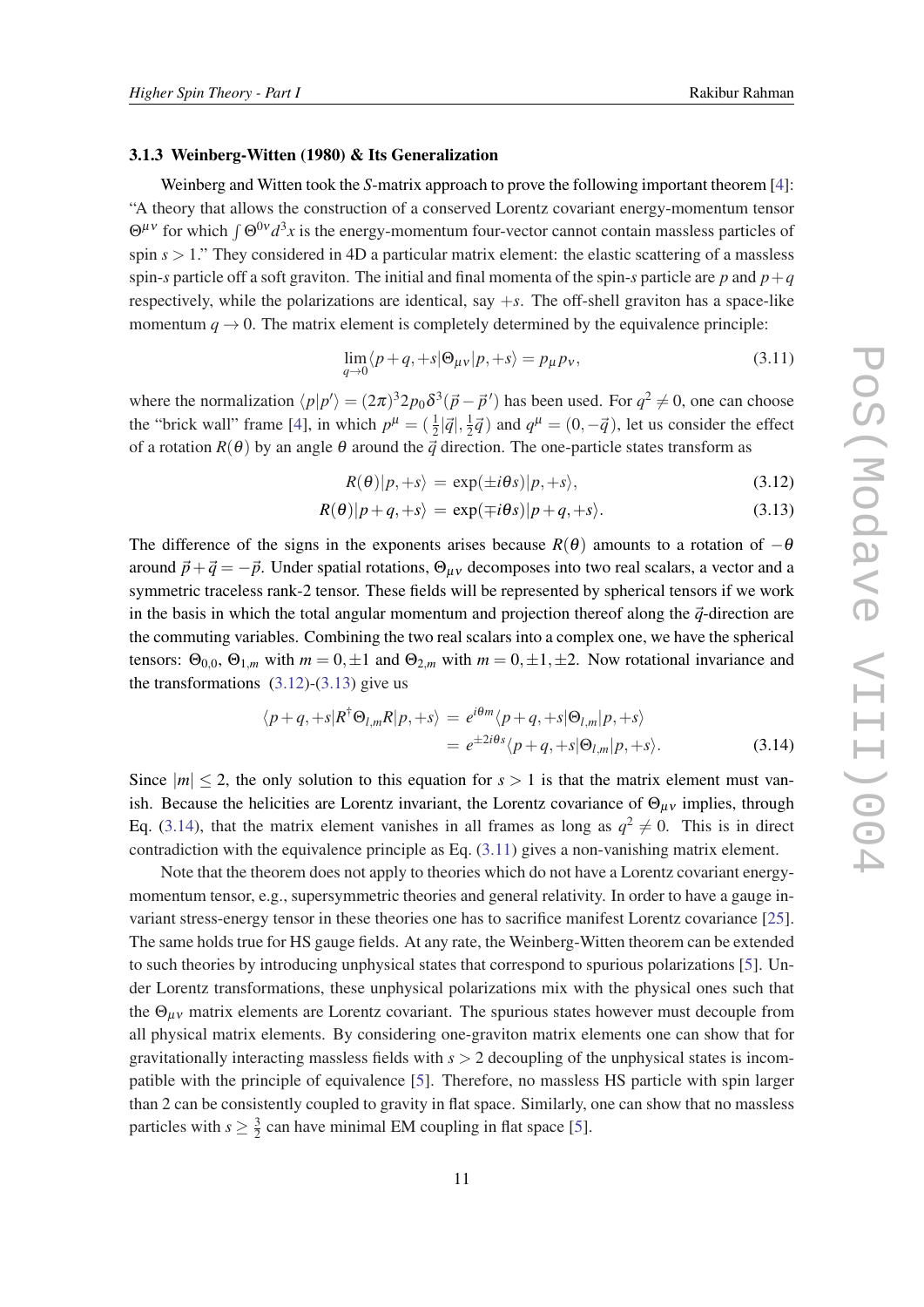### 3.1.3 Weinberg-Witten (1980) & Its Generalization

Weinberg and Witten took the *S*-matrix approach to prove the following important theorem [4]: "A theory that allows the construction of a conserved Lorentz covariant energy-momentum tensor $\Theta^{\mu\nu}$ for which $\int \Theta^{0\nu} d^3x$ is the energy-momentum four-vector cannot contain massless particles of spin $s > 1$." They considered in 4D a particular matrix element: the elastic scattering of a massless spin-$s$ particle off a soft graviton. The initial and final momenta of the spin-$s$ particle are $p$ and $p+q$ respectively, while the polarizations are identical, say $+s$. The off-shell graviton has a space-like momentum $q \to 0$. The matrix element is completely determined by the equivalence principle:

$$\lim_{q\to 0} \langle p+q, +s|\Theta_{\mu\nu}|p, +s\rangle = p_\mu p_\nu, \tag{3.11}$$

where the normalization $\langle p|p'\rangle = (2\pi)^3 2p_0 \delta^3(\vec{p}-\vec{p}\,')$ has been used. For $q^2 \neq 0$, one can choose the "brick wall" frame [4], in which $p^\mu = (\frac{1}{2}|\vec{q}|, \frac{1}{2}\vec{q})$ and $q^\mu = (0, -\vec{q})$, let us consider the effect of a rotation $R(\theta)$ by an angle $\theta$ around the $\vec{q}$ direction. The one-particle states transform as

$$R(\theta)|p, +s\rangle = \exp(\pm i\theta s)|p, +s\rangle, \tag{3.12}$$

$$R(\theta)|p+q, +s\rangle = \exp(\mp i\theta s)|p+q, +s\rangle. \tag{3.13}$$

The difference of the signs in the exponents arises because $R(\theta)$ amounts to a rotation of $-\theta$ around $\vec{p}+\vec{q} = -\vec{p}$. Under spatial rotations, $\Theta_{\mu\nu}$ decomposes into two real scalars, a vector and a symmetric traceless rank-2 tensor. These fields will be represented by spherical tensors if we work in the basis in which the total angular momentum and projection thereof along the $\vec{q}$-direction are the commuting variables. Combining the two real scalars into a complex one, we have the spherical tensors: $\Theta_{0,0}$, $\Theta_{1,m}$ with $m = 0, \pm 1$ and $\Theta_{2,m}$ with $m = 0, \pm 1, \pm 2$. Now rotational invariance and the transformations (3.12)-(3.13) give us

$$\begin{aligned} \langle p+q, +s|R^\dagger \Theta_{l,m} R|p, +s\rangle &= e^{i\theta m}\langle p+q, +s|\Theta_{l,m}|p, +s\rangle \\ &= e^{\pm 2i\theta s}\langle p+q, +s|\Theta_{l,m}|p, +s\rangle. \end{aligned} \tag{3.14}$$

Since $|m| \leq 2$, the only solution to this equation for $s > 1$ is that the matrix element must vanish. Because the helicities are Lorentz invariant, the Lorentz covariance of $\Theta_{\mu\nu}$ implies, through Eq. (3.14), that the matrix element vanishes in all frames as long as $q^2 \neq 0$. This is in direct contradiction with the equivalence principle as Eq. (3.11) gives a non-vanishing matrix element.

Note that the theorem does not apply to theories which do not have a Lorentz covariant energy-momentum tensor, e.g., supersymmetric theories and general relativity. In order to have a gauge invariant stress-energy tensor in these theories one has to sacrifice manifest Lorentz covariance [25]. The same holds true for HS gauge fields. At any rate, the Weinberg-Witten theorem can be extended to such theories by introducing unphysical states that correspond to spurious polarizations [5]. Under Lorentz transformations, these unphysical polarizations mix with the physical ones such that the $\Theta_{\mu\nu}$ matrix elements are Lorentz covariant. The spurious states however must decouple from all physical matrix elements. By considering one-graviton matrix elements one can show that for gravitationally interacting massless fields with $s > 2$ decoupling of the unphysical states is incompatible with the principle of equivalence [5]. Therefore, no massless HS particle with spin larger than 2 can be consistently coupled to gravity in flat space. Similarly, one can show that no massless particles with $s \geq \frac{3}{2}$ can have minimal EM coupling in flat space [5].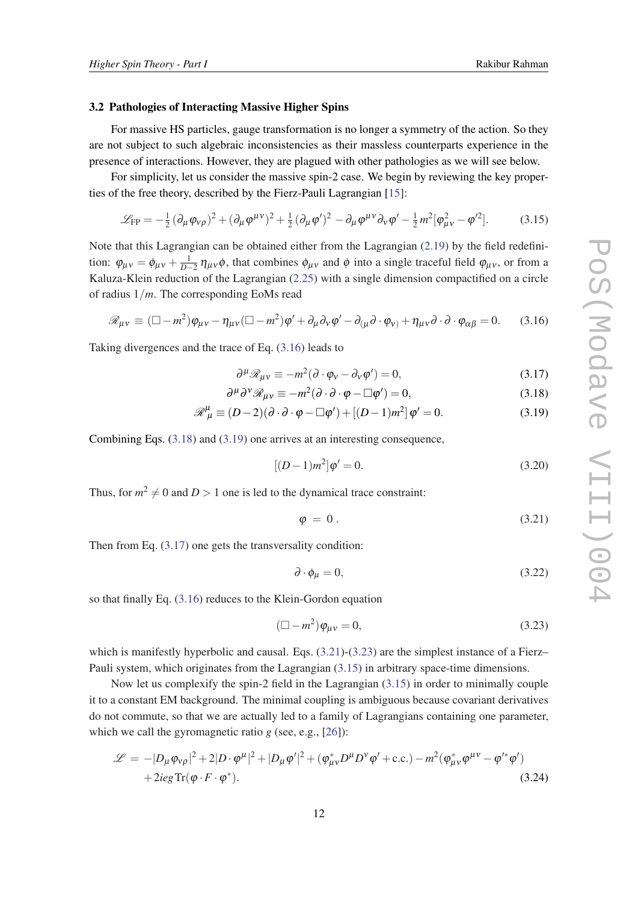### 3.2 Pathologies of Interacting Massive Higher Spins

For massive HS particles, gauge transformation is no longer a symmetry of the action. So they are not subject to such algebraic inconsistencies as their massless counterparts experience in the presence of interactions. However, they are plagued with other pathologies as we will see below.

For simplicity, let us consider the massive spin-2 case. We begin by reviewing the key properties of the free theory, described by the Fierz-Pauli Lagrangian [15]:

$$\mathscr{L}_{\mathrm{FP}} = -\tfrac{1}{2}(\partial_\mu \varphi_{\nu\rho})^2 + (\partial_\mu \varphi^{\mu\nu})^2 + \tfrac{1}{2}(\partial_\mu \varphi')^2 - \partial_\mu \varphi^{\mu\nu}\partial_\nu \varphi' - \tfrac{1}{2}m^2[\varphi_{\mu\nu}^2 - \varphi'^2]. \tag{3.15}$$

Note that this Lagrangian can be obtained either from the Lagrangian (2.19) by the field redefinition: $\varphi_{\mu\nu} = \phi_{\mu\nu} + \frac{1}{D-2}\eta_{\mu\nu}\phi$, that combines $\phi_{\mu\nu}$ and $\phi$ into a single traceful field $\varphi_{\mu\nu}$, or from a Kaluza-Klein reduction of the Lagrangian (2.25) with a single dimension compactified on a circle of radius $1/m$. The corresponding EoMs read

$$\mathscr{R}_{\mu\nu} \equiv (\Box - m^2)\varphi_{\mu\nu} - \eta_{\mu\nu}(\Box - m^2)\varphi' + \partial_\mu\partial_\nu\varphi' - \partial_{(\mu}\partial\cdot\varphi_{\nu)} + \eta_{\mu\nu}\partial\cdot\partial\cdot\varphi_{\alpha\beta} = 0. \tag{3.16}$$

Taking divergences and the trace of Eq. (3.16) leads to

$$\partial^\mu \mathscr{R}_{\mu\nu} \equiv -m^2(\partial\cdot\varphi_\nu - \partial_\nu\varphi') = 0, \tag{3.17}$$

$$\partial^\mu\partial^\nu \mathscr{R}_{\mu\nu} \equiv -m^2(\partial\cdot\partial\cdot\varphi - \Box\varphi') = 0, \tag{3.18}$$

$$\mathscr{R}^\mu_\mu \equiv (D-2)(\partial\cdot\partial\cdot\varphi - \Box\varphi') + [(D-1)m^2]\,\varphi' = 0. \tag{3.19}$$

Combining Eqs. (3.18) and (3.19) one arrives at an interesting consequence,

$$[(D-1)m^2]\varphi' = 0. \tag{3.20}$$

Thus, for $m^2 \neq 0$ and $D > 1$ one is led to the dynamical trace constraint:

$$\varphi \;=\; 0\,. \tag{3.21}$$

Then from Eq. (3.17) one gets the transversality condition:

$$\partial\cdot\phi_\mu = 0, \tag{3.22}$$

so that finally Eq. (3.16) reduces to the Klein-Gordon equation

$$(\Box - m^2)\varphi_{\mu\nu} = 0, \tag{3.23}$$

which is manifestly hyperbolic and causal. Eqs. (3.21)-(3.23) are the simplest instance of a Fierz–Pauli system, which originates from the Lagrangian (3.15) in arbitrary space-time dimensions.

Now let us complexify the spin-2 field in the Lagrangian (3.15) in order to minimally couple it to a constant EM background. The minimal coupling is ambiguous because covariant derivatives do not commute, so that we are actually led to a family of Lagrangians containing one parameter, which we call the gyromagnetic ratio $g$ (see, e.g., [26]):

$$\begin{aligned}\mathscr{L} \;=\; &-|D_\mu\varphi_{\nu\rho}|^2 + 2|D\cdot\varphi^\mu|^2 + |D_\mu\varphi'|^2 + (\varphi^*_{\mu\nu}D^\mu D^\nu\varphi' + \text{c.c.}) - m^2(\varphi^*_{\mu\nu}\varphi^{\mu\nu} - \varphi'^*\varphi') \\ &+ 2ieg\,\mathrm{Tr}(\varphi\cdot F\cdot\varphi^*).\end{aligned} \tag{3.24}$$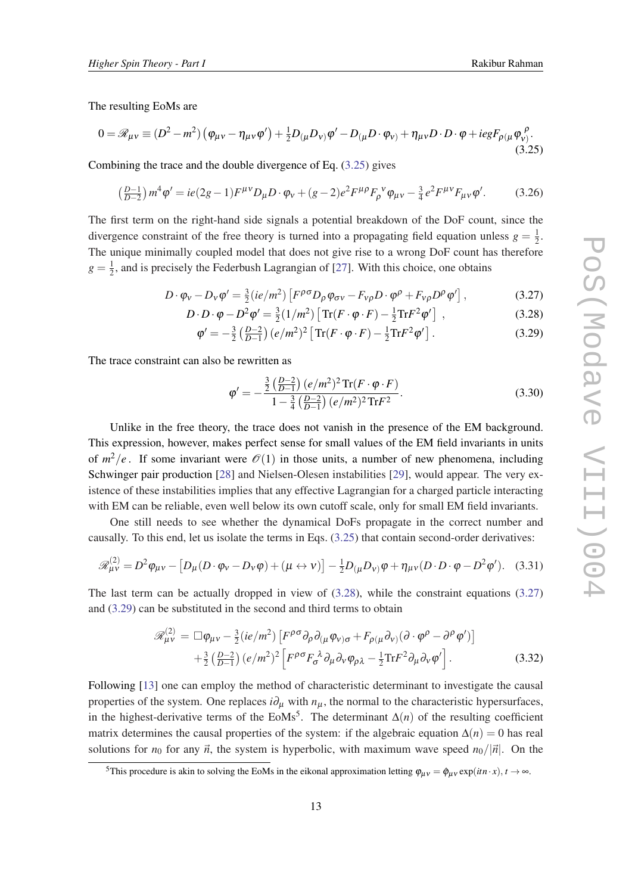The resulting EoMs are

$$0 = \mathscr{R}_{\mu\nu} \equiv (D^2 - m^2)\left(\varphi_{\mu\nu} - \eta_{\mu\nu}\varphi'\right) + \tfrac{1}{2}D_{(\mu}D_{\nu)}\varphi' - D_{(\mu}D\cdot\varphi_{\nu)} + \eta_{\mu\nu}D\cdot D\cdot\varphi + iegF_{\rho(\mu}\varphi_{\nu)}^{\ \rho}. \tag{3.25}$$

Combining the trace and the double divergence of Eq. (3.25) gives

$$\left(\tfrac{D-1}{D-2}\right)m^4\varphi' = ie(2g-1)F^{\mu\nu}D_\mu D\cdot\varphi_\nu + (g-2)e^2F^{\mu\rho}F_\rho^{\ \nu}\varphi_{\mu\nu} - \tfrac{3}{4}e^2F^{\mu\nu}F_{\mu\nu}\varphi'. \tag{3.26}$$

The first term on the right-hand side signals a potential breakdown of the DoF count, since the divergence constraint of the free theory is turned into a propagating field equation unless $g = \frac{1}{2}$. The unique minimally coupled model that does not give rise to a wrong DoF count has therefore $g = \frac{1}{2}$, and is precisely the Federbush Lagrangian of [27]. With this choice, one obtains

$$D\cdot\varphi_\nu - D_\nu\varphi' = \tfrac{3}{2}(ie/m^2)\left[F^{\rho\sigma}D_\rho\varphi_{\sigma\nu} - F_{\nu\rho}D\cdot\varphi^\rho + F_{\nu\rho}D^\rho\varphi'\right], \tag{3.27}$$

$$D\cdot D\cdot\varphi - D^2\varphi' = \tfrac{3}{2}(1/m^2)\left[\mathrm{Tr}(F\cdot\varphi\cdot F) - \tfrac{1}{2}\mathrm{Tr}F^2\varphi'\right], \tag{3.28}$$

$$\varphi' = -\tfrac{3}{2}\left(\tfrac{D-2}{D-1}\right)(e/m^2)^2\left[\mathrm{Tr}(F\cdot\varphi\cdot F) - \tfrac{1}{2}\mathrm{Tr}F^2\varphi'\right]. \tag{3.29}$$

The trace constraint can also be rewritten as

$$\varphi' = -\frac{\frac{3}{2}\left(\frac{D-2}{D-1}\right)(e/m^2)^2\,\mathrm{Tr}(F\cdot\varphi\cdot F)}{1 - \frac{3}{4}\left(\frac{D-2}{D-1}\right)(e/m^2)^2\,\mathrm{Tr}F^2}. \tag{3.30}$$

Unlike in the free theory, the trace does not vanish in the presence of the EM background. This expression, however, makes perfect sense for small values of the EM field invariants in units of $m^2/e$. If some invariant were $\mathscr{O}(1)$ in those units, a number of new phenomena, including Schwinger pair production [28] and Nielsen-Olesen instabilities [29], would appear. The very existence of these instabilities implies that any effective Lagrangian for a charged particle interacting with EM can be reliable, even well below its own cutoff scale, only for small EM field invariants.

One still needs to see whether the dynamical DoFs propagate in the correct number and causally. To this end, let us isolate the terms in Eqs. (3.25) that contain second-order derivatives:

$$\mathscr{R}^{(2)}_{\mu\nu} = D^2\varphi_{\mu\nu} - \left[D_\mu(D\cdot\varphi_\nu - D_\nu\varphi) + (\mu\leftrightarrow\nu)\right] - \tfrac{1}{2}D_{(\mu}D_{\nu)}\varphi + \eta_{\mu\nu}(D\cdot D\cdot\varphi - D^2\varphi'). \tag{3.31}$$

The last term can be actually dropped in view of (3.28), while the constraint equations (3.27) and (3.29) can be substituted in the second and third terms to obtain

$$\begin{aligned}\mathscr{R}^{(2)}_{\mu\nu} =\ &\Box\varphi_{\mu\nu} - \tfrac{3}{2}(ie/m^2)\left[F^{\rho\sigma}\partial_\rho\partial_{(\mu}\varphi_{\nu)\sigma} + F_{\rho(\mu}\partial_{\nu)}(\partial\cdot\varphi^\rho - \partial^\rho\varphi')\right] \\ &+ \tfrac{3}{2}\left(\tfrac{D-2}{D-1}\right)(e/m^2)^2\left[F^{\rho\sigma}F_\sigma^{\ \lambda}\partial_\mu\partial_\nu\varphi_{\rho\lambda} - \tfrac{1}{2}\mathrm{Tr}F^2\partial_\mu\partial_\nu\varphi'\right].\end{aligned} \tag{3.32}$$

Following [13] one can employ the method of characteristic determinant to investigate the causal properties of the system. One replaces $i\partial_\mu$ with $n_\mu$, the normal to the characteristic hypersurfaces, in the highest-derivative terms of the EoMs[5]. The determinant $\Delta(n)$ of the resulting coefficient matrix determines the causal properties of the system: if the algebraic equation $\Delta(n) = 0$ has real solutions for $n_0$ for any $\vec{n}$, the system is hyperbolic, with maximum wave speed $n_0/|\vec{n}|$. On the

[5] This procedure is akin to solving the EoMs in the eikonal approximation letting $\varphi_{\mu\nu} = \hat{\varphi}_{\mu\nu}\exp(itn\cdot x)$, $t\to\infty$.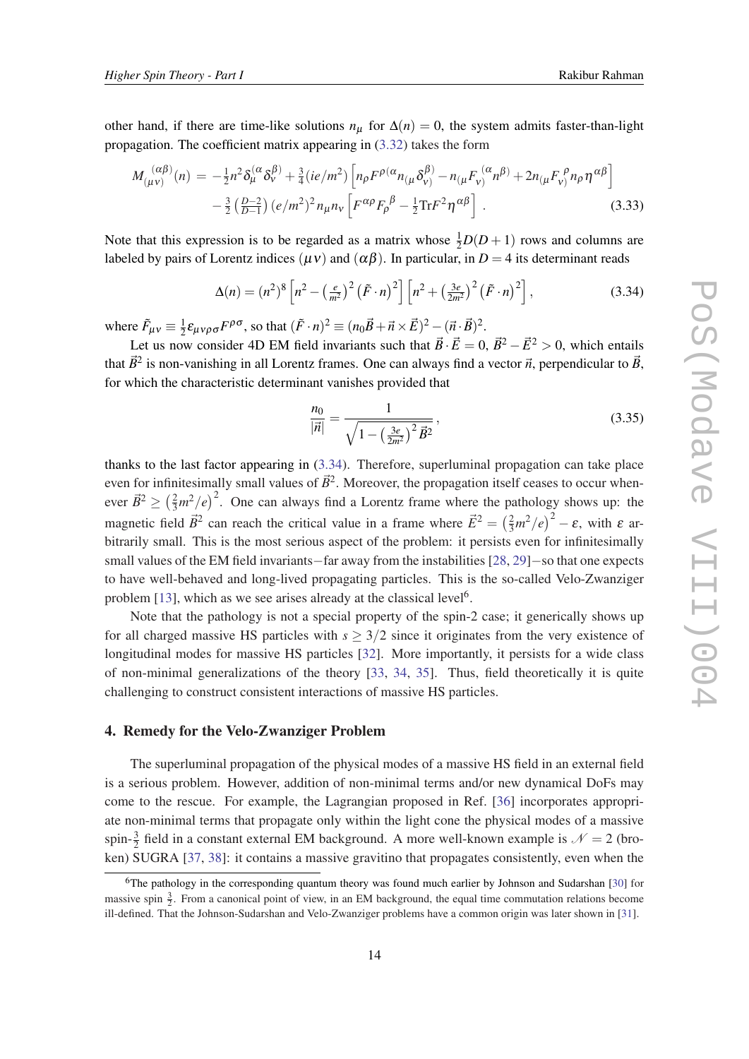other hand, if there are time-like solutions $n_\mu$ for $\Delta(n) = 0$, the system admits faster-than-light propagation. The coefficient matrix appearing in (3.32) takes the form

$$M_{(\mu\nu)}^{\;\;(\alpha\beta)}(n) = -\tfrac{1}{2}n^2\delta_\mu^{(\alpha}\delta_\nu^{\beta)} + \tfrac{3}{4}(ie/m^2)\left[n_\rho F^{\rho(\alpha}n_{(\mu}\delta_{\nu)}^{\beta)} - n_{(\mu}F_{\nu)}^{\;\;(\alpha}n^{\beta)} + 2n_{(\mu}F_{\nu)}^{\;\;\rho}n_\rho\eta^{\alpha\beta}\right]$$
$$-\tfrac{3}{2}\left(\tfrac{D-2}{D-1}\right)(e/m^2)^2 n_\mu n_\nu\left[F^{\alpha\rho}F_\rho^{\;\;\beta} - \tfrac{1}{2}\mathrm{Tr}F^2\eta^{\alpha\beta}\right]. \tag{3.33}$$

Note that this expression is to be regarded as a matrix whose $\frac{1}{2}D(D+1)$ rows and columns are labeled by pairs of Lorentz indices $(\mu\nu)$ and $(\alpha\beta)$. In particular, in $D = 4$ its determinant reads

$$\Delta(n) = (n^2)^8\left[n^2 - \left(\tfrac{e}{m^2}\right)^2\left(\tilde{F}\cdot n\right)^2\right]\left[n^2 + \left(\tfrac{3e}{2m^2}\right)^2\left(\tilde{F}\cdot n\right)^2\right], \tag{3.34}$$

where $\tilde{F}_{\mu\nu} \equiv \frac{1}{2}\varepsilon_{\mu\nu\rho\sigma}F^{\rho\sigma}$, so that $(\tilde{F}\cdot n)^2 \equiv (n_0\vec{B} + \vec{n}\times\vec{E})^2 - (\vec{n}\cdot\vec{B})^2$.

Let us now consider 4D EM field invariants such that $\vec{B}\cdot\vec{E} = 0$, $\vec{B}^2 - \vec{E}^2 > 0$, which entails that $\vec{B}^2$ is non-vanishing in all Lorentz frames. One can always find a vector $\vec{n}$, perpendicular to $\vec{B}$, for which the characteristic determinant vanishes provided that

$$\frac{n_0}{|\vec{n}|} = \frac{1}{\sqrt{1 - \left(\frac{3e}{2m^2}\right)^2\vec{B}^2}}, \tag{3.35}$$

thanks to the last factor appearing in (3.34). Therefore, superluminal propagation can take place even for infinitesimally small values of $\vec{B}^2$. Moreover, the propagation itself ceases to occur whenever $\vec{B}^2 \geq \left(\frac{2}{3}m^2/e\right)^2$. One can always find a Lorentz frame where the pathology shows up: the magnetic field $\vec{B}^2$ can reach the critical value in a frame where $\vec{E}^2 = \left(\frac{2}{3}m^2/e\right)^2 - \varepsilon$, with $\varepsilon$ arbitrarily small. This is the most serious aspect of the problem: it persists even for infinitesimally small values of the EM field invariants−far away from the instabilities [28, 29]−so that one expects to have well-behaved and long-lived propagating particles. This is the so-called Velo-Zwanziger problem [13], which as we see arises already at the classical level[6].

Note that the pathology is not a special property of the spin-2 case; it generically shows up for all charged massive HS particles with $s \geq 3/2$ since it originates from the very existence of longitudinal modes for massive HS particles [32]. More importantly, it persists for a wide class of non-minimal generalizations of the theory [33, 34, 35]. Thus, field theoretically it is quite challenging to construct consistent interactions of massive HS particles.

## 4. Remedy for the Velo-Zwanziger Problem

The superluminal propagation of the physical modes of a massive HS field in an external field is a serious problem. However, addition of non-minimal terms and/or new dynamical DoFs may come to the rescue. For example, the Lagrangian proposed in Ref. [36] incorporates appropriate non-minimal terms that propagate only within the light cone the physical modes of a massive spin-$\frac{3}{2}$ field in a constant external EM background. A more well-known example is $\mathscr{N} = 2$ (broken) SUGRA [37, 38]: it contains a massive gravitino that propagates consistently, even when the

[6] The pathology in the corresponding quantum theory was found much earlier by Johnson and Sudarshan [30] for massive spin $\frac{3}{2}$. From a canonical point of view, in an EM background, the equal time commutation relations become ill-defined. That the Johnson-Sudarshan and Velo-Zwanziger problems have a common origin was later shown in [31].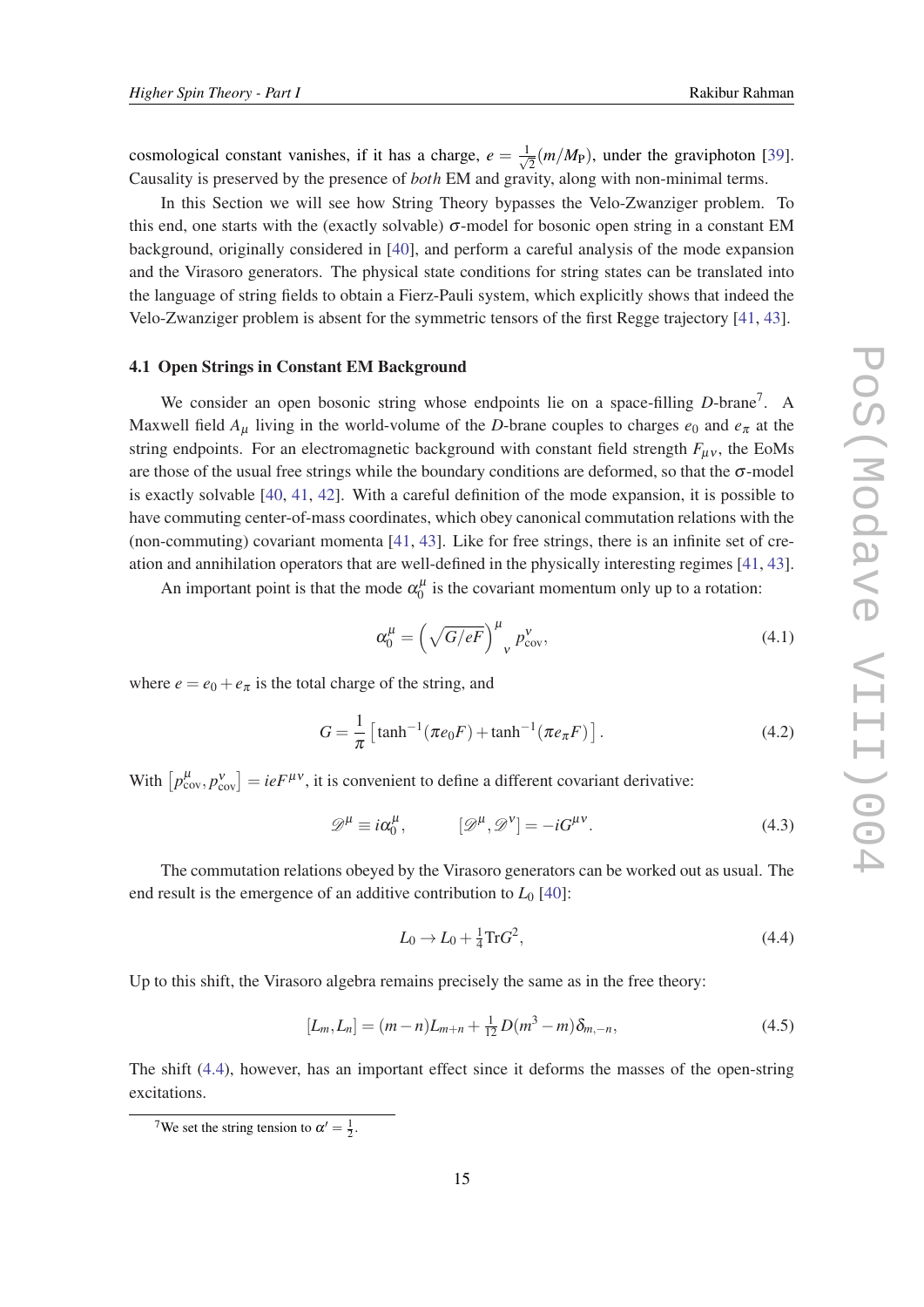cosmological constant vanishes, if it has a charge, $e = \frac{1}{\sqrt{2}}(m/M_{\rm P})$, under the graviphoton [39]. Causality is preserved by the presence of *both* EM and gravity, along with non-minimal terms.

In this Section we will see how String Theory bypasses the Velo-Zwanziger problem. To this end, one starts with the (exactly solvable) $\sigma$-model for bosonic open string in a constant EM background, originally considered in [40], and perform a careful analysis of the mode expansion and the Virasoro generators. The physical state conditions for string states can be translated into the language of string fields to obtain a Fierz-Pauli system, which explicitly shows that indeed the Velo-Zwanziger problem is absent for the symmetric tensors of the first Regge trajectory [41, 43].

### 4.1 Open Strings in Constant EM Background

We consider an open bosonic string whose endpoints lie on a space-filling $D$-brane[7]. A Maxwell field $A_\mu$ living in the world-volume of the $D$-brane couples to charges $e_0$ and $e_\pi$ at the string endpoints. For an electromagnetic background with constant field strength $F_{\mu\nu}$, the EoMs are those of the usual free strings while the boundary conditions are deformed, so that the $\sigma$-model is exactly solvable [40, 41, 42]. With a careful definition of the mode expansion, it is possible to have commuting center-of-mass coordinates, which obey canonical commutation relations with the (non-commuting) covariant momenta [41, 43]. Like for free strings, there is an infinite set of creation and annihilation operators that are well-defined in the physically interesting regimes [41, 43].

An important point is that the mode $\alpha_0^\mu$ is the covariant momentum only up to a rotation:

$$\alpha_0^\mu = \left(\sqrt{G/eF}\right)^\mu{}_\nu\, p^\nu_{\rm cov}, \tag{4.1}$$

where $e = e_0 + e_\pi$ is the total charge of the string, and

$$G = \frac{1}{\pi}\left[\tanh^{-1}(\pi e_0 F) + \tanh^{-1}(\pi e_\pi F)\right]. \tag{4.2}$$

With $\left[p^\mu_{\rm cov}, p^\nu_{\rm cov}\right] = ieF^{\mu\nu}$, it is convenient to define a different covariant derivative:

$$\mathscr{D}^\mu \equiv i\alpha_0^\mu, \qquad\qquad [\mathscr{D}^\mu, \mathscr{D}^\nu] = -iG^{\mu\nu}. \tag{4.3}$$

The commutation relations obeyed by the Virasoro generators can be worked out as usual. The end result is the emergence of an additive contribution to $L_0$ [40]:

$$L_0 \to L_0 + \tfrac{1}{4}{\rm Tr}G^2, \tag{4.4}$$

Up to this shift, the Virasoro algebra remains precisely the same as in the free theory:

$$[L_m, L_n] = (m-n)L_{m+n} + \tfrac{1}{12}D(m^3 - m)\delta_{m,-n}, \tag{4.5}$$

The shift (4.4), however, has an important effect since it deforms the masses of the open-string excitations.

---

[7] We set the string tension to $\alpha' = \frac{1}{2}$.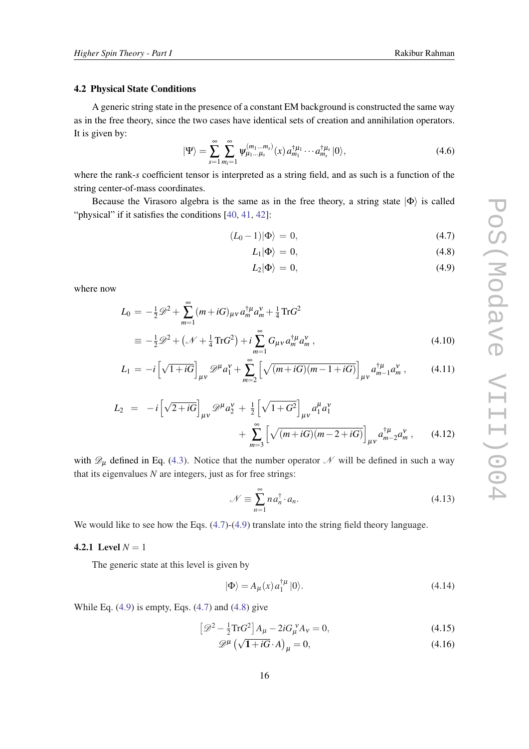### 4.2 Physical State Conditions

A generic string state in the presence of a constant EM background is constructed the same way as in the free theory, since the two cases have identical sets of creation and annihilation operators. It is given by:

$$|\Psi\rangle = \sum_{s=1}^{\infty}\sum_{m_i=1}^{\infty} \psi^{(m_1\ldots m_s)}_{\mu_1\ldots\mu_s}(x)\, a^{\dagger\mu_1}_{m_1}\cdots a^{\dagger\mu_s}_{m_s}\,|0\rangle, \tag{4.6}$$

where the rank-$s$ coefficient tensor is interpreted as a string field, and as such is a function of the string center-of-mass coordinates.

Because the Virasoro algebra is the same as in the free theory, a string state $|\Phi\rangle$ is called "physical" if it satisfies the conditions [40, 41, 42]:

$$(L_0 - 1)|\Phi\rangle \;=\; 0, \tag{4.7}$$

$$L_1|\Phi\rangle \;=\; 0, \tag{4.8}$$

$$L_2|\Phi\rangle \;=\; 0, \tag{4.9}$$

where now

$$\begin{aligned} L_0 \;&=\; -\tfrac{1}{2}\mathscr{D}^2 + \sum_{m=1}^{\infty}(m+iG)_{\mu\nu}\,a^{\dagger\mu}_m a^{\nu}_m + \tfrac{1}{4}\,\mathrm{Tr}G^2 \\ &\equiv\; -\tfrac{1}{2}\mathscr{D}^2 + \left(\mathscr{N} + \tfrac{1}{4}\,\mathrm{Tr}G^2\right) + i\sum_{m=1}^{\infty} G_{\mu\nu}\,a^{\dagger\mu}_m a^{\nu}_m\,, \end{aligned} \tag{4.10}$$

$$L_1 \;=\; -i\left[\sqrt{1+iG}\right]_{\mu\nu}\mathscr{D}^{\mu}a^{\nu}_1 + \sum_{m=2}^{\infty}\left[\sqrt{(m+iG)(m-1+iG)}\right]_{\mu\nu} a^{\dagger\mu}_{m-1}a^{\nu}_m\,, \tag{4.11}$$

$$\begin{aligned} L_2 \;\;=\;\; & -i\left[\sqrt{2+iG}\right]_{\mu\nu}\mathscr{D}^{\mu}a^{\nu}_2 \;+\; \tfrac{1}{2}\left[\sqrt{1+G^2}\right]_{\mu\nu} a^{\mu}_1 a^{\nu}_1 \\ & + \sum_{m=3}^{\infty}\left[\sqrt{(m+iG)(m-2+iG)}\right]_{\mu\nu} a^{\dagger\mu}_{m-2}a^{\nu}_m\,, \end{aligned} \tag{4.12}$$

with $\mathscr{D}_\mu$ defined in Eq. (4.3). Notice that the number operator $\mathscr{N}$ will be defined in such a way that its eigenvalues $N$ are integers, just as for free strings:

$$\mathscr{N} \equiv \sum_{n=1}^{\infty} n\, a^{\dagger}_n\cdot a_n. \tag{4.13}$$

We would like to see how the Eqs. (4.7)-(4.9) translate into the string field theory language.

#### 4.2.1 Level $N = 1$

The generic state at this level is given by

$$|\Phi\rangle = A_\mu(x)\, a^{\dagger\mu}_1\,|0\rangle. \tag{4.14}$$

While Eq. (4.9) is empty, Eqs. (4.7) and (4.8) give

$$\left[\mathscr{D}^2 - \tfrac{1}{2}\mathrm{Tr}G^2\right]A_\mu - 2iG_\mu^{\ \nu}A_\nu = 0, \tag{4.15}$$

$$\mathscr{D}^{\mu}\left(\sqrt{\mathbf{1}+iG}\cdot A\right)_{\mu} = 0, \tag{4.16}$$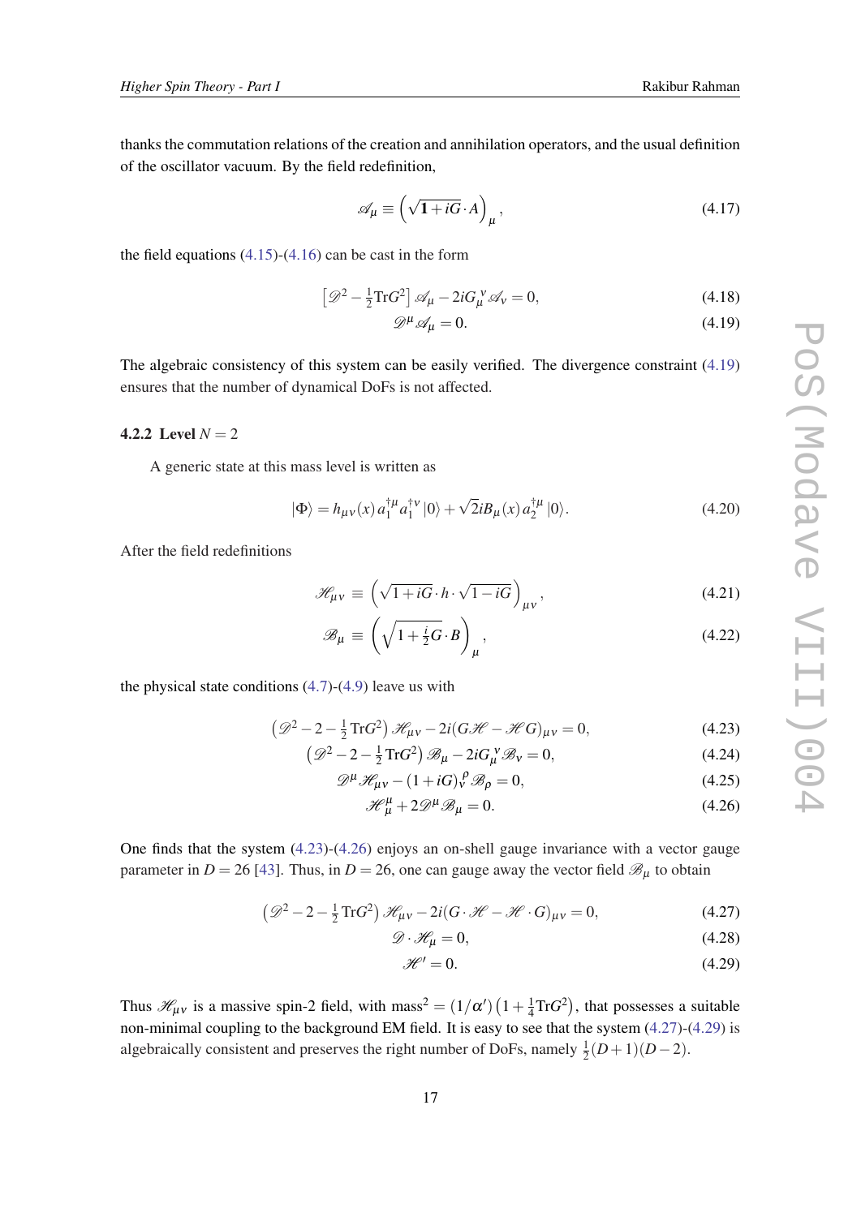thanks the commutation relations of the creation and annihilation operators, and the usual definition of the oscillator vacuum. By the field redefinition,

$$\mathscr{A}_\mu \equiv \left(\sqrt{\mathbf{1}+iG}\cdot A\right)_\mu, \tag{4.17}$$

the field equations (4.15)-(4.16) can be cast in the form

$$\left[\mathscr{D}^2 - \tfrac{1}{2}\mathrm{Tr}G^2\right]\mathscr{A}_\mu - 2iG_\mu^{\ \nu}\mathscr{A}_\nu = 0, \tag{4.18}$$

$$\mathscr{D}^\mu \mathscr{A}_\mu = 0. \tag{4.19}$$

The algebraic consistency of this system can be easily verified. The divergence constraint (4.19) ensures that the number of dynamical DoFs is not affected.

### 4.2.2 Level $N=2$

A generic state at this mass level is written as

$$|\Phi\rangle = h_{\mu\nu}(x)\, a_1^{\dagger\mu} a_1^{\dagger\nu}\,|0\rangle + \sqrt{2}iB_\mu(x)\, a_2^{\dagger\mu}\,|0\rangle. \tag{4.20}$$

After the field redefinitions

$$\mathscr{H}_{\mu\nu} \equiv \left(\sqrt{1+iG}\cdot h\cdot\sqrt{1-iG}\right)_{\mu\nu}, \tag{4.21}$$

$$\mathscr{B}_\mu \equiv \left(\sqrt{1+\tfrac{i}{2}G}\cdot B\right)_\mu, \tag{4.22}$$

the physical state conditions (4.7)-(4.9) leave us with

$$\left(\mathscr{D}^2 - 2 - \tfrac{1}{2}\mathrm{Tr}G^2\right)\mathscr{H}_{\mu\nu} - 2i(G\mathscr{H} - \mathscr{H}G)_{\mu\nu} = 0, \tag{4.23}$$

$$\left(\mathscr{D}^2 - 2 - \tfrac{1}{2}\mathrm{Tr}G^2\right)\mathscr{B}_\mu - 2iG_\mu^{\ \nu}\mathscr{B}_\nu = 0, \tag{4.24}$$

$$\mathscr{D}^\mu\mathscr{H}_{\mu\nu} - (1+iG)_\nu^{\ \rho}\mathscr{B}_\rho = 0, \tag{4.25}$$

$$\mathscr{H}^\mu_\mu + 2\mathscr{D}^\mu\mathscr{B}_\mu = 0. \tag{4.26}$$

One finds that the system (4.23)-(4.26) enjoys an on-shell gauge invariance with a vector gauge parameter in $D=26$ [43]. Thus, in $D=26$, one can gauge away the vector field $\mathscr{B}_\mu$ to obtain

$$\left(\mathscr{D}^2 - 2 - \tfrac{1}{2}\mathrm{Tr}G^2\right)\mathscr{H}_{\mu\nu} - 2i(G\cdot\mathscr{H} - \mathscr{H}\cdot G)_{\mu\nu} = 0, \tag{4.27}$$

$$\mathscr{D}\cdot\mathscr{H}_\mu = 0, \tag{4.28}$$

$$\mathscr{H}' = 0. \tag{4.29}$$

Thus $\mathscr{H}_{\mu\nu}$ is a massive spin-2 field, with mass$^2 = (1/\alpha')\left(1+\tfrac{1}{4}\mathrm{Tr}G^2\right)$, that possesses a suitable non-minimal coupling to the background EM field. It is easy to see that the system (4.27)-(4.29) is algebraically consistent and preserves the right number of DoFs, namely $\tfrac{1}{2}(D+1)(D-2)$.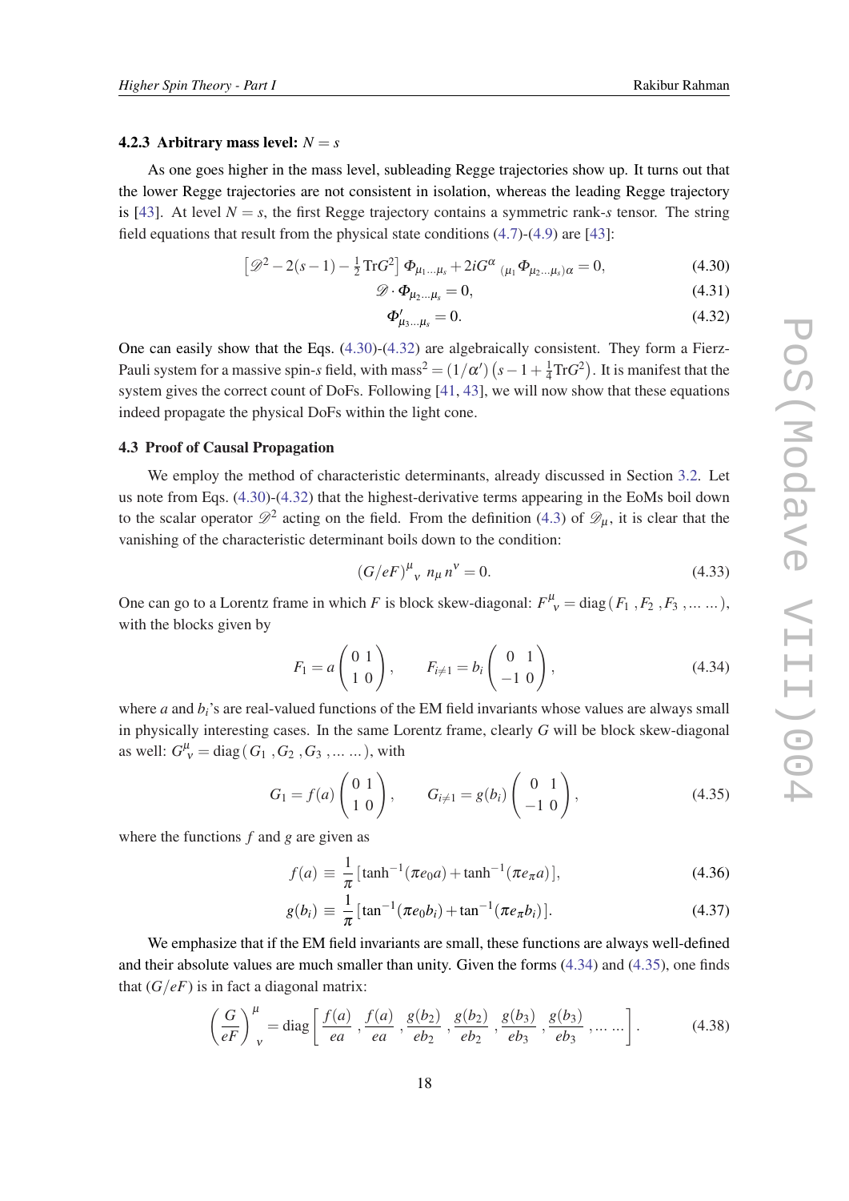#### 4.2.3 Arbitrary mass level: $N = s$

As one goes higher in the mass level, subleading Regge trajectories show up. It turns out that the lower Regge trajectories are not consistent in isolation, whereas the leading Regge trajectory is [43]. At level $N = s$, the first Regge trajectory contains a symmetric rank-$s$ tensor. The string field equations that result from the physical state conditions (4.7)-(4.9) are [43]:

$$\left[\mathscr{D}^2 - 2(s-1) - \tfrac{1}{2}\mathrm{Tr}G^2\right]\Phi_{\mu_1\ldots\mu_s} + 2iG^{\alpha}{}_{(\mu_1}\Phi_{\mu_2\ldots\mu_s)\alpha} = 0, \tag{4.30}$$

$$\mathscr{D}\cdot\Phi_{\mu_2\ldots\mu_s} = 0, \tag{4.31}$$

$$\Phi'_{\mu_3\ldots\mu_s} = 0. \tag{4.32}$$

One can easily show that the Eqs. (4.30)-(4.32) are algebraically consistent. They form a Fierz-Pauli system for a massive spin-$s$ field, with $\text{mass}^2 = (1/\alpha')\left(s - 1 + \tfrac{1}{4}\mathrm{Tr}G^2\right)$. It is manifest that the system gives the correct count of DoFs. Following [41, 43], we will now show that these equations indeed propagate the physical DoFs within the light cone.

### 4.3 Proof of Causal Propagation

We employ the method of characteristic determinants, already discussed in Section 3.2. Let us note from Eqs. (4.30)-(4.32) that the highest-derivative terms appearing in the EoMs boil down to the scalar operator $\mathscr{D}^2$ acting on the field. From the definition (4.3) of $\mathscr{D}_\mu$, it is clear that the vanishing of the characteristic determinant boils down to the condition:

$$(G/eF)^{\mu}{}_{\nu}\; n_\mu n^\nu = 0. \tag{4.33}$$

One can go to a Lorentz frame in which $F$ is block skew-diagonal: $F^{\mu}{}_{\nu} = \mathrm{diag}\left(F_1\,, F_2\,, F_3\,, \ldots\ldots\right)$, with the blocks given by

$$F_1 = a\begin{pmatrix} 0 & 1 \\ 1 & 0 \end{pmatrix}, \qquad F_{i\neq 1} = b_i\begin{pmatrix} 0 & 1 \\ -1 & 0 \end{pmatrix}, \tag{4.34}$$

where $a$ and $b_i$'s are real-valued functions of the EM field invariants whose values are always small in physically interesting cases. In the same Lorentz frame, clearly $G$ will be block skew-diagonal as well: $G^{\mu}_{\nu} = \mathrm{diag}\left(G_1\,, G_2\,, G_3\,, \ldots\ldots\right)$, with

$$G_1 = f(a)\begin{pmatrix} 0 & 1 \\ 1 & 0 \end{pmatrix}, \qquad G_{i\neq 1} = g(b_i)\begin{pmatrix} 0 & 1 \\ -1 & 0 \end{pmatrix}, \tag{4.35}$$

where the functions $f$ and $g$ are given as

$$f(a) \equiv \frac{1}{\pi}\left[\tanh^{-1}(\pi e_0 a) + \tanh^{-1}(\pi e_\pi a)\right], \tag{4.36}$$

$$g(b_i) \equiv \frac{1}{\pi}\left[\tan^{-1}(\pi e_0 b_i) + \tan^{-1}(\pi e_\pi b_i)\right]. \tag{4.37}$$

We emphasize that if the EM field invariants are small, these functions are always well-defined and their absolute values are much smaller than unity. Given the forms (4.34) and (4.35), one finds that $(G/eF)$ is in fact a diagonal matrix:

$$\left(\frac{G}{eF}\right)^{\mu}{}_{\nu} = \mathrm{diag}\left[\frac{f(a)}{ea}\,, \frac{f(a)}{ea}\,, \frac{g(b_2)}{eb_2}\,, \frac{g(b_2)}{eb_2}\,, \frac{g(b_3)}{eb_3}\,, \frac{g(b_3)}{eb_3}\,, \ldots\ldots\right]. \tag{4.38}$$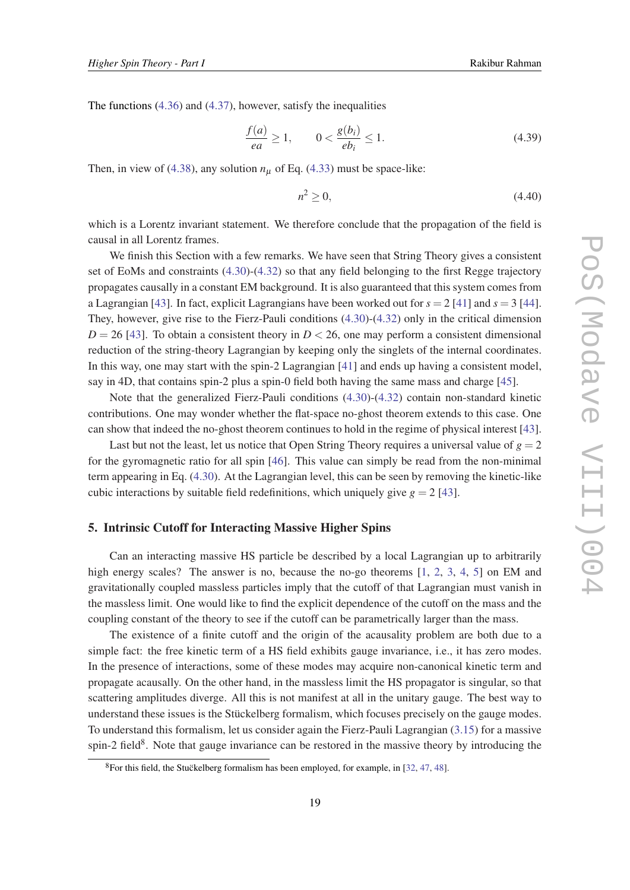The functions (4.36) and (4.37), however, satisfy the inequalities

$$\frac{f(a)}{ea} \geq 1, \qquad 0 < \frac{g(b_i)}{eb_i} \leq 1. \tag{4.39}$$

Then, in view of (4.38), any solution $n_\mu$ of Eq. (4.33) must be space-like:

$$n^2 \geq 0, \tag{4.40}$$

which is a Lorentz invariant statement. We therefore conclude that the propagation of the field is causal in all Lorentz frames.

We finish this Section with a few remarks. We have seen that String Theory gives a consistent set of EoMs and constraints (4.30)-(4.32) so that any field belonging to the first Regge trajectory propagates causally in a constant EM background. It is also guaranteed that this system comes from a Lagrangian [43]. In fact, explicit Lagrangians have been worked out for $s = 2$ [41] and $s = 3$ [44]. They, however, give rise to the Fierz-Pauli conditions (4.30)-(4.32) only in the critical dimension $D = 26$ [43]. To obtain a consistent theory in $D < 26$, one may perform a consistent dimensional reduction of the string-theory Lagrangian by keeping only the singlets of the internal coordinates. In this way, one may start with the spin-2 Lagrangian [41] and ends up having a consistent model, say in 4D, that contains spin-2 plus a spin-0 field both having the same mass and charge [45].

Note that the generalized Fierz-Pauli conditions (4.30)-(4.32) contain non-standard kinetic contributions. One may wonder whether the flat-space no-ghost theorem extends to this case. One can show that indeed the no-ghost theorem continues to hold in the regime of physical interest [43].

Last but not the least, let us notice that Open String Theory requires a universal value of $g = 2$ for the gyromagnetic ratio for all spin [46]. This value can simply be read from the non-minimal term appearing in Eq. (4.30). At the Lagrangian level, this can be seen by removing the kinetic-like cubic interactions by suitable field redefinitions, which uniquely give $g = 2$ [43].

## 5. Intrinsic Cutoff for Interacting Massive Higher Spins

Can an interacting massive HS particle be described by a local Lagrangian up to arbitrarily high energy scales? The answer is no, because the no-go theorems [1, 2, 3, 4, 5] on EM and gravitationally coupled massless particles imply that the cutoff of that Lagrangian must vanish in the massless limit. One would like to find the explicit dependence of the cutoff on the mass and the coupling constant of the theory to see if the cutoff can be parametrically larger than the mass.

The existence of a finite cutoff and the origin of the acausality problem are both due to a simple fact: the free kinetic term of a HS field exhibits gauge invariance, i.e., it has zero modes. In the presence of interactions, some of these modes may acquire non-canonical kinetic term and propagate acausally. On the other hand, in the massless limit the HS propagator is singular, so that scattering amplitudes diverge. All this is not manifest at all in the unitary gauge. The best way to understand these issues is the Stückelberg formalism, which focuses precisely on the gauge modes. To understand this formalism, let us consider again the Fierz-Pauli Lagrangian (3.15) for a massive spin-2 field[8]. Note that gauge invariance can be restored in the massive theory by introducing the

[8] For this field, the Stučkelberg formalism has been employed, for example, in [32, 47, 48].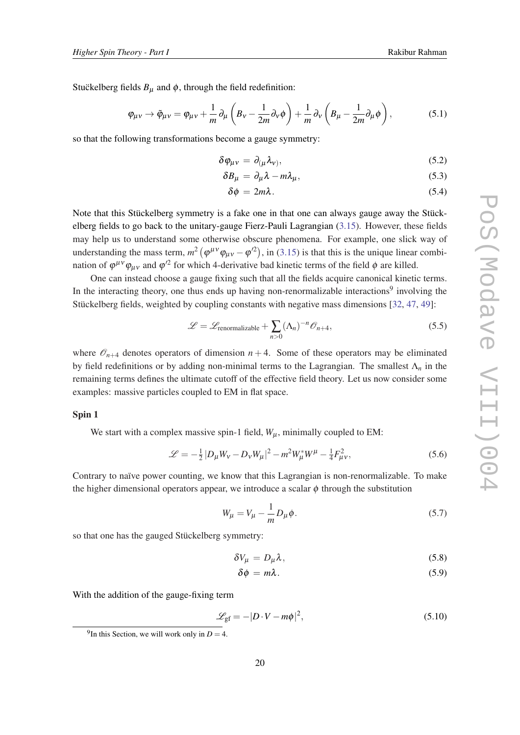Stučkelberg fields $B_\mu$ and $\phi$, through the field redefinition:

$$\varphi_{\mu\nu} \to \tilde{\varphi}_{\mu\nu} = \varphi_{\mu\nu} + \frac{1}{m}\partial_\mu\left(B_\nu - \frac{1}{2m}\partial_\nu\phi\right) + \frac{1}{m}\partial_\nu\left(B_\mu - \frac{1}{2m}\partial_\mu\phi\right), \tag{5.1}$$

so that the following transformations become a gauge symmetry:

$$\delta\varphi_{\mu\nu} = \partial_{(\mu}\lambda_{\nu)}, \tag{5.2}$$

$$\delta B_\mu = \partial_\mu\lambda - m\lambda_\mu, \tag{5.3}$$

$$\delta\phi = 2m\lambda. \tag{5.4}$$

Note that this Stückelberg symmetry is a fake one in that one can always gauge away the Stückelberg fields to go back to the unitary-gauge Fierz-Pauli Lagrangian (3.15). However, these fields may help us to understand some otherwise obscure phenomena. For example, one slick way of understanding the mass term, $m^2\left(\varphi^{\mu\nu}\varphi_{\mu\nu} - \varphi'^2\right)$, in (3.15) is that this is the unique linear combination of $\varphi^{\mu\nu}\varphi_{\mu\nu}$ and $\varphi'^2$ for which 4-derivative bad kinetic terms of the field $\phi$ are killed.

One can instead choose a gauge fixing such that all the fields acquire canonical kinetic terms. In the interacting theory, one thus ends up having non-renormalizable interactions[9] involving the Stückelberg fields, weighted by coupling constants with negative mass dimensions [32, 47, 49]:

$$\mathscr{L} = \mathscr{L}_{\text{renormalizable}} + \sum_{n>0}(\Lambda_n)^{-n}\mathscr{O}_{n+4}, \tag{5.5}$$

where $\mathscr{O}_{n+4}$ denotes operators of dimension $n+4$. Some of these operators may be eliminated by field redefinitions or by adding non-minimal terms to the Lagrangian. The smallest $\Lambda_n$ in the remaining terms defines the ultimate cutoff of the effective field theory. Let us now consider some examples: massive particles coupled to EM in flat space.

**Spin 1**

We start with a complex massive spin-1 field, $W_\mu$, minimally coupled to EM:

$$\mathscr{L} = -\tfrac{1}{2}\left|D_\mu W_\nu - D_\nu W_\mu\right|^2 - m^2 W_\mu^* W^\mu - \tfrac{1}{4}F_{\mu\nu}^2, \tag{5.6}$$

Contrary to naïve power counting, we know that this Lagrangian is non-renormalizable. To make the higher dimensional operators appear, we introduce a scalar $\phi$ through the substitution

$$W_\mu = V_\mu - \frac{1}{m}D_\mu\phi. \tag{5.7}$$

so that one has the gauged Stückelberg symmetry:

$$\delta V_\mu = D_\mu\lambda, \tag{5.8}$$

$$\delta\phi = m\lambda. \tag{5.9}$$

With the addition of the gauge-fixing term

$$\mathscr{L}_{\text{gf}} = -|D\cdot V - m\phi|^2, \tag{5.10}$$

[9] In this Section, we will work only in $D = 4$.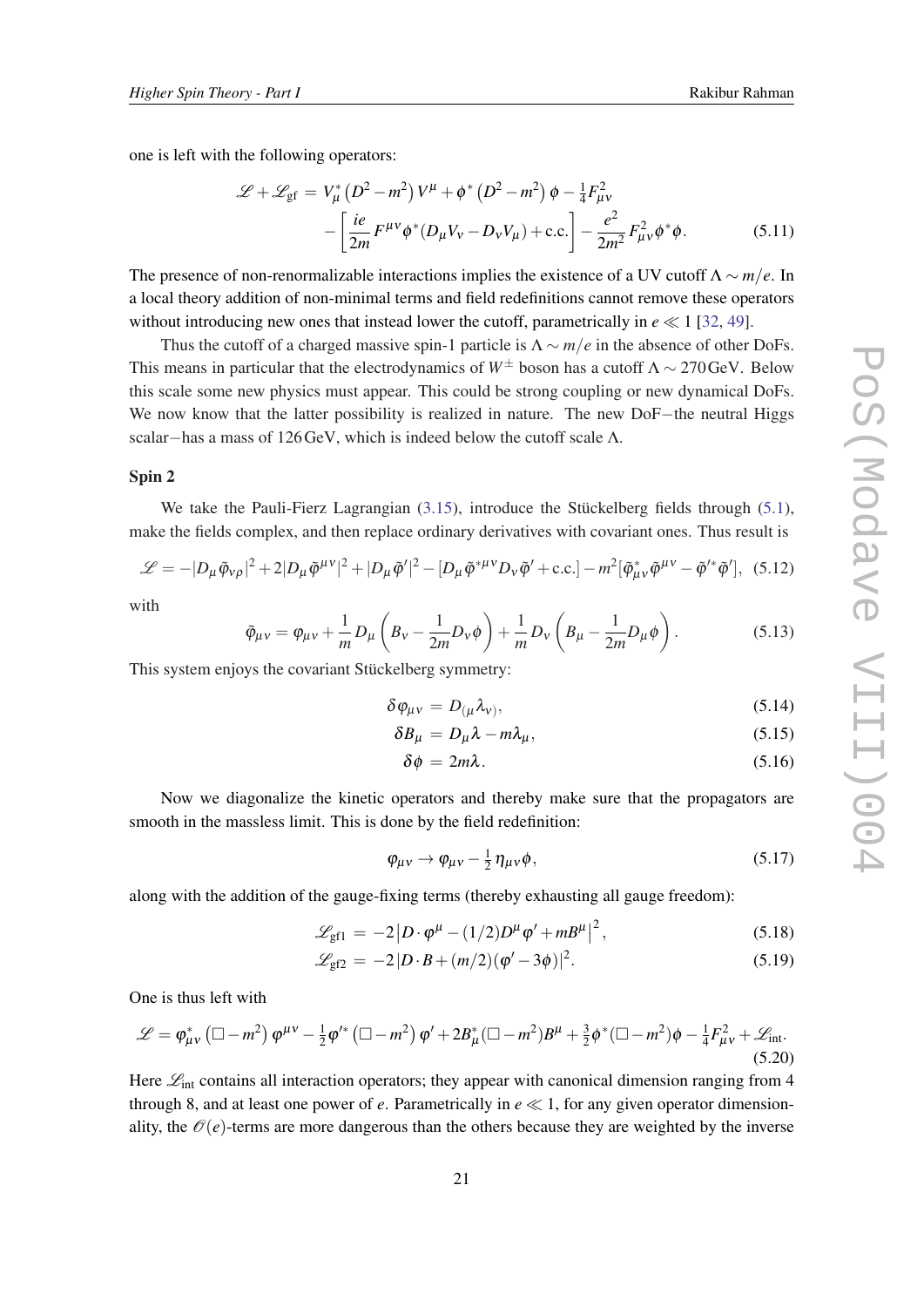one is left with the following operators:

$$\mathscr{L}+\mathscr{L}_{\text{gf}} = V_\mu^*\left(D^2-m^2\right)V^\mu+\phi^*\left(D^2-m^2\right)\phi-\tfrac{1}{4}F_{\mu\nu}^2 \\ -\left[\frac{ie}{2m}F^{\mu\nu}\phi^*(D_\mu V_\nu - D_\nu V_\mu)+\text{c.c.}\right]-\frac{e^2}{2m^2}F_{\mu\nu}^2\phi^*\phi. \tag{5.11}$$

The presence of non-renormalizable interactions implies the existence of a UV cutoff $\Lambda \sim m/e$. In a local theory addition of non-minimal terms and field redefinitions cannot remove these operators without introducing new ones that instead lower the cutoff, parametrically in $e \ll 1$ [32, 49].

Thus the cutoff of a charged massive spin-1 particle is $\Lambda \sim m/e$ in the absence of other DoFs. This means in particular that the electrodynamics of $W^\pm$ boson has a cutoff $\Lambda \sim 270\,\text{GeV}$. Below this scale some new physics must appear. This could be strong coupling or new dynamical DoFs. We now know that the latter possibility is realized in nature. The new DoF−the neutral Higgs scalar−has a mass of $126\,\text{GeV}$, which is indeed below the cutoff scale $\Lambda$.

### Spin 2

We take the Pauli-Fierz Lagrangian (3.15), introduce the Stückelberg fields through (5.1), make the fields complex, and then replace ordinary derivatives with covariant ones. Thus result is

$$\mathscr{L} = -|D_\mu\tilde{\varphi}_{\nu\rho}|^2+2|D_\mu\tilde{\varphi}^{\mu\nu}|^2+|D_\mu\tilde{\varphi}'|^2-[D_\mu\tilde{\varphi}^{*\mu\nu}D_\nu\tilde{\varphi}'+\text{c.c.}]-m^2[\tilde{\varphi}^*_{\mu\nu}\tilde{\varphi}^{\mu\nu}-\tilde{\varphi}'^*\tilde{\varphi}'], \tag{5.12}$$

with

$$\tilde{\varphi}_{\mu\nu} = \varphi_{\mu\nu}+\frac{1}{m}D_\mu\left(B_\nu-\frac{1}{2m}D_\nu\phi\right)+\frac{1}{m}D_\nu\left(B_\mu-\frac{1}{2m}D_\mu\phi\right). \tag{5.13}$$

This system enjoys the covariant Stückelberg symmetry:

$$\delta\varphi_{\mu\nu} = D_{(\mu}\lambda_{\nu)}, \tag{5.14}$$

$$\delta B_\mu = D_\mu\lambda - m\lambda_\mu, \tag{5.15}$$

$$\delta\phi = 2m\lambda. \tag{5.16}$$

Now we diagonalize the kinetic operators and thereby make sure that the propagators are smooth in the massless limit. This is done by the field redefinition:

$$\varphi_{\mu\nu}\to\varphi_{\mu\nu}-\tfrac{1}{2}\eta_{\mu\nu}\phi, \tag{5.17}$$

along with the addition of the gauge-fixing terms (thereby exhausting all gauge freedom):

$$\mathscr{L}_{\text{gf1}} = -2\left|D\cdot\varphi^\mu-(1/2)D^\mu\varphi'+mB^\mu\right|^2, \tag{5.18}$$

$$\mathscr{L}_{\text{gf2}} = -2\left|D\cdot B+(m/2)(\varphi'-3\phi)\right|^2. \tag{5.19}$$

One is thus left with

$$\mathscr{L} = \varphi^*_{\mu\nu}\left(\Box-m^2\right)\varphi^{\mu\nu}-\tfrac{1}{2}\varphi'^*\left(\Box-m^2\right)\varphi'+2B^*_\mu(\Box-m^2)B^\mu+\tfrac{3}{2}\phi^*(\Box-m^2)\phi-\tfrac{1}{4}F_{\mu\nu}^2+\mathscr{L}_{\text{int}}. \tag{5.20}$$

Here $\mathscr{L}_{\text{int}}$ contains all interaction operators; they appear with canonical dimension ranging from 4 through 8, and at least one power of $e$. Parametrically in $e \ll 1$, for any given operator dimensionality, the $\mathscr{O}(e)$-terms are more dangerous than the others because they are weighted by the inverse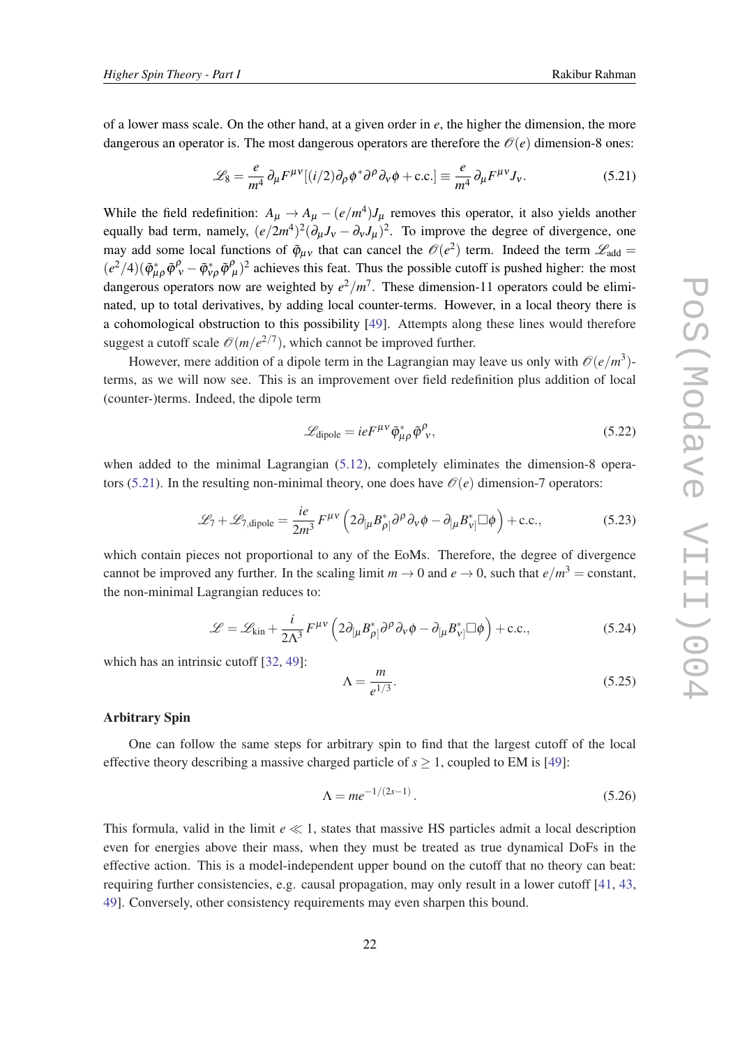of a lower mass scale. On the other hand, at a given order in $e$, the higher the dimension, the more dangerous an operator is. The most dangerous operators are therefore the $\mathcal{O}(e)$ dimension-8 ones:

$$\mathscr{L}_8 = \frac{e}{m^4}\,\partial_\mu F^{\mu\nu}[(i/2)\partial_\rho\phi^*\partial^\rho\partial_\nu\phi + \text{c.c.}] \equiv \frac{e}{m^4}\,\partial_\mu F^{\mu\nu}J_\nu. \tag{5.21}$$

While the field redefinition: $A_\mu \to A_\mu - (e/m^4)J_\mu$ removes this operator, it also yields another equally bad term, namely, $(e/2m^4)^2(\partial_\mu J_\nu - \partial_\nu J_\mu)^2$. To improve the degree of divergence, one may add some local functions of $\tilde{\varphi}_{\mu\nu}$ that can cancel the $\mathcal{O}(e^2)$ term. Indeed the term $\mathscr{L}_{\text{add}} = (e^2/4)(\tilde{\varphi}^*_{\mu\rho}\tilde{\varphi}^\rho{}_\nu - \tilde{\varphi}^*_{\nu\rho}\tilde{\varphi}^\rho{}_\mu)^2$ achieves this feat. Thus the possible cutoff is pushed higher: the most dangerous operators now are weighted by $e^2/m^7$. These dimension-11 operators could be eliminated, up to total derivatives, by adding local counter-terms. However, in a local theory there is a cohomological obstruction to this possibility [49]. Attempts along these lines would therefore suggest a cutoff scale $\mathcal{O}(m/e^{2/7})$, which cannot be improved further.

However, mere addition of a dipole term in the Lagrangian may leave us only with $\mathcal{O}(e/m^3)$-terms, as we will now see. This is an improvement over field redefinition plus addition of local (counter-)terms. Indeed, the dipole term

$$\mathscr{L}_{\text{dipole}} = ieF^{\mu\nu}\tilde{\varphi}^*_{\mu\rho}\tilde{\varphi}^\rho{}_\nu, \tag{5.22}$$

when added to the minimal Lagrangian (5.12), completely eliminates the dimension-8 operators (5.21). In the resulting non-minimal theory, one does have $\mathcal{O}(e)$ dimension-7 operators:

$$\mathscr{L}_7 + \mathscr{L}_{7,\text{dipole}} = \frac{ie}{2m^3}\,F^{\mu\nu}\left(2\partial_{[\mu}B^*_{\rho]}\partial^\rho\partial_\nu\phi - \partial_{[\mu}B^*_{\nu]}\Box\phi\right) + \text{c.c.}, \tag{5.23}$$

which contain pieces not proportional to any of the EoMs. Therefore, the degree of divergence cannot be improved any further. In the scaling limit $m \to 0$ and $e \to 0$, such that $e/m^3 = $ constant, the non-minimal Lagrangian reduces to:

$$\mathscr{L} = \mathscr{L}_{\text{kin}} + \frac{i}{2\Lambda^3}\,F^{\mu\nu}\left(2\partial_{[\mu}B^*_{\rho]}\partial^\rho\partial_\nu\phi - \partial_{[\mu}B^*_{\nu]}\Box\phi\right) + \text{c.c.}, \tag{5.24}$$

which has an intrinsic cutoff [32, 49]:

$$\Lambda = \frac{m}{e^{1/3}}. \tag{5.25}$$

**Arbitrary Spin**

One can follow the same steps for arbitrary spin to find that the largest cutoff of the local effective theory describing a massive charged particle of $s \geq 1$, coupled to EM is [49]:

$$\Lambda = me^{-1/(2s-1)}. \tag{5.26}$$

This formula, valid in the limit $e \ll 1$, states that massive HS particles admit a local description even for energies above their mass, when they must be treated as true dynamical DoFs in the effective action. This is a model-independent upper bound on the cutoff that no theory can beat: requiring further consistencies, e.g. causal propagation, may only result in a lower cutoff [41, 43, 49]. Conversely, other consistency requirements may even sharpen this bound.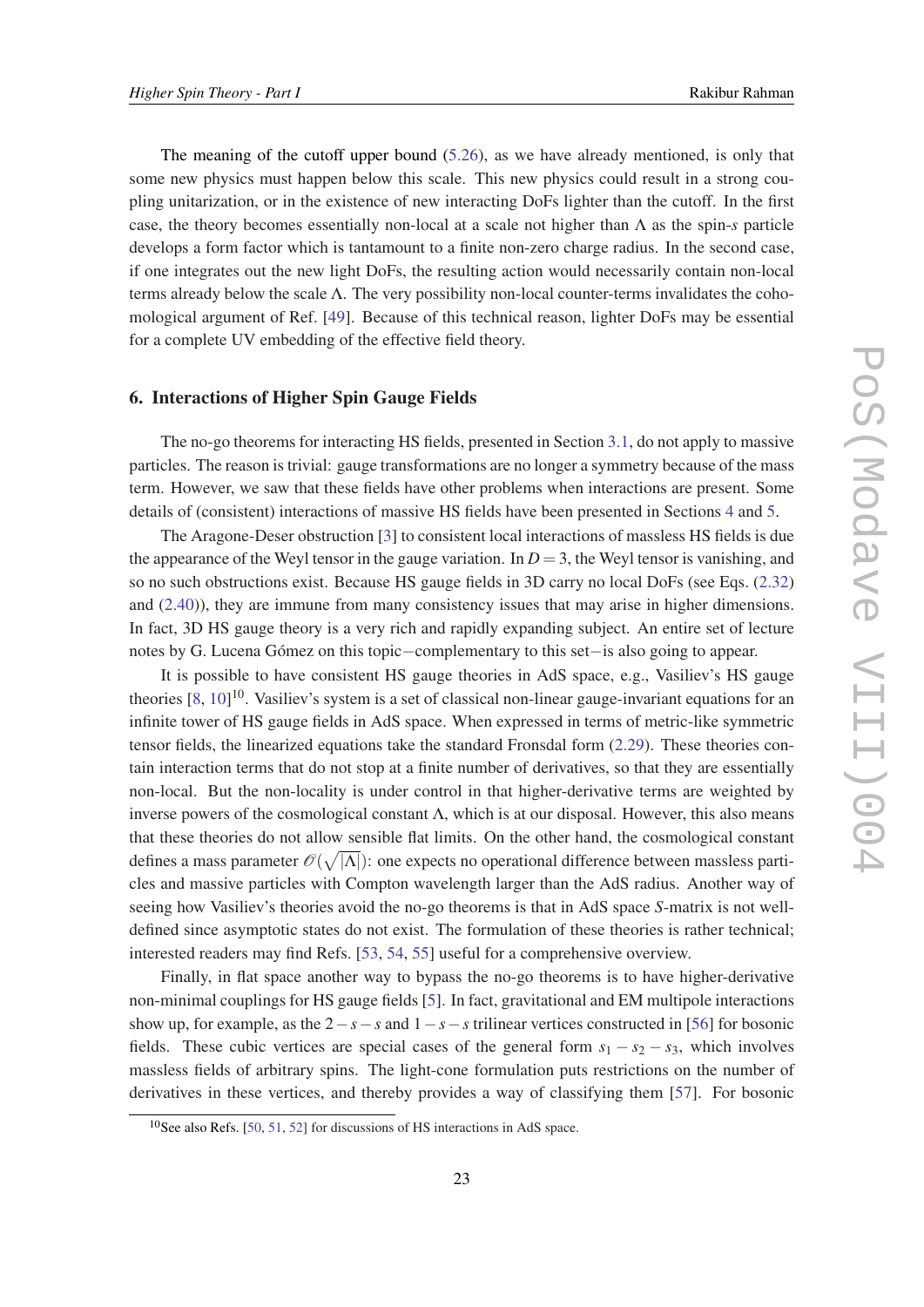The meaning of the cutoff upper bound (5.26), as we have already mentioned, is only that some new physics must happen below this scale. This new physics could result in a strong coupling unitarization, or in the existence of new interacting DoFs lighter than the cutoff. In the first case, the theory becomes essentially non-local at a scale not higher than $\Lambda$ as the spin-$s$ particle develops a form factor which is tantamount to a finite non-zero charge radius. In the second case, if one integrates out the new light DoFs, the resulting action would necessarily contain non-local terms already below the scale $\Lambda$. The very possibility non-local counter-terms invalidates the cohomological argument of Ref. [49]. Because of this technical reason, lighter DoFs may be essential for a complete UV embedding of the effective field theory.

## 6. Interactions of Higher Spin Gauge Fields

The no-go theorems for interacting HS fields, presented in Section 3.1, do not apply to massive particles. The reason is trivial: gauge transformations are no longer a symmetry because of the mass term. However, we saw that these fields have other problems when interactions are present. Some details of (consistent) interactions of massive HS fields have been presented in Sections 4 and 5.

The Aragone-Deser obstruction [3] to consistent local interactions of massless HS fields is due the appearance of the Weyl tensor in the gauge variation. In $D = 3$, the Weyl tensor is vanishing, and so no such obstructions exist. Because HS gauge fields in 3D carry no local DoFs (see Eqs. (2.32) and (2.40)), they are immune from many consistency issues that may arise in higher dimensions. In fact, 3D HS gauge theory is a very rich and rapidly expanding subject. An entire set of lecture notes by G. Lucena Gómez on this topic−complementary to this set−is also going to appear.

It is possible to have consistent HS gauge theories in AdS space, e.g., Vasiliev's HS gauge theories [8, 10][10]. Vasiliev's system is a set of classical non-linear gauge-invariant equations for an infinite tower of HS gauge fields in AdS space. When expressed in terms of metric-like symmetric tensor fields, the linearized equations take the standard Fronsdal form (2.29). These theories contain interaction terms that do not stop at a finite number of derivatives, so that they are essentially non-local. But the non-locality is under control in that higher-derivative terms are weighted by inverse powers of the cosmological constant $\Lambda$, which is at our disposal. However, this also means that these theories do not allow sensible flat limits. On the other hand, the cosmological constant defines a mass parameter $\mathscr{O}(\sqrt{|\Lambda|})$: one expects no operational difference between massless particles and massive particles with Compton wavelength larger than the AdS radius. Another way of seeing how Vasiliev's theories avoid the no-go theorems is that in AdS space $S$-matrix is not well-defined since asymptotic states do not exist. The formulation of these theories is rather technical; interested readers may find Refs. [53, 54, 55] useful for a comprehensive overview.

Finally, in flat space another way to bypass the no-go theorems is to have higher-derivative non-minimal couplings for HS gauge fields [5]. In fact, gravitational and EM multipole interactions show up, for example, as the $2-s-s$ and $1-s-s$ trilinear vertices constructed in [56] for bosonic fields. These cubic vertices are special cases of the general form $s_1 - s_2 - s_3$, which involves massless fields of arbitrary spins. The light-cone formulation puts restrictions on the number of derivatives in these vertices, and thereby provides a way of classifying them [57]. For bosonic

[10] See also Refs. [50, 51, 52] for discussions of HS interactions in AdS space.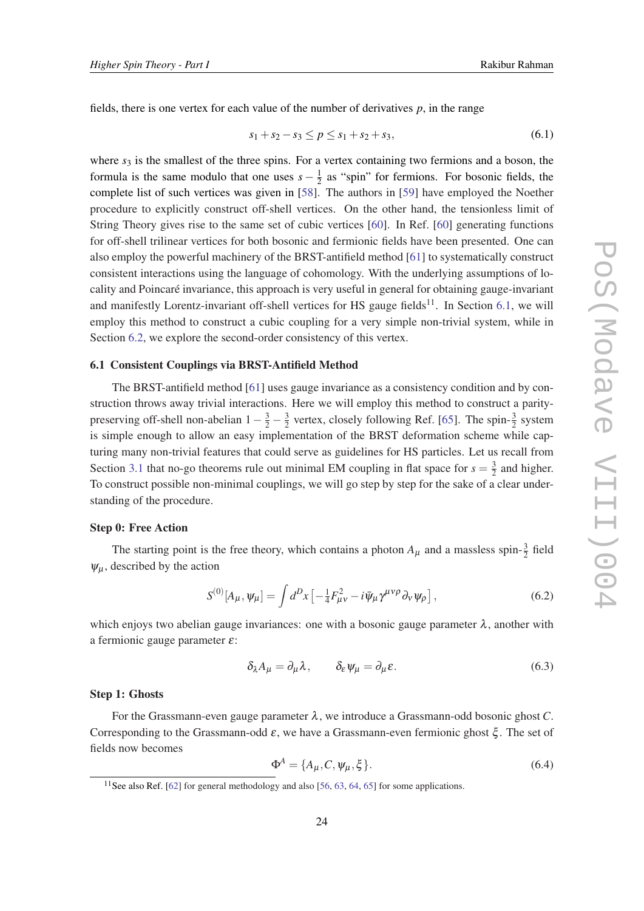fields, there is one vertex for each value of the number of derivatives $p$, in the range

$$s_1 + s_2 - s_3 \leq p \leq s_1 + s_2 + s_3, \tag{6.1}$$

where $s_3$ is the smallest of the three spins. For a vertex containing two fermions and a boson, the formula is the same modulo that one uses $s - \frac{1}{2}$ as "spin" for fermions. For bosonic fields, the complete list of such vertices was given in [58]. The authors in [59] have employed the Noether procedure to explicitly construct off-shell vertices. On the other hand, the tensionless limit of String Theory gives rise to the same set of cubic vertices [60]. In Ref. [60] generating functions for off-shell trilinear vertices for both bosonic and fermionic fields have been presented. One can also employ the powerful machinery of the BRST-antifield method [61] to systematically construct consistent interactions using the language of cohomology. With the underlying assumptions of locality and Poincaré invariance, this approach is very useful in general for obtaining gauge-invariant and manifestly Lorentz-invariant off-shell vertices for HS gauge fields[11]. In Section 6.1, we will employ this method to construct a cubic coupling for a very simple non-trivial system, while in Section 6.2, we explore the second-order consistency of this vertex.

### 6.1 Consistent Couplings via BRST-Antifield Method

The BRST-antifield method [61] uses gauge invariance as a consistency condition and by construction throws away trivial interactions. Here we will employ this method to construct a parity-preserving off-shell non-abelian $1 - \frac{3}{2} - \frac{3}{2}$ vertex, closely following Ref. [65]. The spin-$\frac{3}{2}$ system is simple enough to allow an easy implementation of the BRST deformation scheme while capturing many non-trivial features that could serve as guidelines for HS particles. Let us recall from Section 3.1 that no-go theorems rule out minimal EM coupling in flat space for $s = \frac{3}{2}$ and higher. To construct possible non-minimal couplings, we will go step by step for the sake of a clear understanding of the procedure.

**Step 0: Free Action**

The starting point is the free theory, which contains a photon $A_\mu$ and a massless spin-$\frac{3}{2}$ field $\psi_\mu$, described by the action

$$S^{(0)}[A_\mu, \psi_\mu] = \int d^D x \left[ -\tfrac{1}{4} F_{\mu\nu}^2 - i\bar{\psi}_\mu \gamma^{\mu\nu\rho} \partial_\nu \psi_\rho \right], \tag{6.2}$$

which enjoys two abelian gauge invariances: one with a bosonic gauge parameter $\lambda$, another with a fermionic gauge parameter $\varepsilon$:

$$\delta_\lambda A_\mu = \partial_\mu \lambda, \qquad \delta_\varepsilon \psi_\mu = \partial_\mu \varepsilon. \tag{6.3}$$

**Step 1: Ghosts**

For the Grassmann-even gauge parameter $\lambda$, we introduce a Grassmann-odd bosonic ghost $C$. Corresponding to the Grassmann-odd $\varepsilon$, we have a Grassmann-even fermionic ghost $\xi$. The set of fields now becomes

$$\Phi^A = \{A_\mu, C, \psi_\mu, \xi\}. \tag{6.4}$$

[11] See also Ref. [62] for general methodology and also [56, 63, 64, 65] for some applications.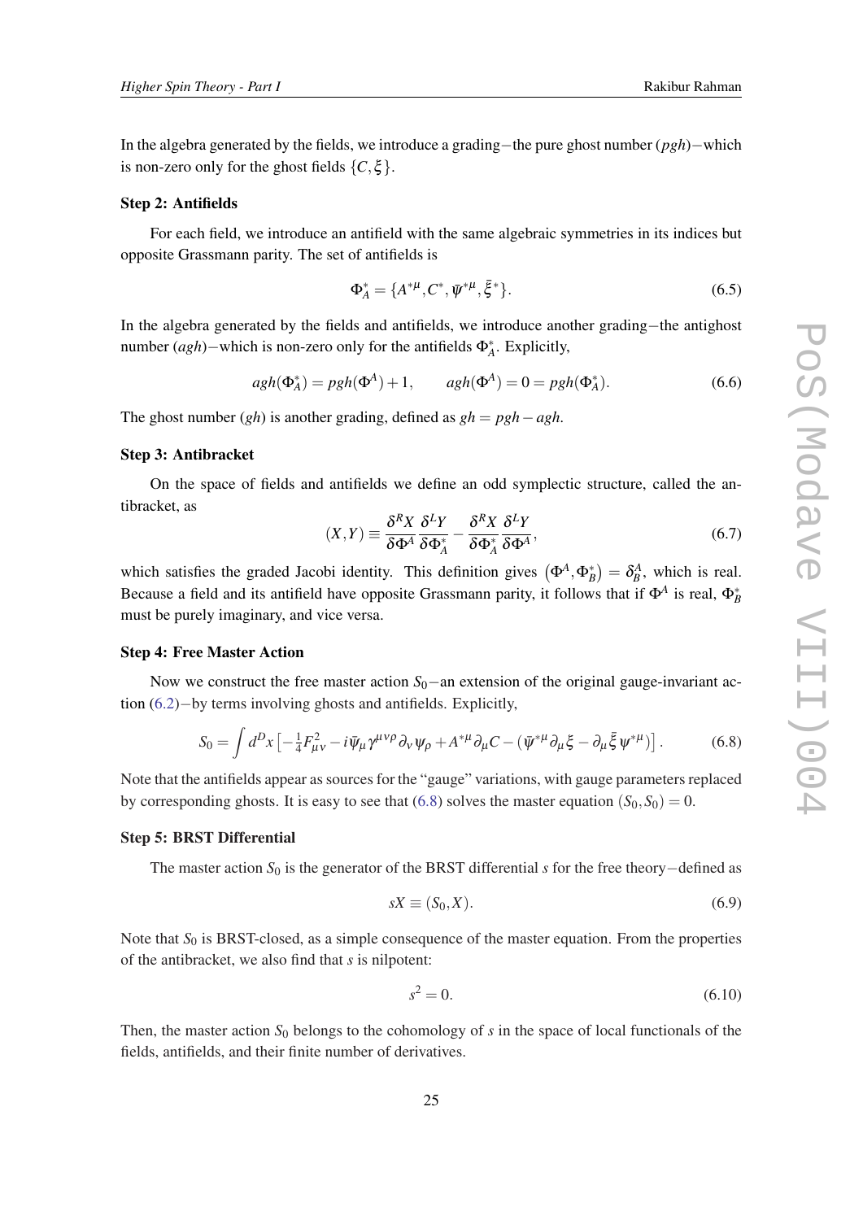In the algebra generated by the fields, we introduce a grading−the pure ghost number ($pgh$)−which is non-zero only for the ghost fields $\{C, \xi\}$.

**Step 2: Antifields**

For each field, we introduce an antifield with the same algebraic symmetries in its indices but opposite Grassmann parity. The set of antifields is

$$\Phi^*_A = \{A^{*\mu}, C^*, \bar{\psi}^{*\mu}, \bar{\xi}^*\}. \tag{6.5}$$

In the algebra generated by the fields and antifields, we introduce another grading−the antighost number ($agh$)−which is non-zero only for the antifields $\Phi^*_A$. Explicitly,

$$agh(\Phi^*_A) = pgh(\Phi^A) + 1, \qquad agh(\Phi^A) = 0 = pgh(\Phi^*_A). \tag{6.6}$$

The ghost number ($gh$) is another grading, defined as $gh = pgh - agh$.

**Step 3: Antibracket**

On the space of fields and antifields we define an odd symplectic structure, called the antibracket, as

$$(X, Y) \equiv \frac{\delta^R X}{\delta \Phi^A} \frac{\delta^L Y}{\delta \Phi^*_A} - \frac{\delta^R X}{\delta \Phi^*_A} \frac{\delta^L Y}{\delta \Phi^A}, \tag{6.7}$$

which satisfies the graded Jacobi identity. This definition gives $\left(\Phi^A, \Phi^*_B\right) = \delta^A_B$, which is real. Because a field and its antifield have opposite Grassmann parity, it follows that if $\Phi^A$ is real, $\Phi^*_B$ must be purely imaginary, and vice versa.

**Step 4: Free Master Action**

Now we construct the free master action $S_0$−an extension of the original gauge-invariant action (6.2)−by terms involving ghosts and antifields. Explicitly,

$$S_0 = \int d^D x \left[ -\tfrac{1}{4} F^2_{\mu\nu} - i \bar{\psi}_\mu \gamma^{\mu\nu\rho} \partial_\nu \psi_\rho + A^{*\mu} \partial_\mu C - (\bar{\psi}^{*\mu} \partial_\mu \xi - \partial_\mu \bar{\xi} \psi^{*\mu}) \right]. \tag{6.8}$$

Note that the antifields appear as sources for the "gauge" variations, with gauge parameters replaced by corresponding ghosts. It is easy to see that (6.8) solves the master equation $(S_0, S_0) = 0$.

**Step 5: BRST Differential**

The master action $S_0$ is the generator of the BRST differential $s$ for the free theory−defined as

$$sX \equiv (S_0, X). \tag{6.9}$$

Note that $S_0$ is BRST-closed, as a simple consequence of the master equation. From the properties of the antibracket, we also find that $s$ is nilpotent:

$$s^2 = 0. \tag{6.10}$$

Then, the master action $S_0$ belongs to the cohomology of $s$ in the space of local functionals of the fields, antifields, and their finite number of derivatives.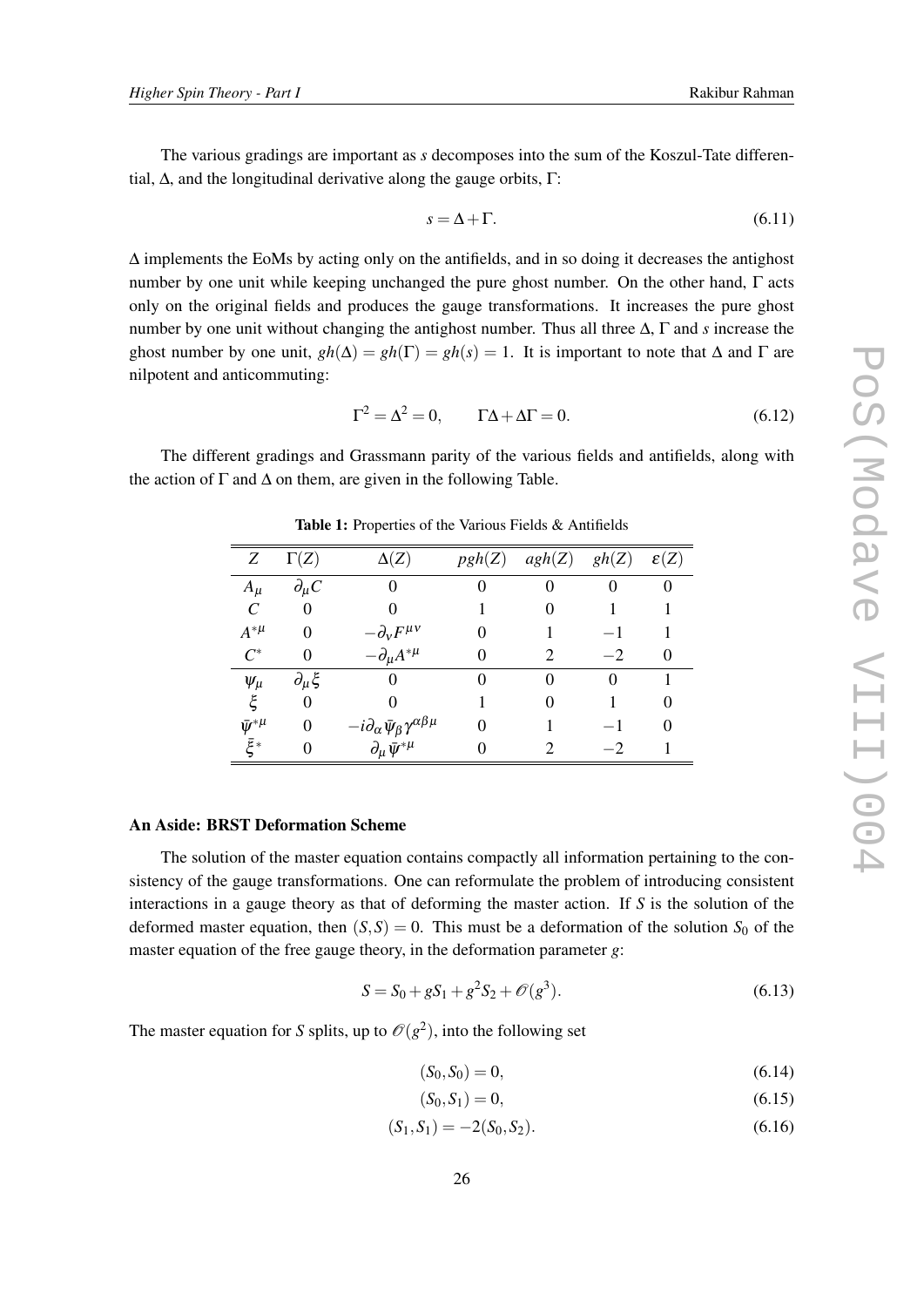The various gradings are important as $s$ decomposes into the sum of the Koszul-Tate differential, $\Delta$, and the longitudinal derivative along the gauge orbits, $\Gamma$:

$$s = \Delta + \Gamma. \tag{6.11}$$

$\Delta$ implements the EoMs by acting only on the antifields, and in so doing it decreases the antighost number by one unit while keeping unchanged the pure ghost number. On the other hand, $\Gamma$ acts only on the original fields and produces the gauge transformations. It increases the pure ghost number by one unit without changing the antighost number. Thus all three $\Delta$, $\Gamma$ and $s$ increase the ghost number by one unit, $gh(\Delta) = gh(\Gamma) = gh(s) = 1$. It is important to note that $\Delta$ and $\Gamma$ are nilpotent and anticommuting:

$$\Gamma^2 = \Delta^2 = 0, \qquad \Gamma\Delta + \Delta\Gamma = 0. \tag{6.12}$$

The different gradings and Grassmann parity of the various fields and antifields, along with the action of $\Gamma$ and $\Delta$ on them, are given in the following Table.

**Table 1:** Properties of the Various Fields & Antifields

| $Z$ | $\Gamma(Z)$ | $\Delta(Z)$ | $pgh(Z)$ | $agh(Z)$ | $gh(Z)$ | $\varepsilon(Z)$ |
|---|---|---|---|---|---|---|
| $A_\mu$ | $\partial_\mu C$ | $0$ | 0 | 0 | 0 | 0 |
| $C$ | $0$ | $0$ | 1 | 0 | 1 | 1 |
| $A^{*\mu}$ | $0$ | $-\partial_\nu F^{\mu\nu}$ | 0 | 1 | $-1$ | 1 |
| $C^*$ | $0$ | $-\partial_\mu A^{*\mu}$ | 0 | 2 | $-2$ | 0 |
| $\psi_\mu$ | $\partial_\mu \xi$ | $0$ | 0 | 0 | 0 | 1 |
| $\xi$ | $0$ | $0$ | 1 | 0 | 1 | 0 |
| $\bar{\psi}^{*\mu}$ | $0$ | $-i\partial_\alpha \bar{\psi}_\beta \gamma^{\alpha\beta\mu}$ | 0 | 1 | $-1$ | 0 |
| $\bar{\xi}^*$ | $0$ | $\partial_\mu \bar{\psi}^{*\mu}$ | 0 | 2 | $-2$ | 1 |

**An Aside: BRST Deformation Scheme**

The solution of the master equation contains compactly all information pertaining to the consistency of the gauge transformations. One can reformulate the problem of introducing consistent interactions in a gauge theory as that of deforming the master action. If $S$ is the solution of the deformed master equation, then $(S,S) = 0$. This must be a deformation of the solution $S_0$ of the master equation of the free gauge theory, in the deformation parameter $g$:

$$S = S_0 + gS_1 + g^2 S_2 + \mathcal{O}(g^3). \tag{6.13}$$

The master equation for $S$ splits, up to $\mathcal{O}(g^2)$, into the following set

$$(S_0, S_0) = 0, \tag{6.14}$$

$$(S_0, S_1) = 0, \tag{6.15}$$

$$(S_1, S_1) = -2(S_0, S_2). \tag{6.16}$$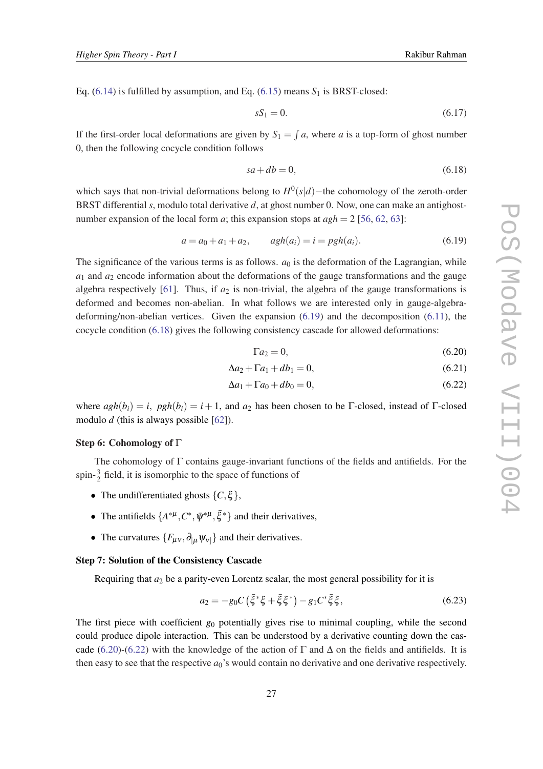Eq. (6.14) is fulfilled by assumption, and Eq. (6.15) means $S_1$ is BRST-closed:

$$sS_1 = 0. \tag{6.17}$$

If the first-order local deformations are given by $S_1 = \int a$, where $a$ is a top-form of ghost number 0, then the following cocycle condition follows

$$sa + db = 0, \tag{6.18}$$

which says that non-trivial deformations belong to $H^0(s|d)$—the cohomology of the zeroth-order BRST differential $s$, modulo total derivative $d$, at ghost number 0. Now, one can make an antighost-number expansion of the local form $a$; this expansion stops at $agh = 2$ [56, 62, 63]:

$$a = a_0 + a_1 + a_2, \qquad agh(a_i) = i = pgh(a_i). \tag{6.19}$$

The significance of the various terms is as follows. $a_0$ is the deformation of the Lagrangian, while $a_1$ and $a_2$ encode information about the deformations of the gauge transformations and the gauge algebra respectively [61]. Thus, if $a_2$ is non-trivial, the algebra of the gauge transformations is deformed and becomes non-abelian. In what follows we are interested only in gauge-algebra-deforming/non-abelian vertices. Given the expansion (6.19) and the decomposition (6.11), the cocycle condition (6.18) gives the following consistency cascade for allowed deformations:

$$\Gamma a_2 = 0, \tag{6.20}$$

$$\Delta a_2 + \Gamma a_1 + db_1 = 0, \tag{6.21}$$

$$\Delta a_1 + \Gamma a_0 + db_0 = 0, \tag{6.22}$$

where $agh(b_i) = i,\ pgh(b_i) = i+1$, and $a_2$ has been chosen to be $\Gamma$-closed, instead of $\Gamma$-closed modulo $d$ (this is always possible [62]).

**Step 6: Cohomology of $\Gamma$**

The cohomology of $\Gamma$ contains gauge-invariant functions of the fields and antifields. For the spin-$\frac{3}{2}$ field, it is isomorphic to the space of functions of

- The undifferentiated ghosts $\{C, \xi\}$,
- The antifields $\{A^{*\mu}, C^*, \bar{\psi}^{*\mu}, \bar{\xi}^*\}$ and their derivatives,
- The curvatures $\{F_{\mu\nu}, \partial_{[\mu}\psi_{\nu]}\}$ and their derivatives.

**Step 7: Solution of the Consistency Cascade**

Requiring that $a_2$ be a parity-even Lorentz scalar, the most general possibility for it is

$$a_2 = -g_0 C\left(\bar{\xi}^*\xi + \bar{\xi}\xi^*\right) - g_1 C^*\bar{\xi}\xi, \tag{6.23}$$

The first piece with coefficient $g_0$ potentially gives rise to minimal coupling, while the second could produce dipole interaction. This can be understood by a derivative counting down the cascade (6.20)-(6.22) with the knowledge of the action of $\Gamma$ and $\Delta$ on the fields and antifields. It is then easy to see that the respective $a_0$'s would contain no derivative and one derivative respectively.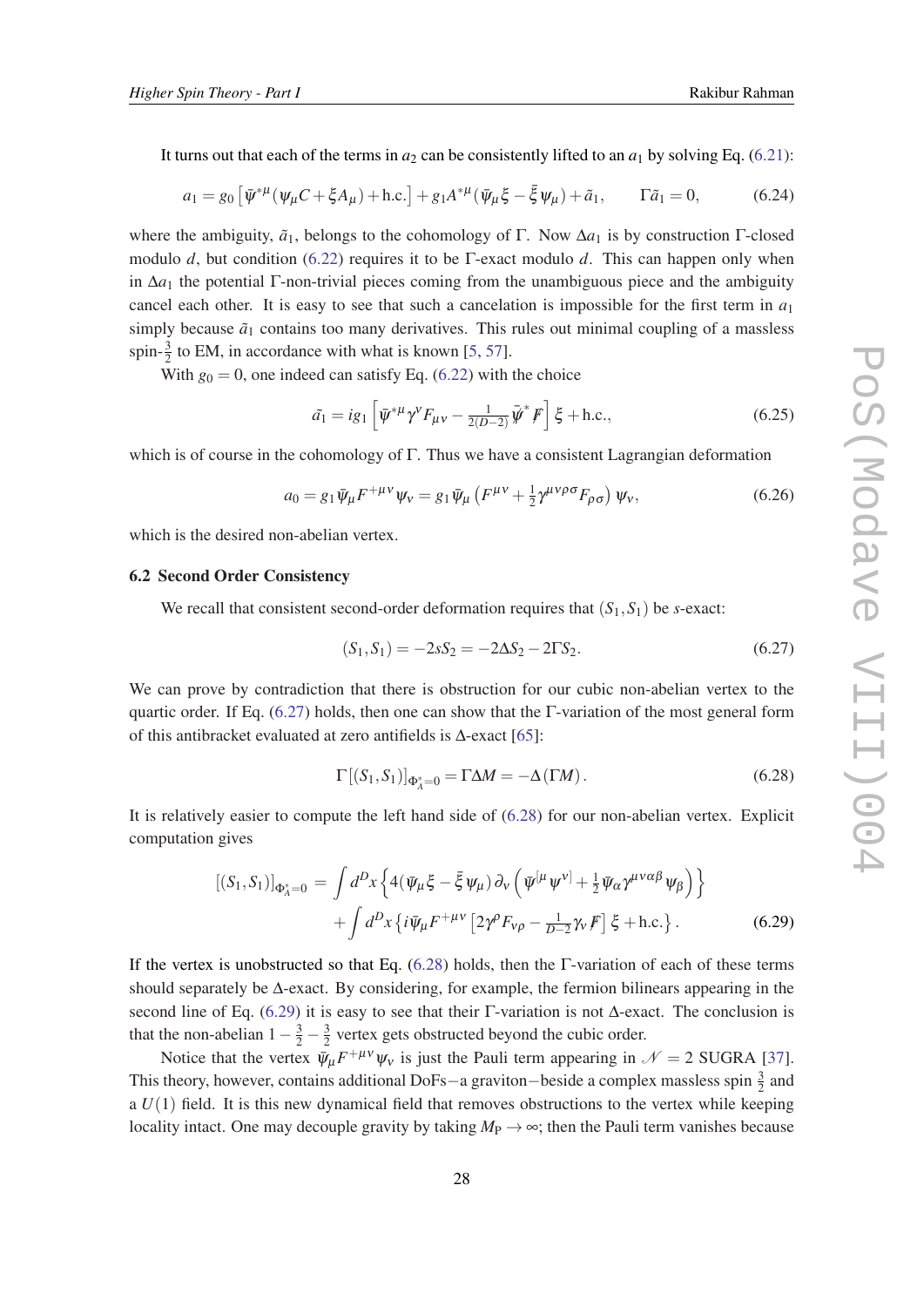It turns out that each of the terms in $a_2$ can be consistently lifted to an $a_1$ by solving Eq. (6.21):

$$a_1 = g_0 \left[\bar{\psi}^{*\mu}(\psi_\mu C + \xi A_\mu) + \text{h.c.}\right] + g_1 A^{*\mu}(\bar{\psi}_\mu \xi - \bar{\xi}\psi_\mu) + \tilde{a}_1, \qquad \Gamma\tilde{a}_1 = 0, \tag{6.24}$$

where the ambiguity, $\tilde{a}_1$, belongs to the cohomology of $\Gamma$. Now $\Delta a_1$ is by construction $\Gamma$-closed modulo $d$, but condition (6.22) requires it to be $\Gamma$-exact modulo $d$. This can happen only when in $\Delta a_1$ the potential $\Gamma$-non-trivial pieces coming from the unambiguous piece and the ambiguity cancel each other. It is easy to see that such a cancelation is impossible for the first term in $a_1$ simply because $\tilde{a}_1$ contains too many derivatives. This rules out minimal coupling of a massless spin-$\frac{3}{2}$ to EM, in accordance with what is known [5, 57].

With $g_0 = 0$, one indeed can satisfy Eq. (6.22) with the choice

$$\tilde{a}_1 = i g_1 \left[\bar{\psi}^{*\mu}\gamma^\nu F_{\mu\nu} - \tfrac{1}{2(D-2)}\bar{\psi}^{*}\not{F}\right]\xi + \text{h.c.}, \tag{6.25}$$

which is of course in the cohomology of $\Gamma$. Thus we have a consistent Lagrangian deformation

$$a_0 = g_1 \bar{\psi}_\mu F^{+\mu\nu}\psi_\nu = g_1 \bar{\psi}_\mu \left(F^{\mu\nu} + \tfrac{1}{2}\gamma^{\mu\nu\rho\sigma}F_{\rho\sigma}\right)\psi_\nu, \tag{6.26}$$

which is the desired non-abelian vertex.

### 6.2 Second Order Consistency

We recall that consistent second-order deformation requires that $(S_1, S_1)$ be $s$-exact:

$$(S_1, S_1) = -2sS_2 = -2\Delta S_2 - 2\Gamma S_2. \tag{6.27}$$

We can prove by contradiction that there is obstruction for our cubic non-abelian vertex to the quartic order. If Eq. (6.27) holds, then one can show that the $\Gamma$-variation of the most general form of this antibracket evaluated at zero antifields is $\Delta$-exact [65]:

$$\Gamma\left[(S_1, S_1)\right]_{\Phi_A^*=0} = \Gamma\Delta M = -\Delta(\Gamma M). \tag{6.28}$$

It is relatively easier to compute the left hand side of (6.28) for our non-abelian vertex. Explicit computation gives

$$\begin{aligned}\left[(S_1, S_1)\right]_{\Phi_A^*=0} = & \int d^D x \left\{4(\bar{\psi}_\mu \xi - \bar{\xi}\psi_\mu)\,\partial_\nu\left(\bar{\psi}^{[\mu}\psi^{\nu]} + \tfrac{1}{2}\bar{\psi}_\alpha\gamma^{\mu\nu\alpha\beta}\psi_\beta\right)\right\} \\ & + \int d^D x \left\{i\bar{\psi}_\mu F^{+\mu\nu}\left[2\gamma^\rho F_{\nu\rho} - \tfrac{1}{D-2}\gamma_\nu \not{F}\right]\xi + \text{h.c.}\right\}.\end{aligned} \tag{6.29}$$

If the vertex is unobstructed so that Eq. (6.28) holds, then the $\Gamma$-variation of each of these terms should separately be $\Delta$-exact. By considering, for example, the fermion bilinears appearing in the second line of Eq. (6.29) it is easy to see that their $\Gamma$-variation is not $\Delta$-exact. The conclusion is that the non-abelian $1 - \frac{3}{2} - \frac{3}{2}$ vertex gets obstructed beyond the cubic order.

Notice that the vertex $\bar{\psi}_\mu F^{+\mu\nu}\psi_\nu$ is just the Pauli term appearing in $\mathcal{N} = 2$ SUGRA [37]. This theory, however, contains additional DoFs$-$a graviton$-$beside a complex massless spin $\frac{3}{2}$ and a $U(1)$ field. It is this new dynamical field that removes obstructions to the vertex while keeping locality intact. One may decouple gravity by taking $M_{\text{P}} \to \infty$; then the Pauli term vanishes because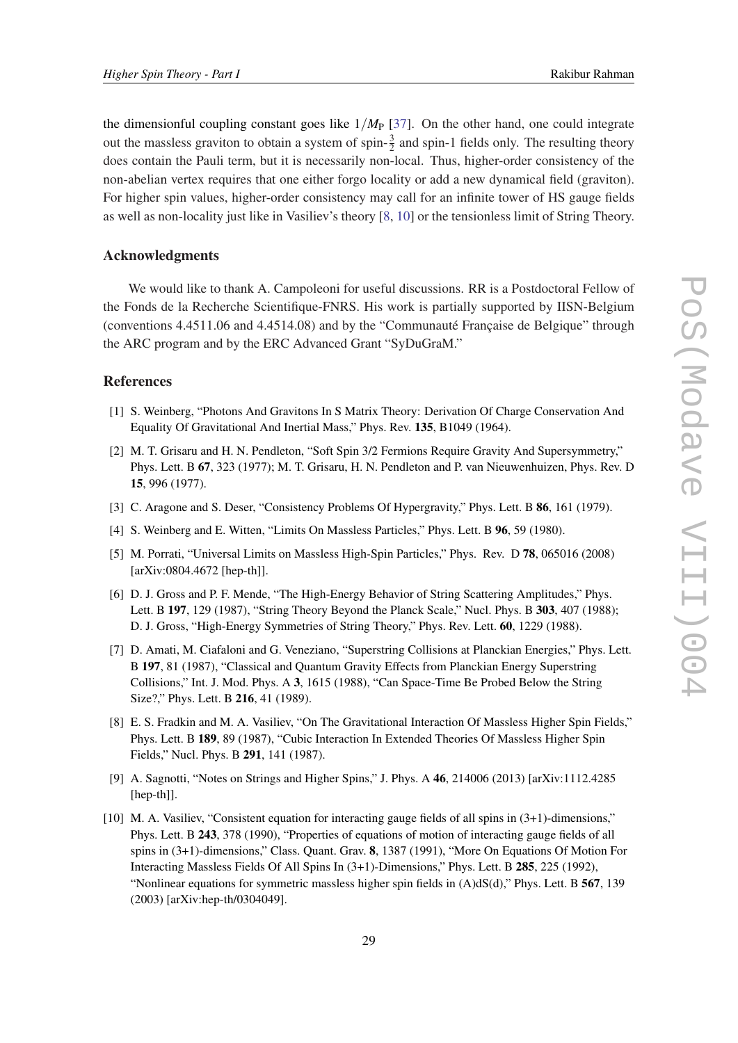the dimensionful coupling constant goes like $1/M_{\rm P}$ [37]. On the other hand, one could integrate out the massless graviton to obtain a system of spin-$\frac{3}{2}$ and spin-1 fields only. The resulting theory does contain the Pauli term, but it is necessarily non-local. Thus, higher-order consistency of the non-abelian vertex requires that one either forgo locality or add a new dynamical field (graviton). For higher spin values, higher-order consistency may call for an infinite tower of HS gauge fields as well as non-locality just like in Vasiliev's theory [8, 10] or the tensionless limit of String Theory.

## Acknowledgments

We would like to thank A. Campoleoni for useful discussions. RR is a Postdoctoral Fellow of the Fonds de la Recherche Scientifique-FNRS. His work is partially supported by IISN-Belgium (conventions 4.4511.06 and 4.4514.08) and by the "Communauté Française de Belgique" through the ARC program and by the ERC Advanced Grant "SyDuGraM."

## References

[1] S. Weinberg, "Photons And Gravitons In S Matrix Theory: Derivation Of Charge Conservation And Equality Of Gravitational And Inertial Mass," Phys. Rev. **135**, B1049 (1964).

[2] M. T. Grisaru and H. N. Pendleton, "Soft Spin 3/2 Fermions Require Gravity And Supersymmetry," Phys. Lett. B **67**, 323 (1977); M. T. Grisaru, H. N. Pendleton and P. van Nieuwenhuizen, Phys. Rev. D **15**, 996 (1977).

[3] C. Aragone and S. Deser, "Consistency Problems Of Hypergravity," Phys. Lett. B **86**, 161 (1979).

[4] S. Weinberg and E. Witten, "Limits On Massless Particles," Phys. Lett. B **96**, 59 (1980).

[5] M. Porrati, "Universal Limits on Massless High-Spin Particles," Phys. Rev. D **78**, 065016 (2008) [arXiv:0804.4672 [hep-th]].

[6] D. J. Gross and P. F. Mende, "The High-Energy Behavior of String Scattering Amplitudes," Phys. Lett. B **197**, 129 (1987), "String Theory Beyond the Planck Scale," Nucl. Phys. B **303**, 407 (1988); D. J. Gross, "High-Energy Symmetries of String Theory," Phys. Rev. Lett. **60**, 1229 (1988).

[7] D. Amati, M. Ciafaloni and G. Veneziano, "Superstring Collisions at Planckian Energies," Phys. Lett. B **197**, 81 (1987), "Classical and Quantum Gravity Effects from Planckian Energy Superstring Collisions," Int. J. Mod. Phys. A **3**, 1615 (1988), "Can Space-Time Be Probed Below the String Size?," Phys. Lett. B **216**, 41 (1989).

[8] E. S. Fradkin and M. A. Vasiliev, "On The Gravitational Interaction Of Massless Higher Spin Fields," Phys. Lett. B **189**, 89 (1987), "Cubic Interaction In Extended Theories Of Massless Higher Spin Fields," Nucl. Phys. B **291**, 141 (1987).

[9] A. Sagnotti, "Notes on Strings and Higher Spins," J. Phys. A **46**, 214006 (2013) [arXiv:1112.4285 [hep-th]].

[10] M. A. Vasiliev, "Consistent equation for interacting gauge fields of all spins in (3+1)-dimensions," Phys. Lett. B **243**, 378 (1990), "Properties of equations of motion of interacting gauge fields of all spins in (3+1)-dimensions," Class. Quant. Grav. **8**, 1387 (1991), "More On Equations Of Motion For Interacting Massless Fields Of All Spins In (3+1)-Dimensions," Phys. Lett. B **285**, 225 (1992), "Nonlinear equations for symmetric massless higher spin fields in (A)dS(d)," Phys. Lett. B **567**, 139 (2003) [arXiv:hep-th/0304049].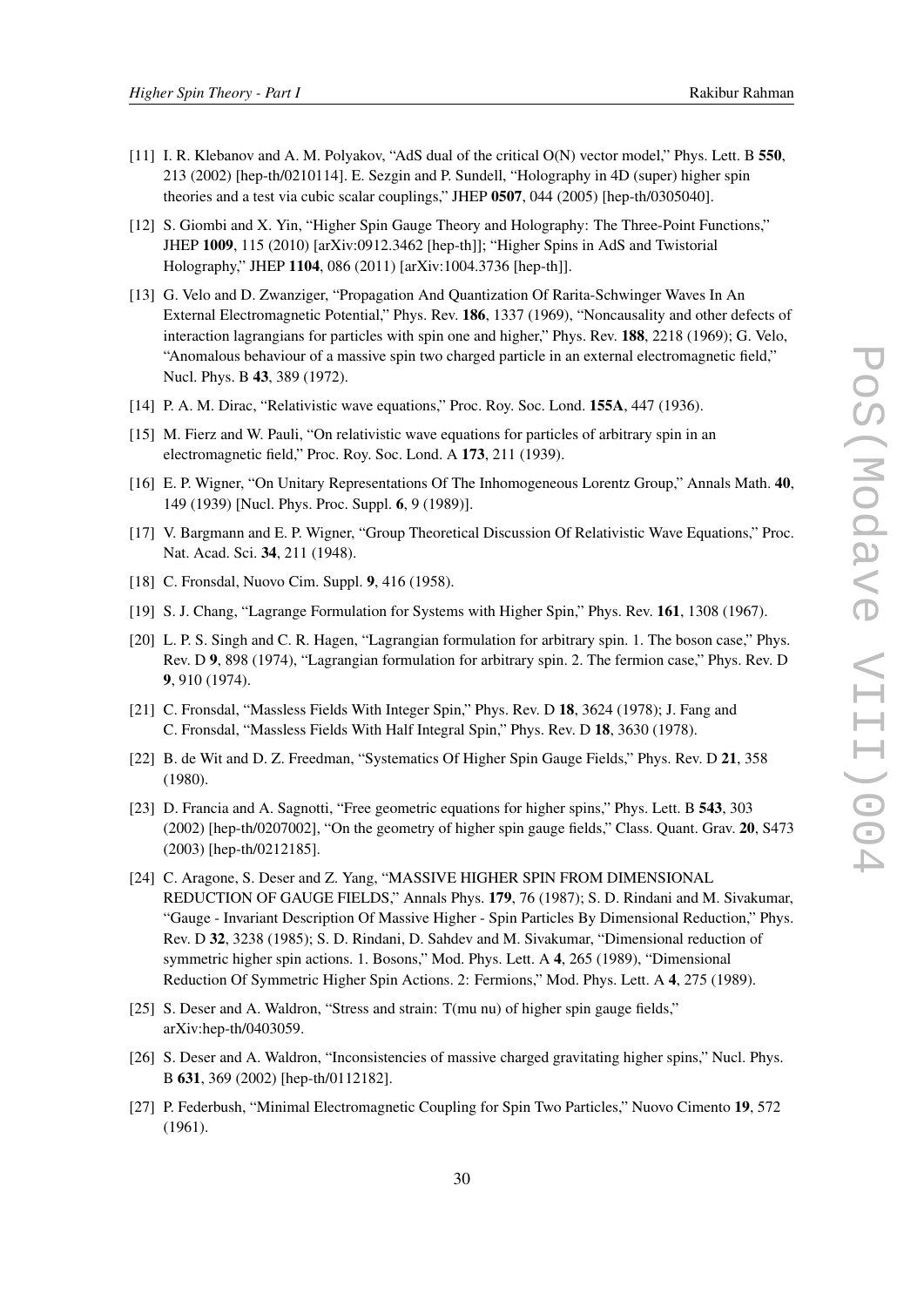[11] I. R. Klebanov and A. M. Polyakov, "AdS dual of the critical O(N) vector model," Phys. Lett. B **550**, 213 (2002) [hep-th/0210114]. E. Sezgin and P. Sundell, "Holography in 4D (super) higher spin theories and a test via cubic scalar couplings," JHEP **0507**, 044 (2005) [hep-th/0305040].

[12] S. Giombi and X. Yin, "Higher Spin Gauge Theory and Holography: The Three-Point Functions," JHEP **1009**, 115 (2010) [arXiv:0912.3462 [hep-th]]; "Higher Spins in AdS and Twistorial Holography," JHEP **1104**, 086 (2011) [arXiv:1004.3736 [hep-th]].

[13] G. Velo and D. Zwanziger, "Propagation And Quantization Of Rarita-Schwinger Waves In An External Electromagnetic Potential," Phys. Rev. **186**, 1337 (1969), "Noncausality and other defects of interaction lagrangians for particles with spin one and higher," Phys. Rev. **188**, 2218 (1969); G. Velo, "Anomalous behaviour of a massive spin two charged particle in an external electromagnetic field," Nucl. Phys. B **43**, 389 (1972).

[14] P. A. M. Dirac, "Relativistic wave equations," Proc. Roy. Soc. Lond. **155A**, 447 (1936).

[15] M. Fierz and W. Pauli, "On relativistic wave equations for particles of arbitrary spin in an electromagnetic field," Proc. Roy. Soc. Lond. A **173**, 211 (1939).

[16] E. P. Wigner, "On Unitary Representations Of The Inhomogeneous Lorentz Group," Annals Math. **40**, 149 (1939) [Nucl. Phys. Proc. Suppl. **6**, 9 (1989)].

[17] V. Bargmann and E. P. Wigner, "Group Theoretical Discussion Of Relativistic Wave Equations," Proc. Nat. Acad. Sci. **34**, 211 (1948).

[18] C. Fronsdal, Nuovo Cim. Suppl. **9**, 416 (1958).

[19] S. J. Chang, "Lagrange Formulation for Systems with Higher Spin," Phys. Rev. **161**, 1308 (1967).

[20] L. P. S. Singh and C. R. Hagen, "Lagrangian formulation for arbitrary spin. 1. The boson case," Phys. Rev. D **9**, 898 (1974), "Lagrangian formulation for arbitrary spin. 2. The fermion case," Phys. Rev. D **9**, 910 (1974).

[21] C. Fronsdal, "Massless Fields With Integer Spin," Phys. Rev. D **18**, 3624 (1978); J. Fang and C. Fronsdal, "Massless Fields With Half Integral Spin," Phys. Rev. D **18**, 3630 (1978).

[22] B. de Wit and D. Z. Freedman, "Systematics Of Higher Spin Gauge Fields," Phys. Rev. D **21**, 358 (1980).

[23] D. Francia and A. Sagnotti, "Free geometric equations for higher spins," Phys. Lett. B **543**, 303 (2002) [hep-th/0207002], "On the geometry of higher spin gauge fields," Class. Quant. Grav. **20**, S473 (2003) [hep-th/0212185].

[24] C. Aragone, S. Deser and Z. Yang, "MASSIVE HIGHER SPIN FROM DIMENSIONAL REDUCTION OF GAUGE FIELDS," Annals Phys. **179**, 76 (1987); S. D. Rindani and M. Sivakumar, "Gauge - Invariant Description Of Massive Higher - Spin Particles By Dimensional Reduction," Phys. Rev. D **32**, 3238 (1985); S. D. Rindani, D. Sahdev and M. Sivakumar, "Dimensional reduction of symmetric higher spin actions. 1. Bosons," Mod. Phys. Lett. A **4**, 265 (1989), "Dimensional Reduction Of Symmetric Higher Spin Actions. 2: Fermions," Mod. Phys. Lett. A **4**, 275 (1989).

[25] S. Deser and A. Waldron, "Stress and strain: T(mu nu) of higher spin gauge fields," arXiv:hep-th/0403059.

[26] S. Deser and A. Waldron, "Inconsistencies of massive charged gravitating higher spins," Nucl. Phys. B **631**, 369 (2002) [hep-th/0112182].

[27] P. Federbush, "Minimal Electromagnetic Coupling for Spin Two Particles," Nuovo Cimento **19**, 572 (1961).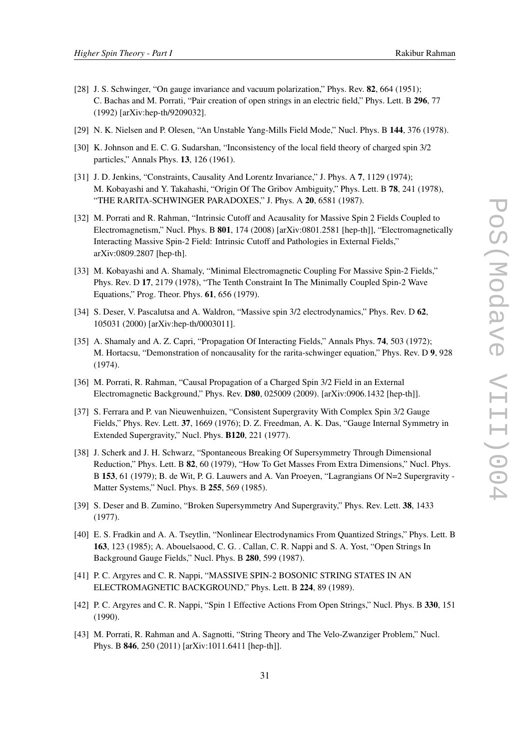[28] J. S. Schwinger, "On gauge invariance and vacuum polarization," Phys. Rev. **82**, 664 (1951); C. Bachas and M. Porrati, "Pair creation of open strings in an electric field," Phys. Lett. B **296**, 77 (1992) [arXiv:hep-th/9209032].

[29] N. K. Nielsen and P. Olesen, "An Unstable Yang-Mills Field Mode," Nucl. Phys. B **144**, 376 (1978).

[30] K. Johnson and E. C. G. Sudarshan, "Inconsistency of the local field theory of charged spin 3/2 particles," Annals Phys. **13**, 126 (1961).

[31] J. D. Jenkins, "Constraints, Causality And Lorentz Invariance," J. Phys. A **7**, 1129 (1974); M. Kobayashi and Y. Takahashi, "Origin Of The Gribov Ambiguity," Phys. Lett. B **78**, 241 (1978), "THE RARITA-SCHWINGER PARADOXES," J. Phys. A **20**, 6581 (1987).

[32] M. Porrati and R. Rahman, "Intrinsic Cutoff and Acausality for Massive Spin 2 Fields Coupled to Electromagnetism," Nucl. Phys. B **801**, 174 (2008) [arXiv:0801.2581 [hep-th]], "Electromagnetically Interacting Massive Spin-2 Field: Intrinsic Cutoff and Pathologies in External Fields," arXiv:0809.2807 [hep-th].

[33] M. Kobayashi and A. Shamaly, "Minimal Electromagnetic Coupling For Massive Spin-2 Fields," Phys. Rev. D **17**, 2179 (1978), "The Tenth Constraint In The Minimally Coupled Spin-2 Wave Equations," Prog. Theor. Phys. **61**, 656 (1979).

[34] S. Deser, V. Pascalutsa and A. Waldron, "Massive spin 3/2 electrodynamics," Phys. Rev. D **62**, 105031 (2000) [arXiv:hep-th/0003011].

[35] A. Shamaly and A. Z. Capri, "Propagation Of Interacting Fields," Annals Phys. **74**, 503 (1972); M. Hortacsu, "Demonstration of noncausality for the rarita-schwinger equation," Phys. Rev. D **9**, 928 (1974).

[36] M. Porrati, R. Rahman, "Causal Propagation of a Charged Spin 3/2 Field in an External Electromagnetic Background," Phys. Rev. **D80**, 025009 (2009). [arXiv:0906.1432 [hep-th]].

[37] S. Ferrara and P. van Nieuwenhuizen, "Consistent Supergravity With Complex Spin 3/2 Gauge Fields," Phys. Rev. Lett. **37**, 1669 (1976); D. Z. Freedman, A. K. Das, "Gauge Internal Symmetry in Extended Supergravity," Nucl. Phys. **B120**, 221 (1977).

[38] J. Scherk and J. H. Schwarz, "Spontaneous Breaking Of Supersymmetry Through Dimensional Reduction," Phys. Lett. B **82**, 60 (1979), "How To Get Masses From Extra Dimensions," Nucl. Phys. B **153**, 61 (1979); B. de Wit, P. G. Lauwers and A. Van Proeyen, "Lagrangians Of N=2 Supergravity - Matter Systems," Nucl. Phys. B **255**, 569 (1985).

[39] S. Deser and B. Zumino, "Broken Supersymmetry And Supergravity," Phys. Rev. Lett. **38**, 1433 (1977).

[40] E. S. Fradkin and A. A. Tseytlin, "Nonlinear Electrodynamics From Quantized Strings," Phys. Lett. B **163**, 123 (1985); A. Abouelsaood, C. G. . Callan, C. R. Nappi and S. A. Yost, "Open Strings In Background Gauge Fields," Nucl. Phys. B **280**, 599 (1987).

[41] P. C. Argyres and C. R. Nappi, "MASSIVE SPIN-2 BOSONIC STRING STATES IN AN ELECTROMAGNETIC BACKGROUND," Phys. Lett. B **224**, 89 (1989).

[42] P. C. Argyres and C. R. Nappi, "Spin 1 Effective Actions From Open Strings," Nucl. Phys. B **330**, 151 (1990).

[43] M. Porrati, R. Rahman and A. Sagnotti, "String Theory and The Velo-Zwanziger Problem," Nucl. Phys. B **846**, 250 (2011) [arXiv:1011.6411 [hep-th]].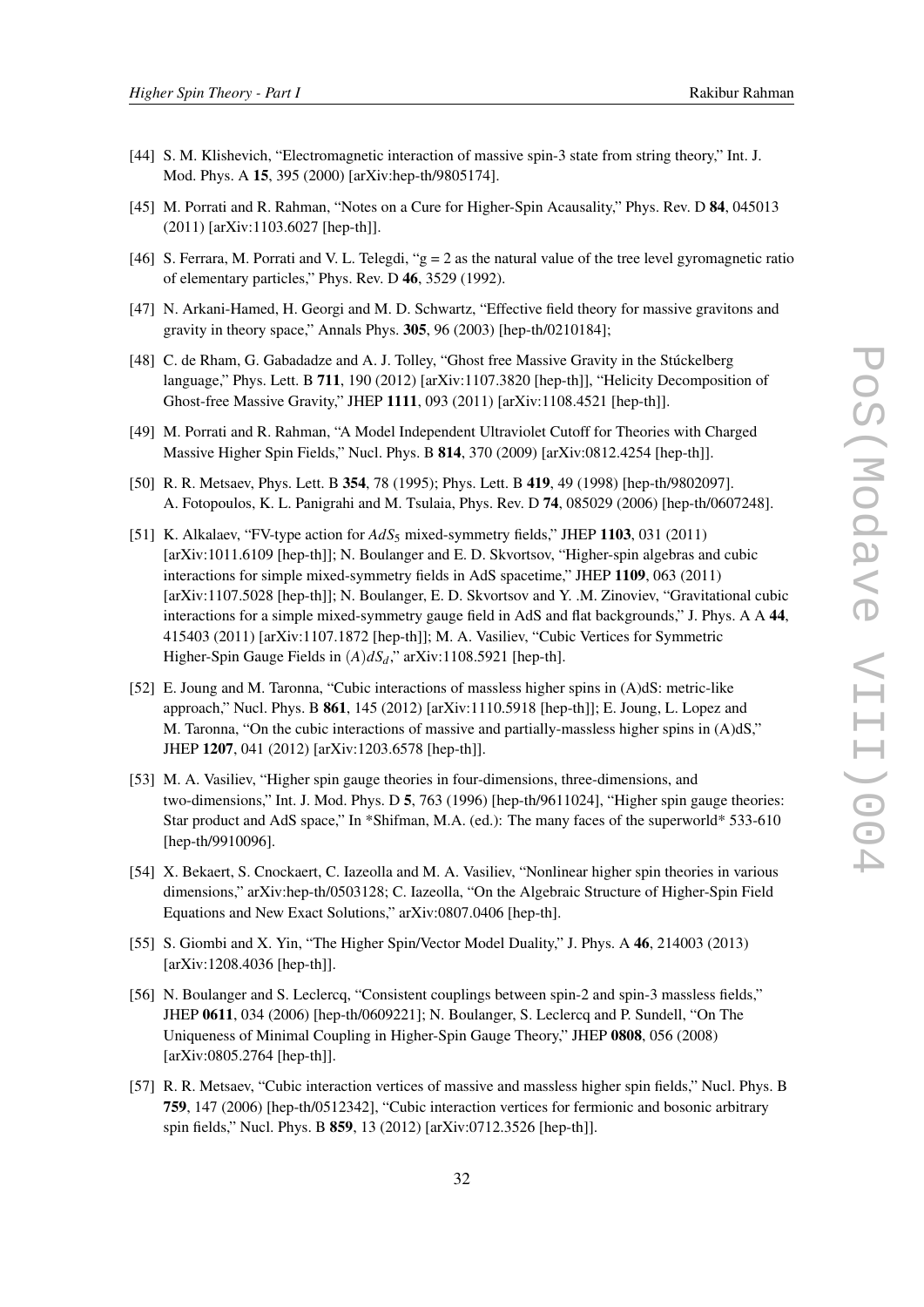[44] S. M. Klishevich, “Electromagnetic interaction of massive spin-3 state from string theory,” Int. J. Mod. Phys. A **15**, 395 (2000) [arXiv:hep-th/9805174].

[45] M. Porrati and R. Rahman, “Notes on a Cure for Higher-Spin Acausality,” Phys. Rev. D **84**, 045013 (2011) [arXiv:1103.6027 [hep-th]].

[46] S. Ferrara, M. Porrati and V. L. Telegdi, “g = 2 as the natural value of the tree level gyromagnetic ratio of elementary particles,” Phys. Rev. D **46**, 3529 (1992).

[47] N. Arkani-Hamed, H. Georgi and M. D. Schwartz, “Effective field theory for massive gravitons and gravity in theory space,” Annals Phys. **305**, 96 (2003) [hep-th/0210184];

[48] C. de Rham, G. Gabadadze and A. J. Tolley, “Ghost free Massive Gravity in the Stúckelberg language,” Phys. Lett. B **711**, 190 (2012) [arXiv:1107.3820 [hep-th]], “Helicity Decomposition of Ghost-free Massive Gravity,” JHEP **1111**, 093 (2011) [arXiv:1108.4521 [hep-th]].

[49] M. Porrati and R. Rahman, “A Model Independent Ultraviolet Cutoff for Theories with Charged Massive Higher Spin Fields,” Nucl. Phys. B **814**, 370 (2009) [arXiv:0812.4254 [hep-th]].

[50] R. R. Metsaev, Phys. Lett. B **354**, 78 (1995); Phys. Lett. B **419**, 49 (1998) [hep-th/9802097]. A. Fotopoulos, K. L. Panigrahi and M. Tsulaia, Phys. Rev. D **74**, 085029 (2006) [hep-th/0607248].

[51] K. Alkalaev, “FV-type action for $AdS_5$ mixed-symmetry fields,” JHEP **1103**, 031 (2011) [arXiv:1011.6109 [hep-th]]; N. Boulanger and E. D. Skvortsov, “Higher-spin algebras and cubic interactions for simple mixed-symmetry fields in AdS spacetime,” JHEP **1109**, 063 (2011) [arXiv:1107.5028 [hep-th]]; N. Boulanger, E. D. Skvortsov and Y. .M. Zinoviev, “Gravitational cubic interactions for a simple mixed-symmetry gauge field in AdS and flat backgrounds,” J. Phys. A A **44**, 415403 (2011) [arXiv:1107.1872 [hep-th]]; M. A. Vasiliev, “Cubic Vertices for Symmetric Higher-Spin Gauge Fields in $(A)dS_d$,” arXiv:1108.5921 [hep-th].

[52] E. Joung and M. Taronna, “Cubic interactions of massless higher spins in (A)dS: metric-like approach,” Nucl. Phys. B **861**, 145 (2012) [arXiv:1110.5918 [hep-th]]; E. Joung, L. Lopez and M. Taronna, “On the cubic interactions of massive and partially-massless higher spins in (A)dS,” JHEP **1207**, 041 (2012) [arXiv:1203.6578 [hep-th]].

[53] M. A. Vasiliev, “Higher spin gauge theories in four-dimensions, three-dimensions, and two-dimensions,” Int. J. Mod. Phys. D **5**, 763 (1996) [hep-th/9611024], “Higher spin gauge theories: Star product and AdS space,” In *Shifman, M.A. (ed.): The many faces of the superworld* 533-610 [hep-th/9910096].

[54] X. Bekaert, S. Cnockaert, C. Iazeolla and M. A. Vasiliev, “Nonlinear higher spin theories in various dimensions,” arXiv:hep-th/0503128; C. Iazeolla, “On the Algebraic Structure of Higher-Spin Field Equations and New Exact Solutions,” arXiv:0807.0406 [hep-th].

[55] S. Giombi and X. Yin, “The Higher Spin/Vector Model Duality,” J. Phys. A **46**, 214003 (2013) [arXiv:1208.4036 [hep-th]].

[56] N. Boulanger and S. Leclercq, “Consistent couplings between spin-2 and spin-3 massless fields,” JHEP **0611**, 034 (2006) [hep-th/0609221]; N. Boulanger, S. Leclercq and P. Sundell, “On The Uniqueness of Minimal Coupling in Higher-Spin Gauge Theory,” JHEP **0808**, 056 (2008) [arXiv:0805.2764 [hep-th]].

[57] R. R. Metsaev, “Cubic interaction vertices of massive and massless higher spin fields,” Nucl. Phys. B **759**, 147 (2006) [hep-th/0512342], “Cubic interaction vertices for fermionic and bosonic arbitrary spin fields,” Nucl. Phys. B **859**, 13 (2012) [arXiv:0712.3526 [hep-th]].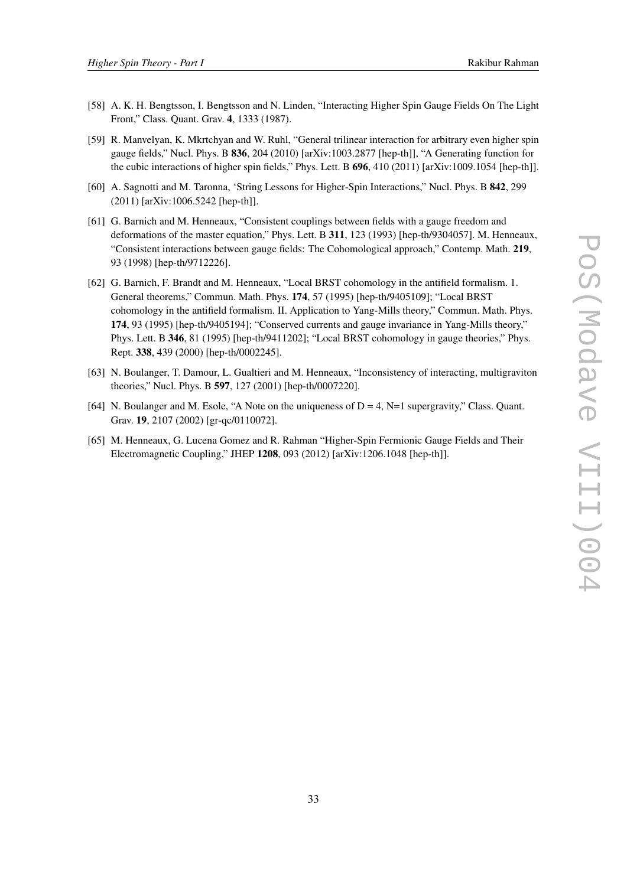[58] A. K. H. Bengtsson, I. Bengtsson and N. Linden, "Interacting Higher Spin Gauge Fields On The Light Front," Class. Quant. Grav. **4**, 1333 (1987).

[59] R. Manvelyan, K. Mkrtchyan and W. Ruhl, "General trilinear interaction for arbitrary even higher spin gauge fields," Nucl. Phys. B **836**, 204 (2010) [arXiv:1003.2877 [hep-th]], "A Generating function for the cubic interactions of higher spin fields," Phys. Lett. B **696**, 410 (2011) [arXiv:1009.1054 [hep-th]].

[60] A. Sagnotti and M. Taronna, 'String Lessons for Higher-Spin Interactions," Nucl. Phys. B **842**, 299 (2011) [arXiv:1006.5242 [hep-th]].

[61] G. Barnich and M. Henneaux, "Consistent couplings between fields with a gauge freedom and deformations of the master equation," Phys. Lett. B **311**, 123 (1993) [hep-th/9304057]. M. Henneaux, "Consistent interactions between gauge fields: The Cohomological approach," Contemp. Math. **219**, 93 (1998) [hep-th/9712226].

[62] G. Barnich, F. Brandt and M. Henneaux, "Local BRST cohomology in the antifield formalism. 1. General theorems," Commun. Math. Phys. **174**, 57 (1995) [hep-th/9405109]; "Local BRST cohomology in the antifield formalism. II. Application to Yang-Mills theory," Commun. Math. Phys. **174**, 93 (1995) [hep-th/9405194]; "Conserved currents and gauge invariance in Yang-Mills theory," Phys. Lett. B **346**, 81 (1995) [hep-th/9411202]; "Local BRST cohomology in gauge theories," Phys. Rept. **338**, 439 (2000) [hep-th/0002245].

[63] N. Boulanger, T. Damour, L. Gualtieri and M. Henneaux, "Inconsistency of interacting, multigraviton theories," Nucl. Phys. B **597**, 127 (2001) [hep-th/0007220].

[64] N. Boulanger and M. Esole, "A Note on the uniqueness of D = 4, N=1 supergravity," Class. Quant. Grav. **19**, 2107 (2002) [gr-qc/0110072].

[65] M. Henneaux, G. Lucena Gomez and R. Rahman "Higher-Spin Fermionic Gauge Fields and Their Electromagnetic Coupling," JHEP **1208**, 093 (2012) [arXiv:1206.1048 [hep-th]].